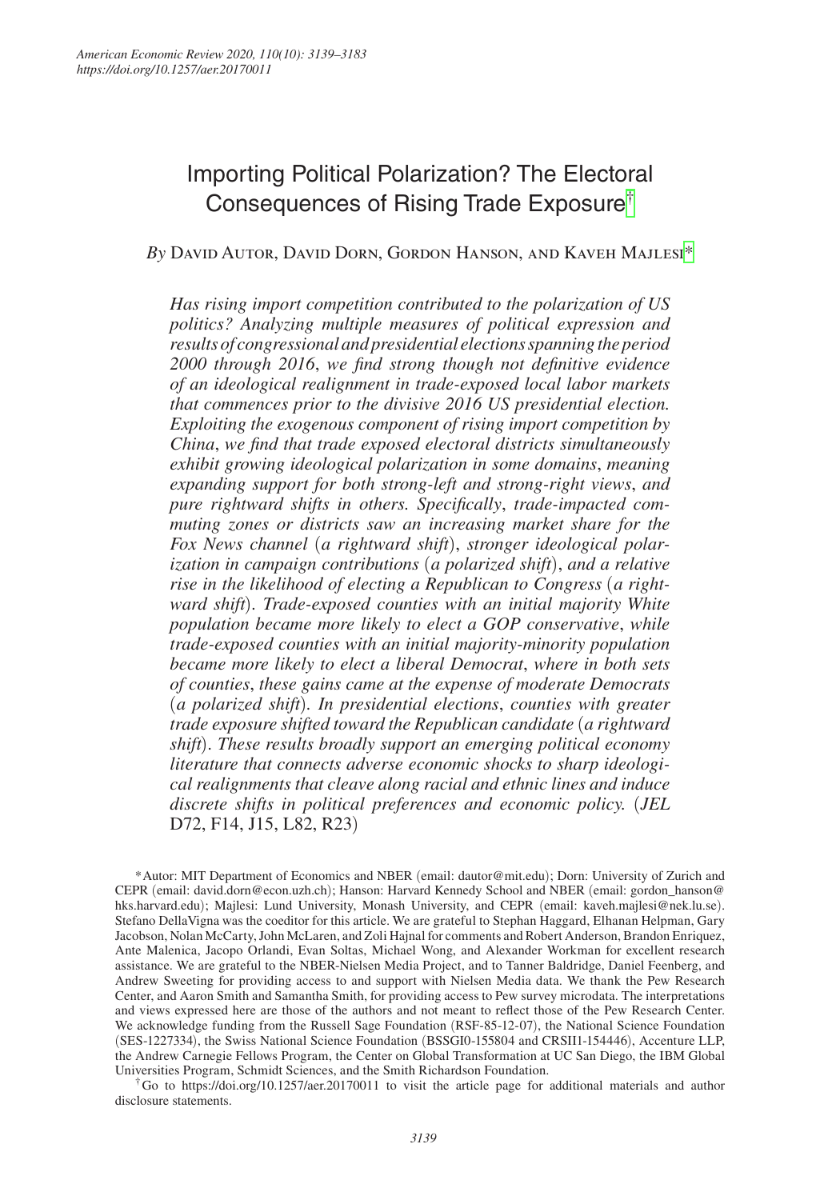# Importing Political Polarization? The Electoral Consequences of Rising Trade Exposure[†]

*By* David Autor, David Dorn, Gordon Hanson, and Kaveh Majlesi[*]

*Has rising import competition contributed to the polarization of US politics? Analyzing multiple measures of political expression and results of congressional and presidential elections spanning the period 2000 through 2016, we find strong though not definitive evidence of an ideological realignment in trade-exposed local labor markets that commences prior to the divisive 2016 US presidential election. Exploiting the exogenous component of rising import competition by China, we find that trade exposed electoral districts simultaneously exhibit growing ideological polarization in some domains, meaning expanding support for both strong-left and strong-right views, and pure rightward shifts in others. Specifically, trade-impacted commuting zones or districts saw an increasing market share for the Fox News channel (a rightward shift), stronger ideological polarization in campaign contributions (a polarized shift), and a relative rise in the likelihood of electing a Republican to Congress (a rightward shift). Trade-exposed counties with an initial majority White population became more likely to elect a GOP conservative, while trade-exposed counties with an initial majority-minority population became more likely to elect a liberal Democrat, where in both sets of counties, these gains came at the expense of moderate Democrats (a polarized shift). In presidential elections, counties with greater trade exposure shifted toward the Republican candidate (a rightward shift). These results broadly support an emerging political economy literature that connects adverse economic shocks to sharp ideological realignments that cleave along racial and ethnic lines and induce discrete shifts in political preferences and economic policy.* (*JEL* D72, F14, J15, L82, R23)

[*] Autor: MIT Department of Economics and NBER (email: dautor@mit.edu); Dorn: University of Zurich and CEPR (email: david.dorn@econ.uzh.ch); Hanson: Harvard Kennedy School and NBER (email: gordon_hanson@hks.harvard.edu); Majlesi: Lund University, Monash University, and CEPR (email: kaveh.majlesi@nek.lu.se). Stefano DellaVigna was the coeditor for this article. We are grateful to Stephan Haggard, Elhanan Helpman, Gary Jacobson, Nolan McCarty, John McLaren, and Zoli Hajnal for comments and Robert Anderson, Brandon Enriquez, Ante Malenica, Jacopo Orlandi, Evan Soltas, Michael Wong, and Alexander Workman for excellent research assistance. We are grateful to the NBER-Nielsen Media Project, and to Tanner Baldridge, Daniel Feenberg, and Andrew Sweeting for providing access to and support with Nielsen Media data. We thank the Pew Research Center, and Aaron Smith and Samantha Smith, for providing access to Pew survey microdata. The interpretations and views expressed here are those of the authors and not meant to reflect those of the Pew Research Center. We acknowledge funding from the Russell Sage Foundation (RSF-85-12-07), the National Science Foundation (SES-1227334), the Swiss National Science Foundation (BSSGI0-155804 and CRSII1-154446), Accenture LLP, the Andrew Carnegie Fellows Program, the Center on Global Transformation at UC San Diego, the IBM Global Universities Program, Schmidt Sciences, and the Smith Richardson Foundation.

[†] Go to https://doi.org/10.1257/aer.20170011 to visit the article page for additional materials and author disclosure statements.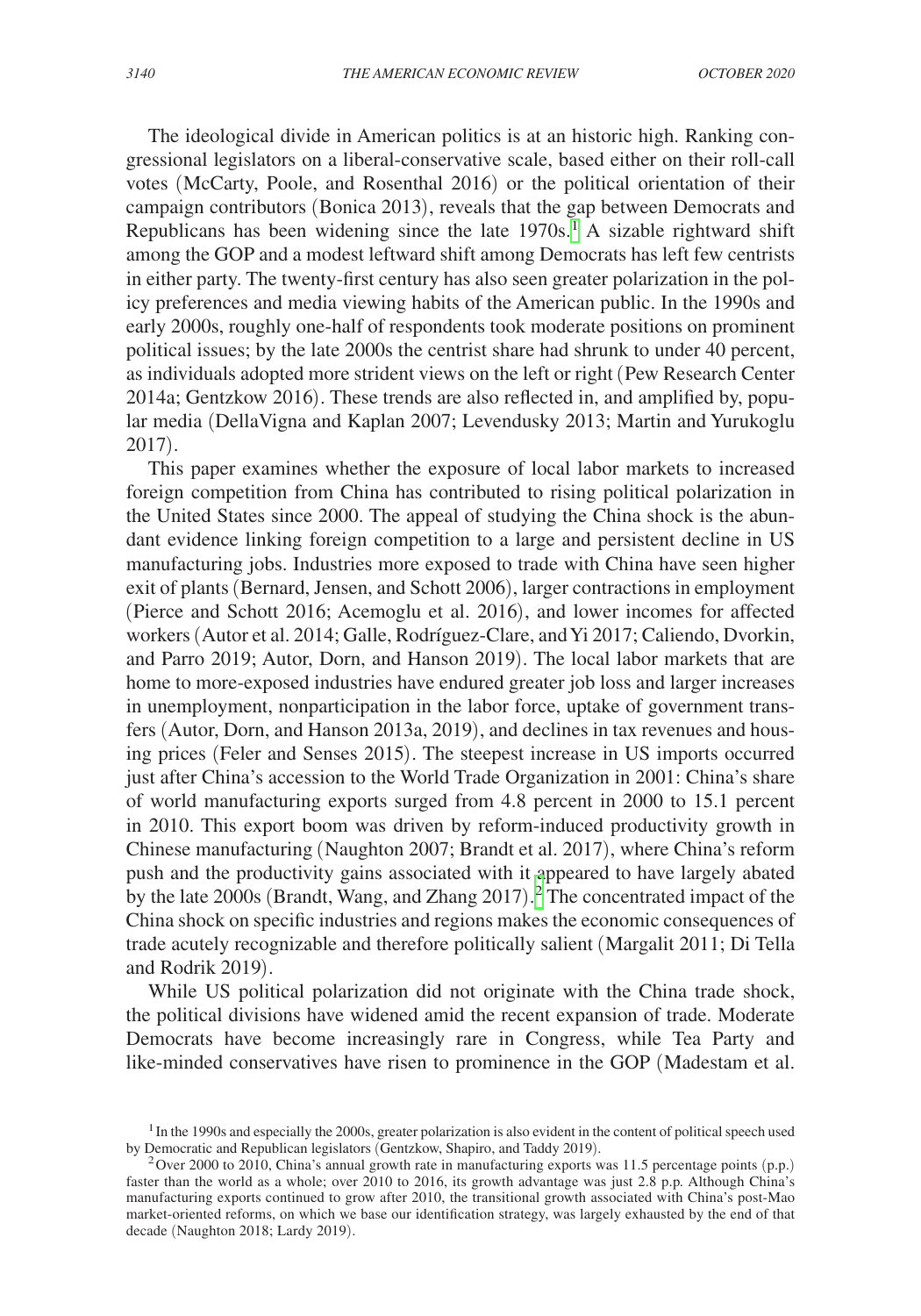The ideological divide in American politics is at an historic high. Ranking congressional legislators on a liberal-conservative scale, based either on their roll-call votes (McCarty, Poole, and Rosenthal 2016) or the political orientation of their campaign contributors (Bonica 2013), reveals that the gap between Democrats and Republicans has been widening since the late 1970s.[1] A sizable rightward shift among the GOP and a modest leftward shift among Democrats has left few centrists in either party. The twenty-first century has also seen greater polarization in the policy preferences and media viewing habits of the American public. In the 1990s and early 2000s, roughly one-half of respondents took moderate positions on prominent political issues; by the late 2000s the centrist share had shrunk to under 40 percent, as individuals adopted more strident views on the left or right (Pew Research Center 2014a; Gentzkow 2016). These trends are also reflected in, and amplified by, popular media (DellaVigna and Kaplan 2007; Levendusky 2013; Martin and Yurukoglu 2017).

This paper examines whether the exposure of local labor markets to increased foreign competition from China has contributed to rising political polarization in the United States since 2000. The appeal of studying the China shock is the abundant evidence linking foreign competition to a large and persistent decline in US manufacturing jobs. Industries more exposed to trade with China have seen higher exit of plants (Bernard, Jensen, and Schott 2006), larger contractions in employment (Pierce and Schott 2016; Acemoglu et al. 2016), and lower incomes for affected workers (Autor et al. 2014; Galle, Rodríguez-Clare, and Yi 2017; Caliendo, Dvorkin, and Parro 2019; Autor, Dorn, and Hanson 2019). The local labor markets that are home to more-exposed industries have endured greater job loss and larger increases in unemployment, nonparticipation in the labor force, uptake of government transfers (Autor, Dorn, and Hanson 2013a, 2019), and declines in tax revenues and housing prices (Feler and Senses 2015). The steepest increase in US imports occurred just after China's accession to the World Trade Organization in 2001: China's share of world manufacturing exports surged from 4.8 percent in 2000 to 15.1 percent in 2010. This export boom was driven by reform-induced productivity growth in Chinese manufacturing (Naughton 2007; Brandt et al. 2017), where China's reform push and the productivity gains associated with it appeared to have largely abated by the late 2000s (Brandt, Wang, and Zhang 2017).[2] The concentrated impact of the China shock on specific industries and regions makes the economic consequences of trade acutely recognizable and therefore politically salient (Margalit 2011; Di Tella and Rodrik 2019).

While US political polarization did not originate with the China trade shock, the political divisions have widened amid the recent expansion of trade. Moderate Democrats have become increasingly rare in Congress, while Tea Party and like-minded conservatives have risen to prominence in the GOP (Madestam et al.

[1] In the 1990s and especially the 2000s, greater polarization is also evident in the content of political speech used by Democratic and Republican legislators (Gentzkow, Shapiro, and Taddy 2019).

[2] Over 2000 to 2010, China's annual growth rate in manufacturing exports was 11.5 percentage points (p.p.) faster than the world as a whole; over 2010 to 2016, its growth advantage was just 2.8 p.p. Although China's manufacturing exports continued to grow after 2010, the transitional growth associated with China's post-Mao market-oriented reforms, on which we base our identification strategy, was largely exhausted by the end of that decade (Naughton 2018; Lardy 2019).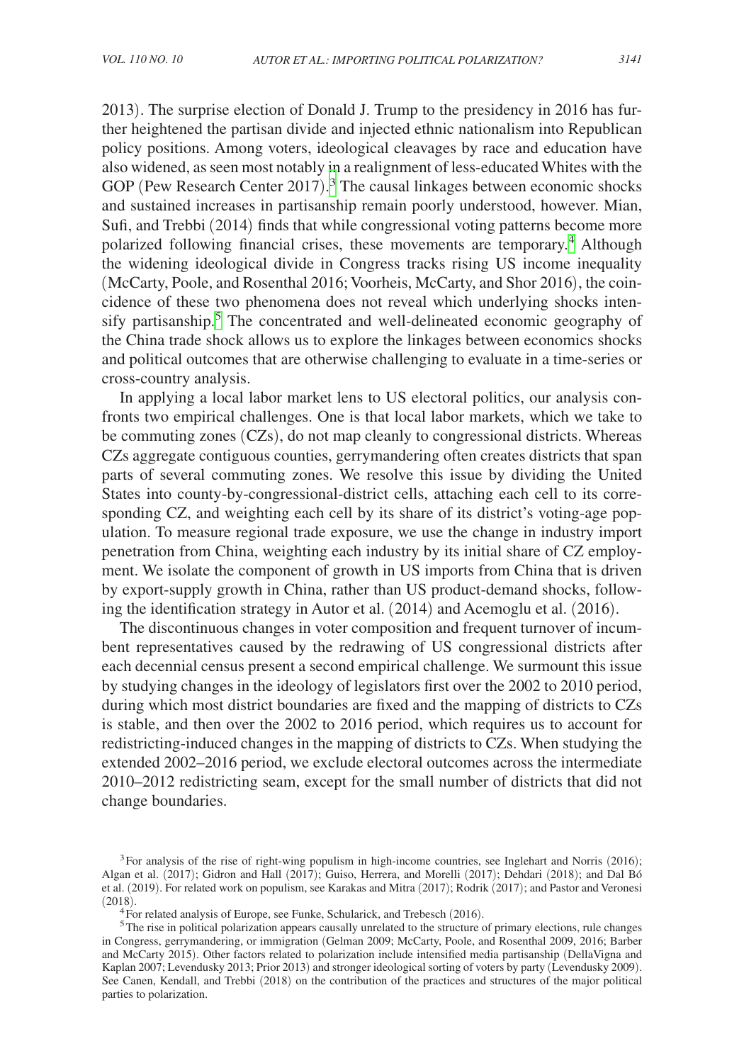2013). The surprise election of Donald J. Trump to the presidency in 2016 has further heightened the partisan divide and injected ethnic nationalism into Republican policy positions. Among voters, ideological cleavages by race and education have also widened, as seen most notably in a realignment of less-educated Whites with the GOP (Pew Research Center 2017).[3] The causal linkages between economic shocks and sustained increases in partisanship remain poorly understood, however. Mian, Sufi, and Trebbi (2014) finds that while congressional voting patterns become more polarized following financial crises, these movements are temporary.[4] Although the widening ideological divide in Congress tracks rising US income inequality (McCarty, Poole, and Rosenthal 2016; Voorheis, McCarty, and Shor 2016), the coincidence of these two phenomena does not reveal which underlying shocks intensify partisanship.[5] The concentrated and well-delineated economic geography of the China trade shock allows us to explore the linkages between economics shocks and political outcomes that are otherwise challenging to evaluate in a time-series or cross-country analysis.

In applying a local labor market lens to US electoral politics, our analysis confronts two empirical challenges. One is that local labor markets, which we take to be commuting zones (CZs), do not map cleanly to congressional districts. Whereas CZs aggregate contiguous counties, gerrymandering often creates districts that span parts of several commuting zones. We resolve this issue by dividing the United States into county-by-congressional-district cells, attaching each cell to its corresponding CZ, and weighting each cell by its share of its district's voting-age population. To measure regional trade exposure, we use the change in industry import penetration from China, weighting each industry by its initial share of CZ employment. We isolate the component of growth in US imports from China that is driven by export-supply growth in China, rather than US product-demand shocks, following the identification strategy in Autor et al. (2014) and Acemoglu et al. (2016).

The discontinuous changes in voter composition and frequent turnover of incumbent representatives caused by the redrawing of US congressional districts after each decennial census present a second empirical challenge. We surmount this issue by studying changes in the ideology of legislators first over the 2002 to 2010 period, during which most district boundaries are fixed and the mapping of districts to CZs is stable, and then over the 2002 to 2016 period, which requires us to account for redistricting-induced changes in the mapping of districts to CZs. When studying the extended 2002–2016 period, we exclude electoral outcomes across the intermediate 2010–2012 redistricting seam, except for the small number of districts that did not change boundaries.

[3] For analysis of the rise of right-wing populism in high-income countries, see Inglehart and Norris (2016); Algan et al. (2017); Gidron and Hall (2017); Guiso, Herrera, and Morelli (2017); Dehdari (2018); and Dal Bó et al. (2019). For related work on populism, see Karakas and Mitra (2017); Rodrik (2017); and Pastor and Veronesi (2018).

[4] For related analysis of Europe, see Funke, Schularick, and Trebesch (2016).

[5] The rise in political polarization appears causally unrelated to the structure of primary elections, rule changes in Congress, gerrymandering, or immigration (Gelman 2009; McCarty, Poole, and Rosenthal 2009, 2016; Barber and McCarty 2015). Other factors related to polarization include intensified media partisanship (DellaVigna and Kaplan 2007; Levendusky 2013; Prior 2013) and stronger ideological sorting of voters by party (Levendusky 2009). See Canen, Kendall, and Trebbi (2018) on the contribution of the practices and structures of the major political parties to polarization.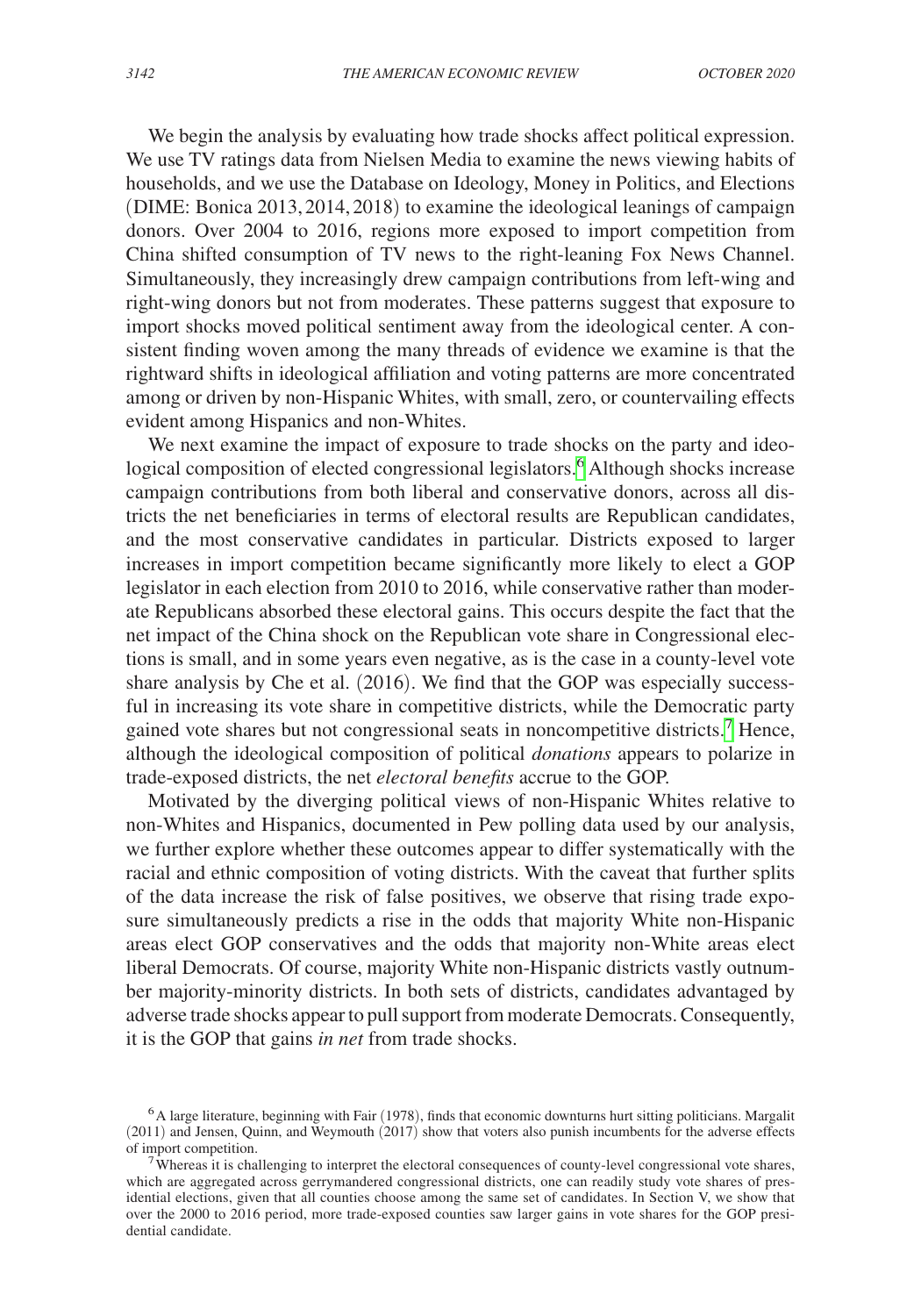We begin the analysis by evaluating how trade shocks affect political expression. We use TV ratings data from Nielsen Media to examine the news viewing habits of households, and we use the Database on Ideology, Money in Politics, and Elections (DIME: Bonica 2013, 2014, 2018) to examine the ideological leanings of campaign donors. Over 2004 to 2016, regions more exposed to import competition from China shifted consumption of TV news to the right-leaning Fox News Channel. Simultaneously, they increasingly drew campaign contributions from left-wing and right-wing donors but not from moderates. These patterns suggest that exposure to import shocks moved political sentiment away from the ideological center. A consistent finding woven among the many threads of evidence we examine is that the rightward shifts in ideological affiliation and voting patterns are more concentrated among or driven by non-Hispanic Whites, with small, zero, or countervailing effects evident among Hispanics and non-Whites.

We next examine the impact of exposure to trade shocks on the party and ideological composition of elected congressional legislators.[6] Although shocks increase campaign contributions from both liberal and conservative donors, across all districts the net beneficiaries in terms of electoral results are Republican candidates, and the most conservative candidates in particular. Districts exposed to larger increases in import competition became significantly more likely to elect a GOP legislator in each election from 2010 to 2016, while conservative rather than moderate Republicans absorbed these electoral gains. This occurs despite the fact that the net impact of the China shock on the Republican vote share in Congressional elections is small, and in some years even negative, as is the case in a county-level vote share analysis by Che et al. (2016). We find that the GOP was especially successful in increasing its vote share in competitive districts, while the Democratic party gained vote shares but not congressional seats in noncompetitive districts.[7] Hence, although the ideological composition of political *donations* appears to polarize in trade-exposed districts, the net *electoral benefits* accrue to the GOP.

Motivated by the diverging political views of non-Hispanic Whites relative to non-Whites and Hispanics, documented in Pew polling data used by our analysis, we further explore whether these outcomes appear to differ systematically with the racial and ethnic composition of voting districts. With the caveat that further splits of the data increase the risk of false positives, we observe that rising trade exposure simultaneously predicts a rise in the odds that majority White non-Hispanic areas elect GOP conservatives and the odds that majority non-White areas elect liberal Democrats. Of course, majority White non-Hispanic districts vastly outnumber majority-minority districts. In both sets of districts, candidates advantaged by adverse trade shocks appear to pull support from moderate Democrats. Consequently, it is the GOP that gains *in net* from trade shocks.

[6] A large literature, beginning with Fair (1978), finds that economic downturns hurt sitting politicians. Margalit (2011) and Jensen, Quinn, and Weymouth (2017) show that voters also punish incumbents for the adverse effects of import competition.

[7] Whereas it is challenging to interpret the electoral consequences of county-level congressional vote shares, which are aggregated across gerrymandered congressional districts, one can readily study vote shares of presidential elections, given that all counties choose among the same set of candidates. In Section V, we show that over the 2000 to 2016 period, more trade-exposed counties saw larger gains in vote shares for the GOP presidential candidate.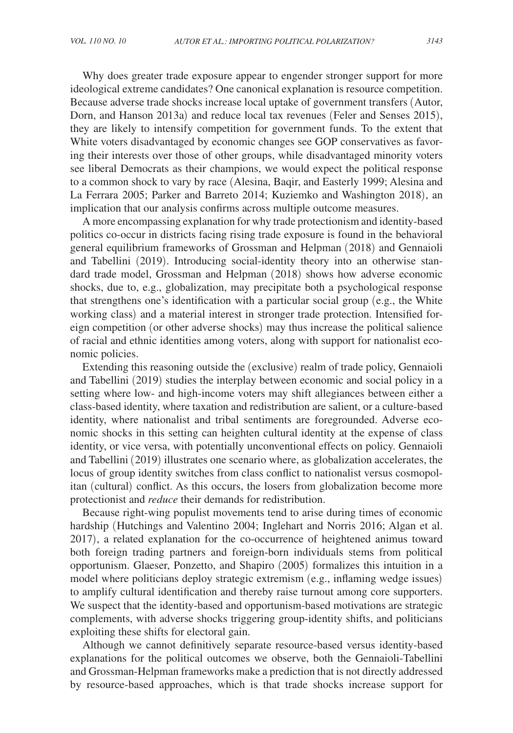Why does greater trade exposure appear to engender stronger support for more ideological extreme candidates? One canonical explanation is resource competition. Because adverse trade shocks increase local uptake of government transfers (Autor, Dorn, and Hanson 2013a) and reduce local tax revenues (Feler and Senses 2015), they are likely to intensify competition for government funds. To the extent that White voters disadvantaged by economic changes see GOP conservatives as favoring their interests over those of other groups, while disadvantaged minority voters see liberal Democrats as their champions, we would expect the political response to a common shock to vary by race (Alesina, Baqir, and Easterly 1999; Alesina and La Ferrara 2005; Parker and Barreto 2014; Kuziemko and Washington 2018), an implication that our analysis confirms across multiple outcome measures.

A more encompassing explanation for why trade protectionism and identity-based politics co-occur in districts facing rising trade exposure is found in the behavioral general equilibrium frameworks of Grossman and Helpman (2018) and Gennaioli and Tabellini (2019). Introducing social-identity theory into an otherwise standard trade model, Grossman and Helpman (2018) shows how adverse economic shocks, due to, e.g., globalization, may precipitate both a psychological response that strengthens one's identification with a particular social group (e.g., the White working class) and a material interest in stronger trade protection. Intensified foreign competition (or other adverse shocks) may thus increase the political salience of racial and ethnic identities among voters, along with support for nationalist economic policies.

Extending this reasoning outside the (exclusive) realm of trade policy, Gennaioli and Tabellini (2019) studies the interplay between economic and social policy in a setting where low- and high-income voters may shift allegiances between either a class-based identity, where taxation and redistribution are salient, or a culture-based identity, where nationalist and tribal sentiments are foregrounded. Adverse economic shocks in this setting can heighten cultural identity at the expense of class identity, or vice versa, with potentially unconventional effects on policy. Gennaioli and Tabellini (2019) illustrates one scenario where, as globalization accelerates, the locus of group identity switches from class conflict to nationalist versus cosmopolitan (cultural) conflict. As this occurs, the losers from globalization become more protectionist and *reduce* their demands for redistribution.

Because right-wing populist movements tend to arise during times of economic hardship (Hutchings and Valentino 2004; Inglehart and Norris 2016; Algan et al. 2017), a related explanation for the co-occurrence of heightened animus toward both foreign trading partners and foreign-born individuals stems from political opportunism. Glaeser, Ponzetto, and Shapiro (2005) formalizes this intuition in a model where politicians deploy strategic extremism (e.g., inflaming wedge issues) to amplify cultural identification and thereby raise turnout among core supporters. We suspect that the identity-based and opportunism-based motivations are strategic complements, with adverse shocks triggering group-identity shifts, and politicians exploiting these shifts for electoral gain.

Although we cannot definitively separate resource-based versus identity-based explanations for the political outcomes we observe, both the Gennaioli-Tabellini and Grossman-Helpman frameworks make a prediction that is not directly addressed by resource-based approaches, which is that trade shocks increase support for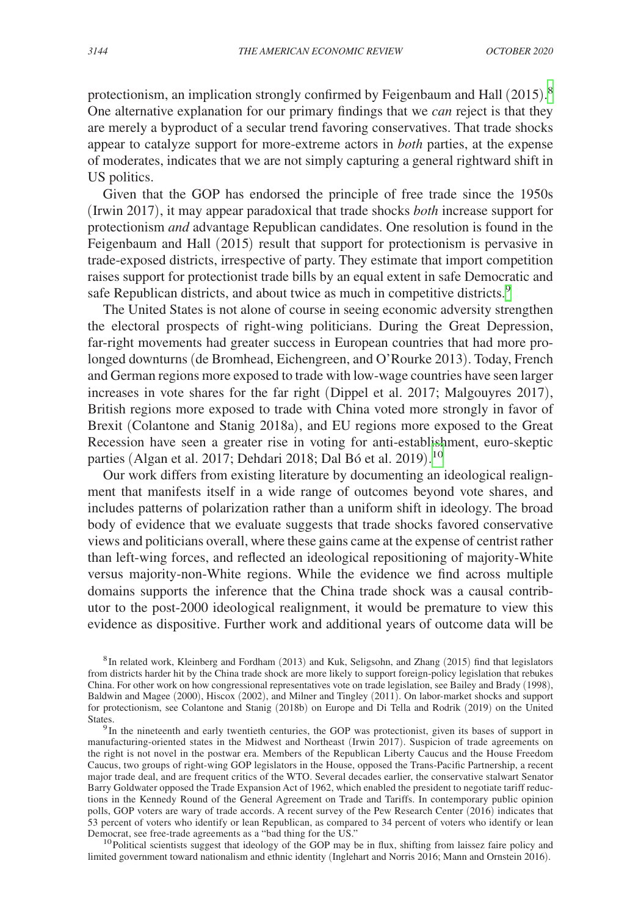protectionism, an implication strongly confirmed by Feigenbaum and Hall (2015).[8] One alternative explanation for our primary findings that we *can* reject is that they are merely a byproduct of a secular trend favoring conservatives. That trade shocks appear to catalyze support for more-extreme actors in *both* parties, at the expense of moderates, indicates that we are not simply capturing a general rightward shift in US politics.

Given that the GOP has endorsed the principle of free trade since the 1950s (Irwin 2017), it may appear paradoxical that trade shocks *both* increase support for protectionism *and* advantage Republican candidates. One resolution is found in the Feigenbaum and Hall (2015) result that support for protectionism is pervasive in trade-exposed districts, irrespective of party. They estimate that import competition raises support for protectionist trade bills by an equal extent in safe Democratic and safe Republican districts, and about twice as much in competitive districts.[9]

The United States is not alone of course in seeing economic adversity strengthen the electoral prospects of right-wing politicians. During the Great Depression, far-right movements had greater success in European countries that had more prolonged downturns (de Bromhead, Eichengreen, and O'Rourke 2013). Today, French and German regions more exposed to trade with low-wage countries have seen larger increases in vote shares for the far right (Dippel et al. 2017; Malgouyres 2017), British regions more exposed to trade with China voted more strongly in favor of Brexit (Colantone and Stanig 2018a), and EU regions more exposed to the Great Recession have seen a greater rise in voting for anti-establishment, euro-skeptic parties (Algan et al. 2017; Dehdari 2018; Dal Bó et al. 2019).[10]

Our work differs from existing literature by documenting an ideological realignment that manifests itself in a wide range of outcomes beyond vote shares, and includes patterns of polarization rather than a uniform shift in ideology. The broad body of evidence that we evaluate suggests that trade shocks favored conservative views and politicians overall, where these gains came at the expense of centrist rather than left-wing forces, and reflected an ideological repositioning of majority-White versus majority-non-White regions. While the evidence we find across multiple domains supports the inference that the China trade shock was a causal contributor to the post-2000 ideological realignment, it would be premature to view this evidence as dispositive. Further work and additional years of outcome data will be

[8] In related work, Kleinberg and Fordham (2013) and Kuk, Seligsohn, and Zhang (2015) find that legislators from districts harder hit by the China trade shock are more likely to support foreign-policy legislation that rebukes China. For other work on how congressional representatives vote on trade legislation, see Bailey and Brady (1998), Baldwin and Magee (2000), Hiscox (2002), and Milner and Tingley (2011). On labor-market shocks and support for protectionism, see Colantone and Stanig (2018b) on Europe and Di Tella and Rodrik (2019) on the United States.

[9] In the nineteenth and early twentieth centuries, the GOP was protectionist, given its bases of support in manufacturing-oriented states in the Midwest and Northeast (Irwin 2017). Suspicion of trade agreements on the right is not novel in the postwar era. Members of the Republican Liberty Caucus and the House Freedom Caucus, two groups of right-wing GOP legislators in the House, opposed the Trans-Pacific Partnership, a recent major trade deal, and are frequent critics of the WTO. Several decades earlier, the conservative stalwart Senator Barry Goldwater opposed the Trade Expansion Act of 1962, which enabled the president to negotiate tariff reductions in the Kennedy Round of the General Agreement on Trade and Tariffs. In contemporary public opinion polls, GOP voters are wary of trade accords. A recent survey of the Pew Research Center (2016) indicates that 53 percent of voters who identify or lean Republican, as compared to 34 percent of voters who identify or lean Democrat, see free-trade agreements as a "bad thing for the US."

[10] Political scientists suggest that ideology of the GOP may be in flux, shifting from laissez faire policy and limited government toward nationalism and ethnic identity (Inglehart and Norris 2016; Mann and Ornstein 2016).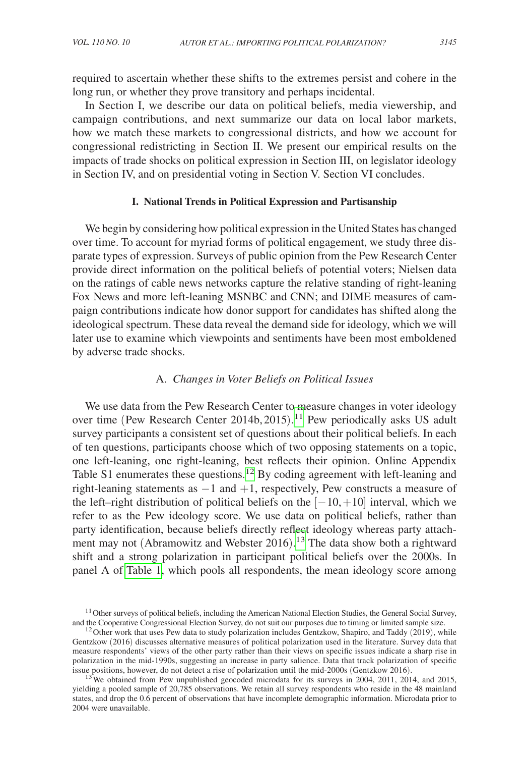required to ascertain whether these shifts to the extremes persist and cohere in the long run, or whether they prove transitory and perhaps incidental.

In Section I, we describe our data on political beliefs, media viewership, and campaign contributions, and next summarize our data on local labor markets, how we match these markets to congressional districts, and how we account for congressional redistricting in Section II. We present our empirical results on the impacts of trade shocks on political expression in Section III, on legislator ideology in Section IV, and on presidential voting in Section V. Section VI concludes.

## I. National Trends in Political Expression and Partisanship

We begin by considering how political expression in the United States has changed over time. To account for myriad forms of political engagement, we study three disparate types of expression. Surveys of public opinion from the Pew Research Center provide direct information on the political beliefs of potential voters; Nielsen data on the ratings of cable news networks capture the relative standing of right-leaning Fox News and more left-leaning MSNBC and CNN; and DIME measures of campaign contributions indicate how donor support for candidates has shifted along the ideological spectrum. These data reveal the demand side for ideology, which we will later use to examine which viewpoints and sentiments have been most emboldened by adverse trade shocks.

### A. *Changes in Voter Beliefs on Political Issues*

We use data from the Pew Research Center to measure changes in voter ideology over time (Pew Research Center 2014b, 2015).[11] Pew periodically asks US adult survey participants a consistent set of questions about their political beliefs. In each of ten questions, participants choose which of two opposing statements on a topic, one left-leaning, one right-leaning, best reflects their opinion. Online Appendix Table S1 enumerates these questions.[12] By coding agreement with left-leaning and right-leaning statements as $-1$ and $+1$, respectively, Pew constructs a measure of the left–right distribution of political beliefs on the $[-10, +10]$ interval, which we refer to as the Pew ideology score. We use data on political beliefs, rather than party identification, because beliefs directly reflect ideology whereas party attachment may not (Abramowitz and Webster 2016).[13] The data show both a rightward shift and a strong polarization in participant political beliefs over the 2000s. In panel A of Table 1, which pools all respondents, the mean ideology score among

[11] Other surveys of political beliefs, including the American National Election Studies, the General Social Survey, and the Cooperative Congressional Election Survey, do not suit our purposes due to timing or limited sample size.

[12] Other work that uses Pew data to study polarization includes Gentzkow, Shapiro, and Taddy (2019), while Gentzkow (2016) discusses alternative measures of political polarization used in the literature. Survey data that measure respondents' views of the other party rather than their views on specific issues indicate a sharp rise in polarization in the mid-1990s, suggesting an increase in party salience. Data that track polarization of specific issue positions, however, do not detect a rise of polarization until the mid-2000s (Gentzkow 2016).

[13] We obtained from Pew unpublished geocoded microdata for its surveys in 2004, 2011, 2014, and 2015, yielding a pooled sample of 20,785 observations. We retain all survey respondents who reside in the 48 mainland states, and drop the 0.6 percent of observations that have incomplete demographic information. Microdata prior to 2004 were unavailable.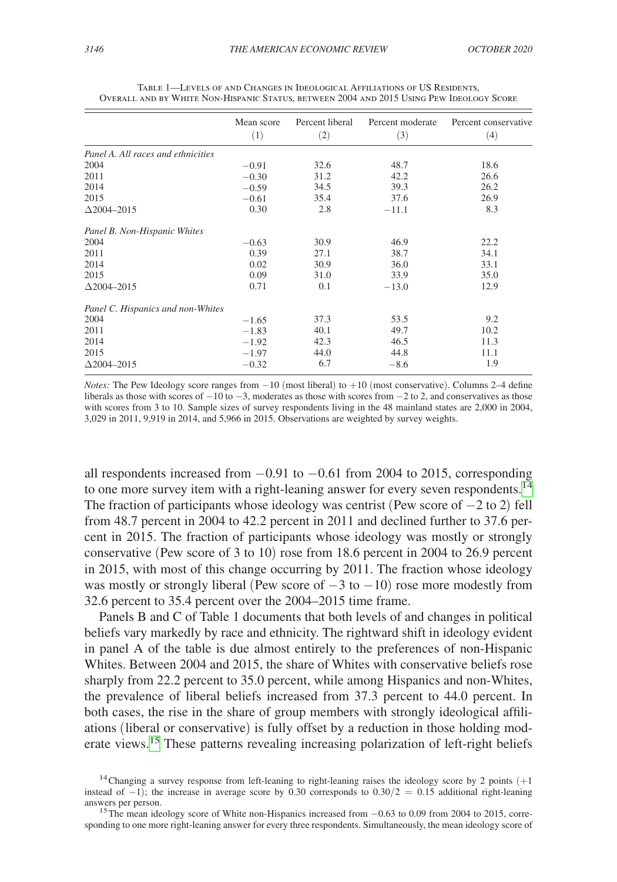Table 1—Levels of and Changes in Ideological Affiliations of US Residents, Overall and by White Non-Hispanic Status, between 2004 and 2015 Using Pew Ideology Score

| | Mean score (1) | Percent liberal (2) | Percent moderate (3) | Percent conservative (4) |
|---|---|---|---|---|
| *Panel A. All races and ethnicities* | | | | |
| 2004 | −0.91 | 32.6 | 48.7 | 18.6 |
| 2011 | −0.30 | 31.2 | 42.2 | 26.6 |
| 2014 | −0.59 | 34.5 | 39.3 | 26.2 |
| 2015 | −0.61 | 35.4 | 37.6 | 26.9 |
| Δ2004–2015 | 0.30 | 2.8 | −11.1 | 8.3 |
| *Panel B. Non-Hispanic Whites* | | | | |
| 2004 | −0.63 | 30.9 | 46.9 | 22.2 |
| 2011 | 0.39 | 27.1 | 38.7 | 34.1 |
| 2014 | 0.02 | 30.9 | 36.0 | 33.1 |
| 2015 | 0.09 | 31.0 | 33.9 | 35.0 |
| Δ2004–2015 | 0.71 | 0.1 | −13.0 | 12.9 |
| *Panel C. Hispanics and non-Whites* | | | | |
| 2004 | −1.65 | 37.3 | 53.5 | 9.2 |
| 2011 | −1.83 | 40.1 | 49.7 | 10.2 |
| 2014 | −1.92 | 42.3 | 46.5 | 11.3 |
| 2015 | −1.97 | 44.0 | 44.8 | 11.1 |
| Δ2004–2015 | −0.32 | 6.7 | −8.6 | 1.9 |

*Notes:* The Pew Ideology score ranges from −10 (most liberal) to +10 (most conservative). Columns 2–4 define liberals as those with scores of −10 to −3, moderates as those with scores from −2 to 2, and conservatives as those with scores from 3 to 10. Sample sizes of survey respondents living in the 48 mainland states are 2,000 in 2004, 3,029 in 2011, 9,919 in 2014, and 5,966 in 2015. Observations are weighted by survey weights.

all respondents increased from −0.91 to −0.61 from 2004 to 2015, corresponding to one more survey item with a right-leaning answer for every seven respondents.[14] The fraction of participants whose ideology was centrist (Pew score of −2 to 2) fell from 48.7 percent in 2004 to 42.2 percent in 2011 and declined further to 37.6 percent in 2015. The fraction of participants whose ideology was mostly or strongly conservative (Pew score of 3 to 10) rose from 18.6 percent in 2004 to 26.9 percent in 2015, with most of this change occurring by 2011. The fraction whose ideology was mostly or strongly liberal (Pew score of −3 to −10) rose more modestly from 32.6 percent to 35.4 percent over the 2004–2015 time frame.

Panels B and C of Table 1 documents that both levels of and changes in political beliefs vary markedly by race and ethnicity. The rightward shift in ideology evident in panel A of the table is due almost entirely to the preferences of non-Hispanic Whites. Between 2004 and 2015, the share of Whites with conservative beliefs rose sharply from 22.2 percent to 35.0 percent, while among Hispanics and non-Whites, the prevalence of liberal beliefs increased from 37.3 percent to 44.0 percent. In both cases, the rise in the share of group members with strongly ideological affiliations (liberal or conservative) is fully offset by a reduction in those holding moderate views.[15] These patterns revealing increasing polarization of left-right beliefs

[14] Changing a survey response from left-leaning to right-leaning raises the ideology score by 2 points (+1 instead of −1); the increase in average score by 0.30 corresponds to $0.30/2 = 0.15$ additional right-leaning answers per person.

[15] The mean ideology score of White non-Hispanics increased from −0.63 to 0.09 from 2004 to 2015, corresponding to one more right-leaning answer for every three respondents. Simultaneously, the mean ideology score of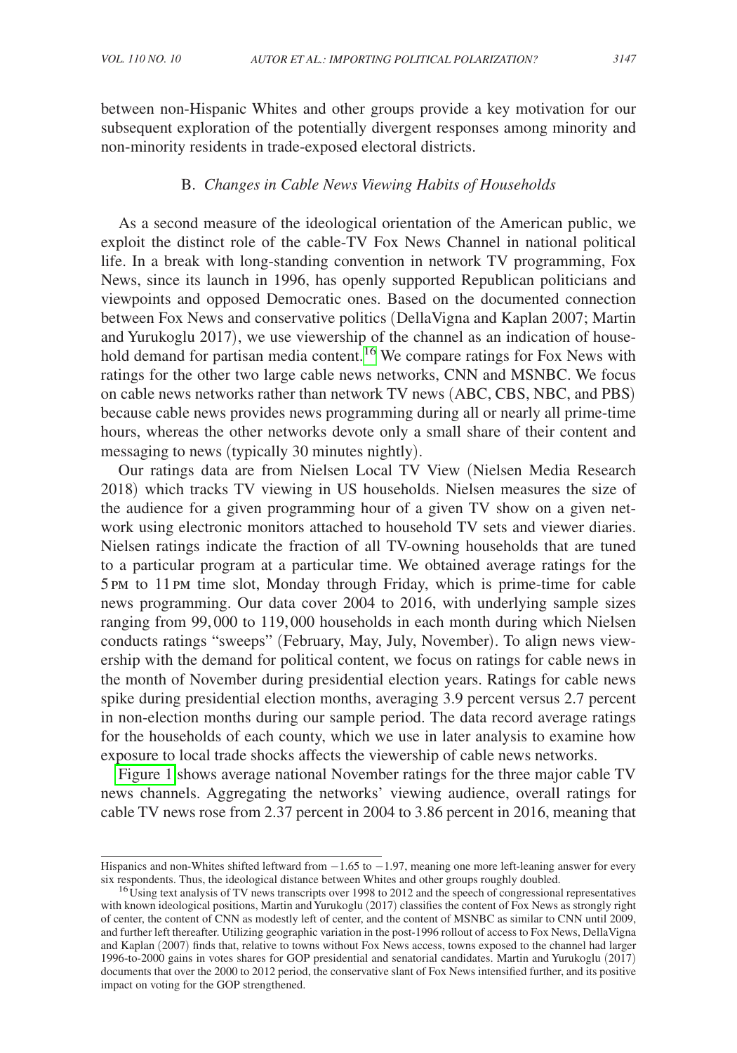between non-Hispanic Whites and other groups provide a key motivation for our subsequent exploration of the potentially divergent responses among minority and non-minority residents in trade-exposed electoral districts.

### B. *Changes in Cable News Viewing Habits of Households*

As a second measure of the ideological orientation of the American public, we exploit the distinct role of the cable-TV Fox News Channel in national political life. In a break with long-standing convention in network TV programming, Fox News, since its launch in 1996, has openly supported Republican politicians and viewpoints and opposed Democratic ones. Based on the documented connection between Fox News and conservative politics (DellaVigna and Kaplan 2007; Martin and Yurukoglu 2017), we use viewership of the channel as an indication of household demand for partisan media content.[16] We compare ratings for Fox News with ratings for the other two large cable news networks, CNN and MSNBC. We focus on cable news networks rather than network TV news (ABC, CBS, NBC, and PBS) because cable news provides news programming during all or nearly all prime-time hours, whereas the other networks devote only a small share of their content and messaging to news (typically 30 minutes nightly).

Our ratings data are from Nielsen Local TV View (Nielsen Media Research 2018) which tracks TV viewing in US households. Nielsen measures the size of the audience for a given programming hour of a given TV show on a given network using electronic monitors attached to household TV sets and viewer diaries. Nielsen ratings indicate the fraction of all TV-owning households that are tuned to a particular program at a particular time. We obtained average ratings for the 5 PM to 11 PM time slot, Monday through Friday, which is prime-time for cable news programming. Our data cover 2004 to 2016, with underlying sample sizes ranging from 99,000 to 119,000 households in each month during which Nielsen conducts ratings "sweeps" (February, May, July, November). To align news viewership with the demand for political content, we focus on ratings for cable news in the month of November during presidential election years. Ratings for cable news spike during presidential election months, averaging 3.9 percent versus 2.7 percent in non-election months during our sample period. The data record average ratings for the households of each county, which we use in later analysis to examine how exposure to local trade shocks affects the viewership of cable news networks.

Figure 1 shows average national November ratings for the three major cable TV news channels. Aggregating the networks' viewing audience, overall ratings for cable TV news rose from 2.37 percent in 2004 to 3.86 percent in 2016, meaning that

---

Hispanics and non-Whites shifted leftward from −1.65 to −1.97, meaning one more left-leaning answer for every six respondents. Thus, the ideological distance between Whites and other groups roughly doubled.

[16] Using text analysis of TV news transcripts over 1998 to 2012 and the speech of congressional representatives with known ideological positions, Martin and Yurukoglu (2017) classifies the content of Fox News as strongly right of center, the content of CNN as modestly left of center, and the content of MSNBC as similar to CNN until 2009, and further left thereafter. Utilizing geographic variation in the post-1996 rollout of access to Fox News, DellaVigna and Kaplan (2007) finds that, relative to towns without Fox News access, towns exposed to the channel had larger 1996-to-2000 gains in votes shares for GOP presidential and senatorial candidates. Martin and Yurukoglu (2017) documents that over the 2000 to 2012 period, the conservative slant of Fox News intensified further, and its positive impact on voting for the GOP strengthened.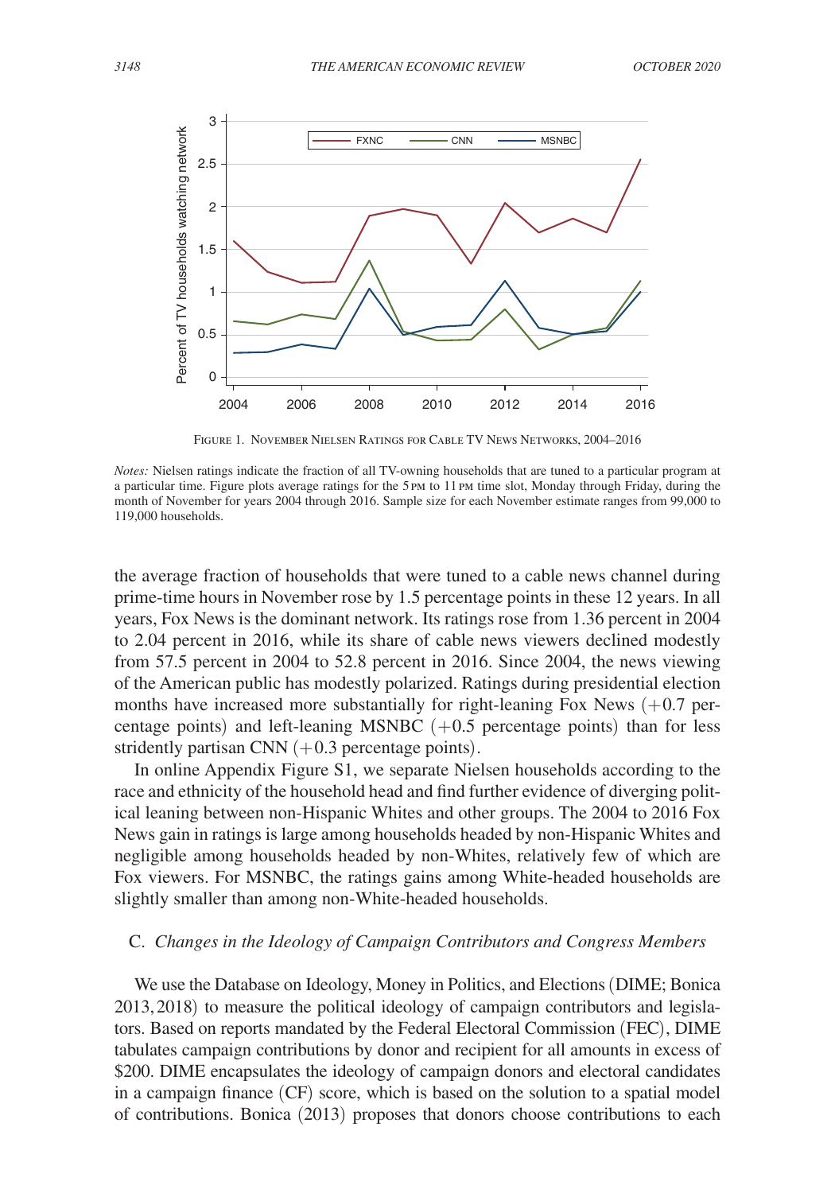Figure 1. November Nielsen Ratings for Cable TV News Networks, 2004–2016

*Notes:* Nielsen ratings indicate the fraction of all TV-owning households that are tuned to a particular program at a particular time. Figure plots average ratings for the 5 PM to 11 PM time slot, Monday through Friday, during the month of November for years 2004 through 2016. Sample size for each November estimate ranges from 99,000 to 119,000 households.

the average fraction of households that were tuned to a cable news channel during prime-time hours in November rose by 1.5 percentage points in these 12 years. In all years, Fox News is the dominant network. Its ratings rose from 1.36 percent in 2004 to 2.04 percent in 2016, while its share of cable news viewers declined modestly from 57.5 percent in 2004 to 52.8 percent in 2016. Since 2004, the news viewing of the American public has modestly polarized. Ratings during presidential election months have increased more substantially for right-leaning Fox News (+0.7 percentage points) and left-leaning MSNBC (+0.5 percentage points) than for less stridently partisan CNN (+0.3 percentage points).

In online Appendix Figure S1, we separate Nielsen households according to the race and ethnicity of the household head and find further evidence of diverging political leaning between non-Hispanic Whites and other groups. The 2004 to 2016 Fox News gain in ratings is large among households headed by non-Hispanic Whites and negligible among households headed by non-Whites, relatively few of which are Fox viewers. For MSNBC, the ratings gains among White-headed households are slightly smaller than among non-White-headed households.

### C. *Changes in the Ideology of Campaign Contributors and Congress Members*

We use the Database on Ideology, Money in Politics, and Elections (DIME; Bonica 2013, 2018) to measure the political ideology of campaign contributors and legislators. Based on reports mandated by the Federal Electoral Commission (FEC), DIME tabulates campaign contributions by donor and recipient for all amounts in excess of \$200. DIME encapsulates the ideology of campaign donors and electoral candidates in a campaign finance (CF) score, which is based on the solution to a spatial model of contributions. Bonica (2013) proposes that donors choose contributions to each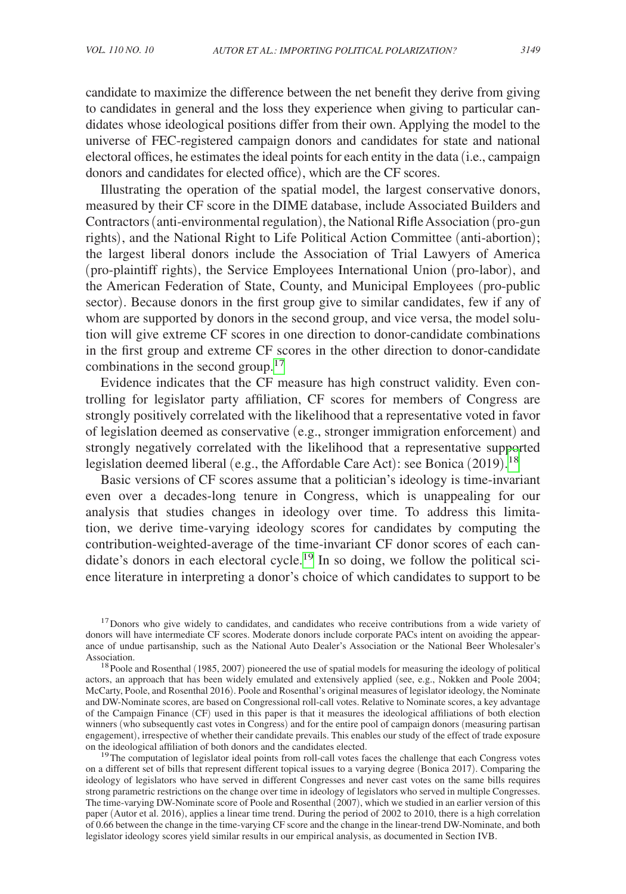candidate to maximize the difference between the net benefit they derive from giving to candidates in general and the loss they experience when giving to particular candidates whose ideological positions differ from their own. Applying the model to the universe of FEC-registered campaign donors and candidates for state and national electoral offices, he estimates the ideal points for each entity in the data (i.e., campaign donors and candidates for elected office), which are the CF scores.

Illustrating the operation of the spatial model, the largest conservative donors, measured by their CF score in the DIME database, include Associated Builders and Contractors (anti-environmental regulation), the National Rifle Association (pro-gun rights), and the National Right to Life Political Action Committee (anti-abortion); the largest liberal donors include the Association of Trial Lawyers of America (pro-plaintiff rights), the Service Employees International Union (pro-labor), and the American Federation of State, County, and Municipal Employees (pro-public sector). Because donors in the first group give to similar candidates, few if any of whom are supported by donors in the second group, and vice versa, the model solution will give extreme CF scores in one direction to donor-candidate combinations in the first group and extreme CF scores in the other direction to donor-candidate combinations in the second group.[17]

Evidence indicates that the CF measure has high construct validity. Even controlling for legislator party affiliation, CF scores for members of Congress are strongly positively correlated with the likelihood that a representative voted in favor of legislation deemed as conservative (e.g., stronger immigration enforcement) and strongly negatively correlated with the likelihood that a representative supported legislation deemed liberal (e.g., the Affordable Care Act): see Bonica (2019).[18]

Basic versions of CF scores assume that a politician's ideology is time-invariant even over a decades-long tenure in Congress, which is unappealing for our analysis that studies changes in ideology over time. To address this limitation, we derive time-varying ideology scores for candidates by computing the contribution-weighted-average of the time-invariant CF donor scores of each candidate's donors in each electoral cycle.[19] In so doing, we follow the political science literature in interpreting a donor's choice of which candidates to support to be

[17] Donors who give widely to candidates, and candidates who receive contributions from a wide variety of donors will have intermediate CF scores. Moderate donors include corporate PACs intent on avoiding the appearance of undue partisanship, such as the National Auto Dealer's Association or the National Beer Wholesaler's Association.

[18] Poole and Rosenthal (1985, 2007) pioneered the use of spatial models for measuring the ideology of political actors, an approach that has been widely emulated and extensively applied (see, e.g., Nokken and Poole 2004; McCarty, Poole, and Rosenthal 2016). Poole and Rosenthal's original measures of legislator ideology, the Nominate and DW-Nominate scores, are based on Congressional roll-call votes. Relative to Nominate scores, a key advantage of the Campaign Finance (CF) used in this paper is that it measures the ideological affiliations of both election winners (who subsequently cast votes in Congress) and for the entire pool of campaign donors (measuring partisan engagement), irrespective of whether their candidate prevails. This enables our study of the effect of trade exposure on the ideological affiliation of both donors and the candidates elected.

[19] The computation of legislator ideal points from roll-call votes faces the challenge that each Congress votes on a different set of bills that represent different topical issues to a varying degree (Bonica 2017). Comparing the ideology of legislators who have served in different Congresses and never cast votes on the same bills requires strong parametric restrictions on the change over time in ideology of legislators who served in multiple Congresses. The time-varying DW-Nominate score of Poole and Rosenthal (2007), which we studied in an earlier version of this paper (Autor et al. 2016), applies a linear time trend. During the period of 2002 to 2010, there is a high correlation of 0.66 between the change in the time-varying CF score and the change in the linear-trend DW-Nominate, and both legislator ideology scores yield similar results in our empirical analysis, as documented in Section IVB.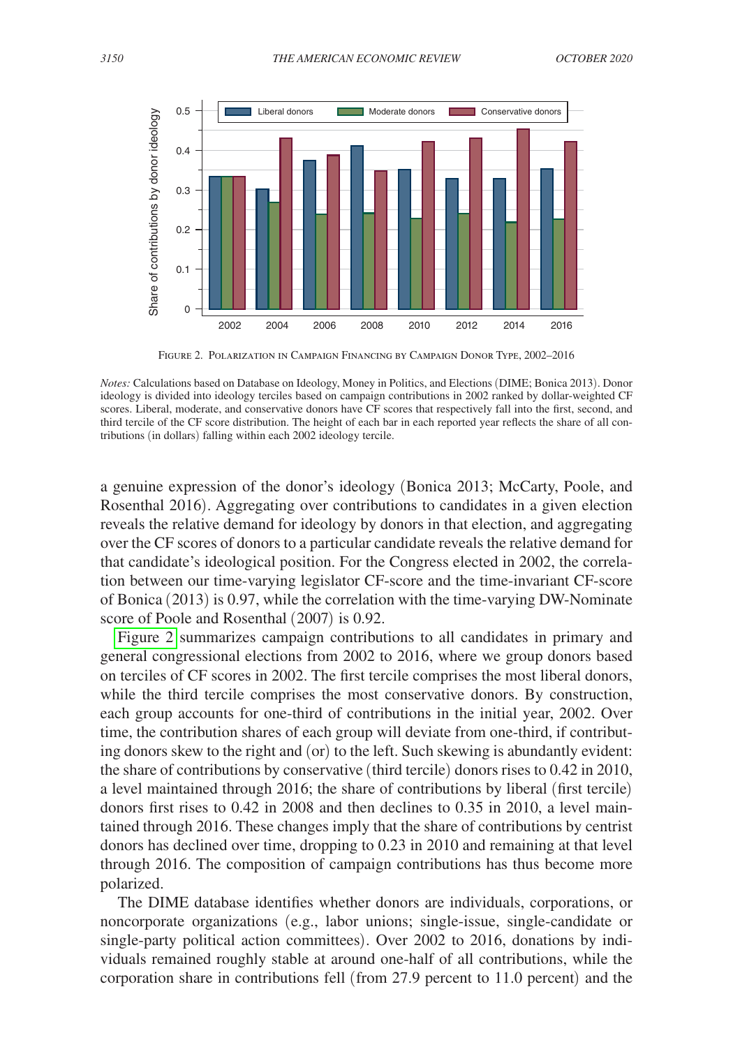FIGURE 2. POLARIZATION IN CAMPAIGN FINANCING BY CAMPAIGN DONOR TYPE, 2002–2016

*Notes:* Calculations based on Database on Ideology, Money in Politics, and Elections (DIME; Bonica 2013). Donor ideology is divided into ideology terciles based on campaign contributions in 2002 ranked by dollar-weighted CF scores. Liberal, moderate, and conservative donors have CF scores that respectively fall into the first, second, and third tercile of the CF score distribution. The height of each bar in each reported year reflects the share of all contributions (in dollars) falling within each 2002 ideology tercile.

a genuine expression of the donor's ideology (Bonica 2013; McCarty, Poole, and Rosenthal 2016). Aggregating over contributions to candidates in a given election reveals the relative demand for ideology by donors in that election, and aggregating over the CF scores of donors to a particular candidate reveals the relative demand for that candidate's ideological position. For the Congress elected in 2002, the correlation between our time-varying legislator CF-score and the time-invariant CF-score of Bonica (2013) is 0.97, while the correlation with the time-varying DW-Nominate score of Poole and Rosenthal (2007) is 0.92.

Figure 2 summarizes campaign contributions to all candidates in primary and general congressional elections from 2002 to 2016, where we group donors based on terciles of CF scores in 2002. The first tercile comprises the most liberal donors, while the third tercile comprises the most conservative donors. By construction, each group accounts for one-third of contributions in the initial year, 2002. Over time, the contribution shares of each group will deviate from one-third, if contributing donors skew to the right and (or) to the left. Such skewing is abundantly evident: the share of contributions by conservative (third tercile) donors rises to 0.42 in 2010, a level maintained through 2016; the share of contributions by liberal (first tercile) donors first rises to 0.42 in 2008 and then declines to 0.35 in 2010, a level maintained through 2016. These changes imply that the share of contributions by centrist donors has declined over time, dropping to 0.23 in 2010 and remaining at that level through 2016. The composition of campaign contributions has thus become more polarized.

The DIME database identifies whether donors are individuals, corporations, or noncorporate organizations (e.g., labor unions; single-issue, single-candidate or single-party political action committees). Over 2002 to 2016, donations by individuals remained roughly stable at around one-half of all contributions, while the corporation share in contributions fell (from 27.9 percent to 11.0 percent) and the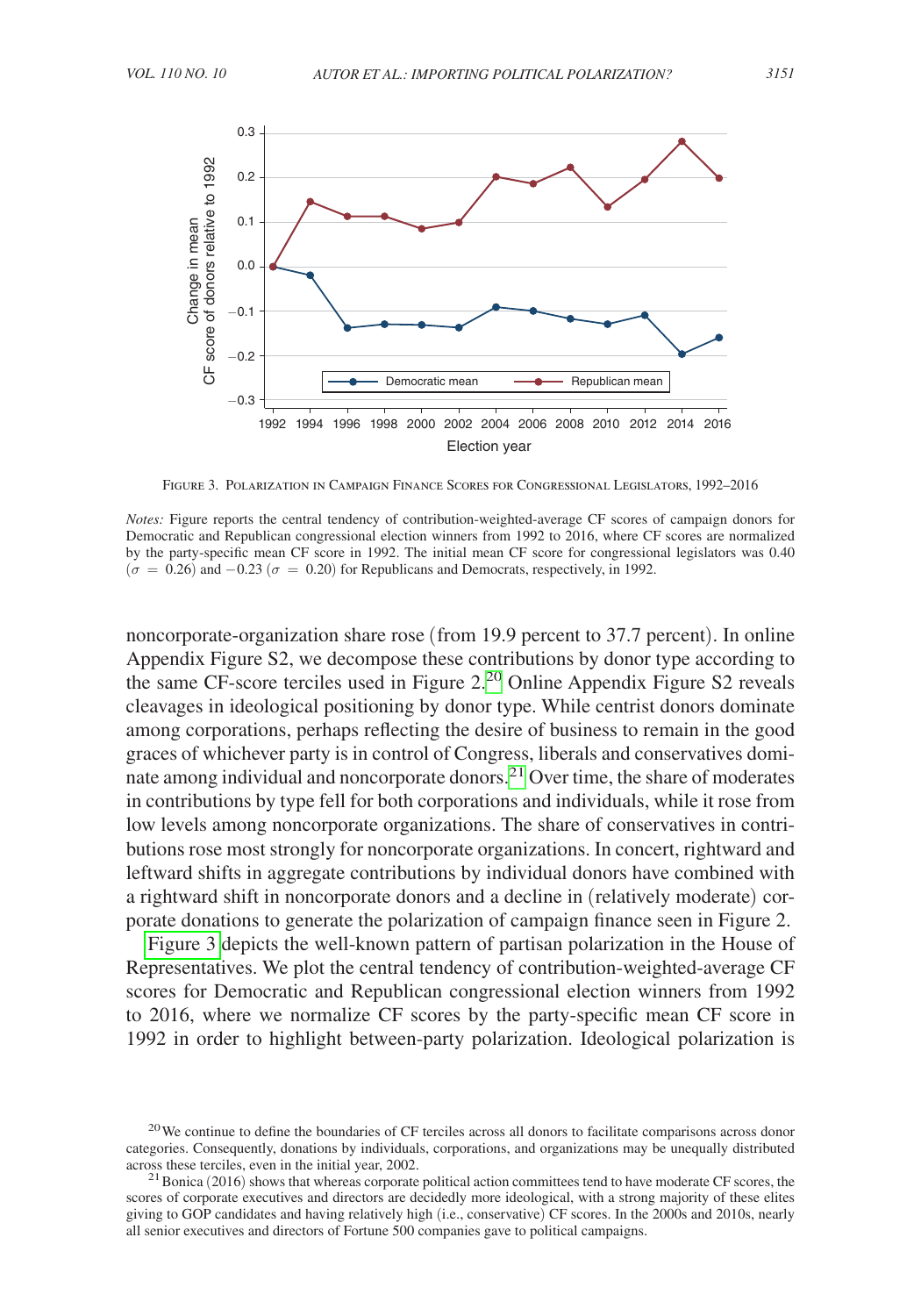Figure 3. Polarization in Campaign Finance Scores for Congressional Legislators, 1992–2016

*Notes:* Figure reports the central tendency of contribution-weighted-average CF scores of campaign donors for Democratic and Republican congressional election winners from 1992 to 2016, where CF scores are normalized by the party-specific mean CF score in 1992. The initial mean CF score for congressional legislators was 0.40 ($\sigma = 0.26$) and $-0.23$ ($\sigma = 0.20$) for Republicans and Democrats, respectively, in 1992.

noncorporate-organization share rose (from 19.9 percent to 37.7 percent). In online Appendix Figure S2, we decompose these contributions by donor type according to the same CF-score terciles used in Figure 2.[20] Online Appendix Figure S2 reveals cleavages in ideological positioning by donor type. While centrist donors dominate among corporations, perhaps reflecting the desire of business to remain in the good graces of whichever party is in control of Congress, liberals and conservatives dominate among individual and noncorporate donors.[21] Over time, the share of moderates in contributions by type fell for both corporations and individuals, while it rose from low levels among noncorporate organizations. The share of conservatives in contributions rose most strongly for noncorporate organizations. In concert, rightward and leftward shifts in aggregate contributions by individual donors have combined with a rightward shift in noncorporate donors and a decline in (relatively moderate) corporate donations to generate the polarization of campaign finance seen in Figure 2.

Figure 3 depicts the well-known pattern of partisan polarization in the House of Representatives. We plot the central tendency of contribution-weighted-average CF scores for Democratic and Republican congressional election winners from 1992 to 2016, where we normalize CF scores by the party-specific mean CF score in 1992 in order to highlight between-party polarization. Ideological polarization is

[20] We continue to define the boundaries of CF terciles across all donors to facilitate comparisons across donor categories. Consequently, donations by individuals, corporations, and organizations may be unequally distributed across these terciles, even in the initial year, 2002.

[21] Bonica (2016) shows that whereas corporate political action committees tend to have moderate CF scores, the scores of corporate executives and directors are decidedly more ideological, with a strong majority of these elites giving to GOP candidates and having relatively high (i.e., conservative) CF scores. In the 2000s and 2010s, nearly all senior executives and directors of Fortune 500 companies gave to political campaigns.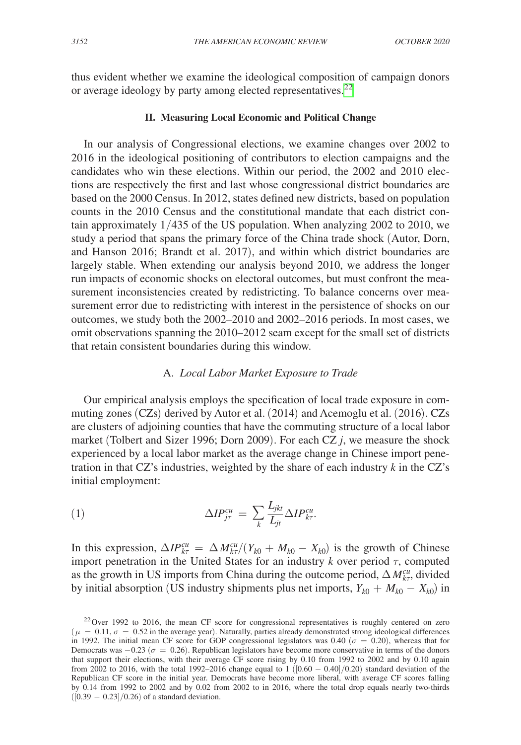thus evident whether we examine the ideological composition of campaign donors or average ideology by party among elected representatives.[22]

## II. Measuring Local Economic and Political Change

In our analysis of Congressional elections, we examine changes over 2002 to 2016 in the ideological positioning of contributors to election campaigns and the candidates who win these elections. Within our period, the 2002 and 2010 elections are respectively the first and last whose congressional district boundaries are based on the 2000 Census. In 2012, states defined new districts, based on population counts in the 2010 Census and the constitutional mandate that each district contain approximately $1/435$ of the US population. When analyzing 2002 to 2010, we study a period that spans the primary force of the China trade shock (Autor, Dorn, and Hanson 2016; Brandt et al. 2017), and within which district boundaries are largely stable. When extending our analysis beyond 2010, we address the longer run impacts of economic shocks on electoral outcomes, but must confront the measurement inconsistencies created by redistricting. To balance concerns over measurement error due to redistricting with interest in the persistence of shocks on our outcomes, we study both the 2002–2010 and 2002–2016 periods. In most cases, we omit observations spanning the 2010–2012 seam except for the small set of districts that retain consistent boundaries during this window.

### A. *Local Labor Market Exposure to Trade*

Our empirical analysis employs the specification of local trade exposure in commuting zones (CZs) derived by Autor et al. (2014) and Acemoglu et al. (2016). CZs are clusters of adjoining counties that have the commuting structure of a local labor market (Tolbert and Sizer 1996; Dorn 2009). For each CZ $j$, we measure the shock experienced by a local labor market as the average change in Chinese import penetration in that CZ's industries, weighted by the share of each industry $k$ in the CZ's initial employment:

$$\Delta IP_{j\tau}^{cu} = \sum_k \frac{L_{jkt}}{L_{jt}} \Delta IP_{k\tau}^{cu}. \tag{1}$$

In this expression, $\Delta IP_{k\tau}^{cu} = \Delta M_{k\tau}^{cu}/(Y_{k0} + M_{k0} - X_{k0})$ is the growth of Chinese import penetration in the United States for an industry $k$ over period $\tau$, computed as the growth in US imports from China during the outcome period, $\Delta M_{k\tau}^{cu}$, divided by initial absorption (US industry shipments plus net imports, $Y_{k0} + M_{k0} - X_{k0}$) in

[22] Over 1992 to 2016, the mean CF score for congressional representatives is roughly centered on zero ($\mu = 0.11$, $\sigma = 0.52$ in the average year). Naturally, parties already demonstrated strong ideological differences in 1992. The initial mean CF score for GOP congressional legislators was 0.40 ($\sigma = 0.20$), whereas that for Democrats was $-0.23$ ($\sigma = 0.26$). Republican legislators have become more conservative in terms of the donors that support their elections, with their average CF score rising by 0.10 from 1992 to 2002 and by 0.10 again from 2002 to 2016, with the total 1992–2016 change equal to 1 ($[0.60 - 0.40]/0.20$) standard deviation of the Republican CF score in the initial year. Democrats have become more liberal, with average CF scores falling by 0.14 from 1992 to 2002 and by 0.02 from 2002 to in 2016, where the total drop equals nearly two-thirds ($[0.39 - 0.23]/0.26$) of a standard deviation.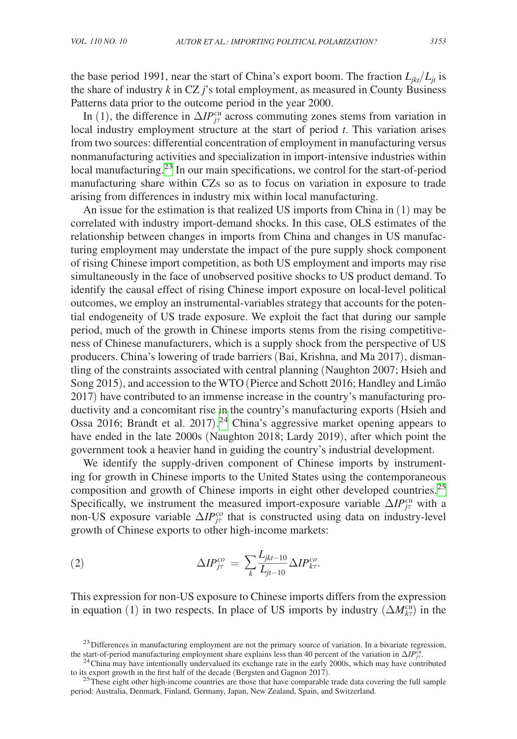the base period 1991, near the start of China's export boom. The fraction $L_{jkt}/L_{jt}$ is the share of industry $k$ in CZ $j$'s total employment, as measured in County Business Patterns data prior to the outcome period in the year 2000.

In (1), the difference in $\Delta IP^{cu}_{j\tau}$ across commuting zones stems from variation in local industry employment structure at the start of period $t$. This variation arises from two sources: differential concentration of employment in manufacturing versus nonmanufacturing activities and specialization in import-intensive industries within local manufacturing.[23] In our main specifications, we control for the start-of-period manufacturing share within CZs so as to focus on variation in exposure to trade arising from differences in industry mix within local manufacturing.

An issue for the estimation is that realized US imports from China in (1) may be correlated with industry import-demand shocks. In this case, OLS estimates of the relationship between changes in imports from China and changes in US manufacturing employment may understate the impact of the pure supply shock component of rising Chinese import competition, as both US employment and imports may rise simultaneously in the face of unobserved positive shocks to US product demand. To identify the causal effect of rising Chinese import exposure on local-level political outcomes, we employ an instrumental-variables strategy that accounts for the potential endogeneity of US trade exposure. We exploit the fact that during our sample period, much of the growth in Chinese imports stems from the rising competitiveness of Chinese manufacturers, which is a supply shock from the perspective of US producers. China's lowering of trade barriers (Bai, Krishna, and Ma 2017), dismantling of the constraints associated with central planning (Naughton 2007; Hsieh and Song 2015), and accession to the WTO (Pierce and Schott 2016; Handley and Limão 2017) have contributed to an immense increase in the country's manufacturing productivity and a concomitant rise in the country's manufacturing exports (Hsieh and Ossa 2016; Brandt et al. 2017).[24] China's aggressive market opening appears to have ended in the late 2000s (Naughton 2018; Lardy 2019), after which point the government took a heavier hand in guiding the country's industrial development.

We identify the supply-driven component of Chinese imports by instrumenting for growth in Chinese imports to the United States using the contemporaneous composition and growth of Chinese imports in eight other developed countries.[25] Specifically, we instrument the measured import-exposure variable $\Delta IP^{cu}_{j\tau}$ with a non-US exposure variable $\Delta IP^{co}_{j\tau}$ that is constructed using data on industry-level growth of Chinese exports to other high-income markets:

$$(2) \qquad \Delta IP^{co}_{j\tau} = \sum_{k} \frac{L_{jkt-10}}{L_{jt-10}} \Delta IP^{co}_{k\tau}.$$

This expression for non-US exposure to Chinese imports differs from the expression in equation (1) in two respects. In place of US imports by industry ($\Delta M^{cu}_{k\tau}$) in the

[23] Differences in manufacturing employment are not the primary source of variation. In a bivariate regression, the start-of-period manufacturing employment share explains less than 40 percent of the variation in $\Delta IP^{cu}_{j\tau}$.

[24] China may have intentionally undervalued its exchange rate in the early 2000s, which may have contributed to its export growth in the first half of the decade (Bergsten and Gagnon 2017).

[25] These eight other high-income countries are those that have comparable trade data covering the full sample period: Australia, Denmark, Finland, Germany, Japan, New Zealand, Spain, and Switzerland.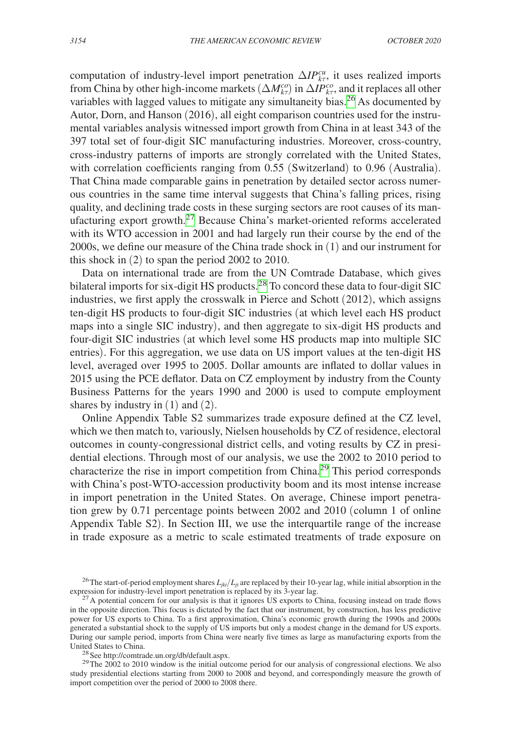computation of industry-level import penetration $\Delta IP^{cu}_{k\tau}$, it uses realized imports from China by other high-income markets ($\Delta M^{co}_{k\tau}$) in $\Delta IP^{co}_{k\tau}$, and it replaces all other variables with lagged values to mitigate any simultaneity bias.[26] As documented by Autor, Dorn, and Hanson (2016), all eight comparison countries used for the instrumental variables analysis witnessed import growth from China in at least 343 of the 397 total set of four-digit SIC manufacturing industries. Moreover, cross-country, cross-industry patterns of imports are strongly correlated with the United States, with correlation coefficients ranging from 0.55 (Switzerland) to 0.96 (Australia). That China made comparable gains in penetration by detailed sector across numerous countries in the same time interval suggests that China's falling prices, rising quality, and declining trade costs in these surging sectors are root causes of its manufacturing export growth.[27] Because China's market-oriented reforms accelerated with its WTO accession in 2001 and had largely run their course by the end of the 2000s, we define our measure of the China trade shock in (1) and our instrument for this shock in (2) to span the period 2002 to 2010.

Data on international trade are from the UN Comtrade Database, which gives bilateral imports for six-digit HS products.[28] To concord these data to four-digit SIC industries, we first apply the crosswalk in Pierce and Schott (2012), which assigns ten-digit HS products to four-digit SIC industries (at which level each HS product maps into a single SIC industry), and then aggregate to six-digit HS products and four-digit SIC industries (at which level some HS products map into multiple SIC entries). For this aggregation, we use data on US import values at the ten-digit HS level, averaged over 1995 to 2005. Dollar amounts are inflated to dollar values in 2015 using the PCE deflator. Data on CZ employment by industry from the County Business Patterns for the years 1990 and 2000 is used to compute employment shares by industry in (1) and (2).

Online Appendix Table S2 summarizes trade exposure defined at the CZ level, which we then match to, variously, Nielsen households by CZ of residence, electoral outcomes in county-congressional district cells, and voting results by CZ in presidential elections. Through most of our analysis, we use the 2002 to 2010 period to characterize the rise in import competition from China.[29] This period corresponds with China's post-WTO-accession productivity boom and its most intense increase in import penetration in the United States. On average, Chinese import penetration grew by 0.71 percentage points between 2002 and 2010 (column 1 of online Appendix Table S2). In Section III, we use the interquartile range of the increase in trade exposure as a metric to scale estimated treatments of trade exposure on

[26] The start-of-period employment shares $L_{jkt}/L_{jt}$ are replaced by their 10-year lag, while initial absorption in the expression for industry-level import penetration is replaced by its 3-year lag.

[27] A potential concern for our analysis is that it ignores US exports to China, focusing instead on trade flows in the opposite direction. This focus is dictated by the fact that our instrument, by construction, has less predictive power for US exports to China. To a first approximation, China's economic growth during the 1990s and 2000s generated a substantial shock to the supply of US imports but only a modest change in the demand for US exports. During our sample period, imports from China were nearly five times as large as manufacturing exports from the United States to China.

[28] See http://comtrade.un.org/db/default.aspx.

[29] The 2002 to 2010 window is the initial outcome period for our analysis of congressional elections. We also study presidential elections starting from 2000 to 2008 and beyond, and correspondingly measure the growth of import competition over the period of 2000 to 2008 there.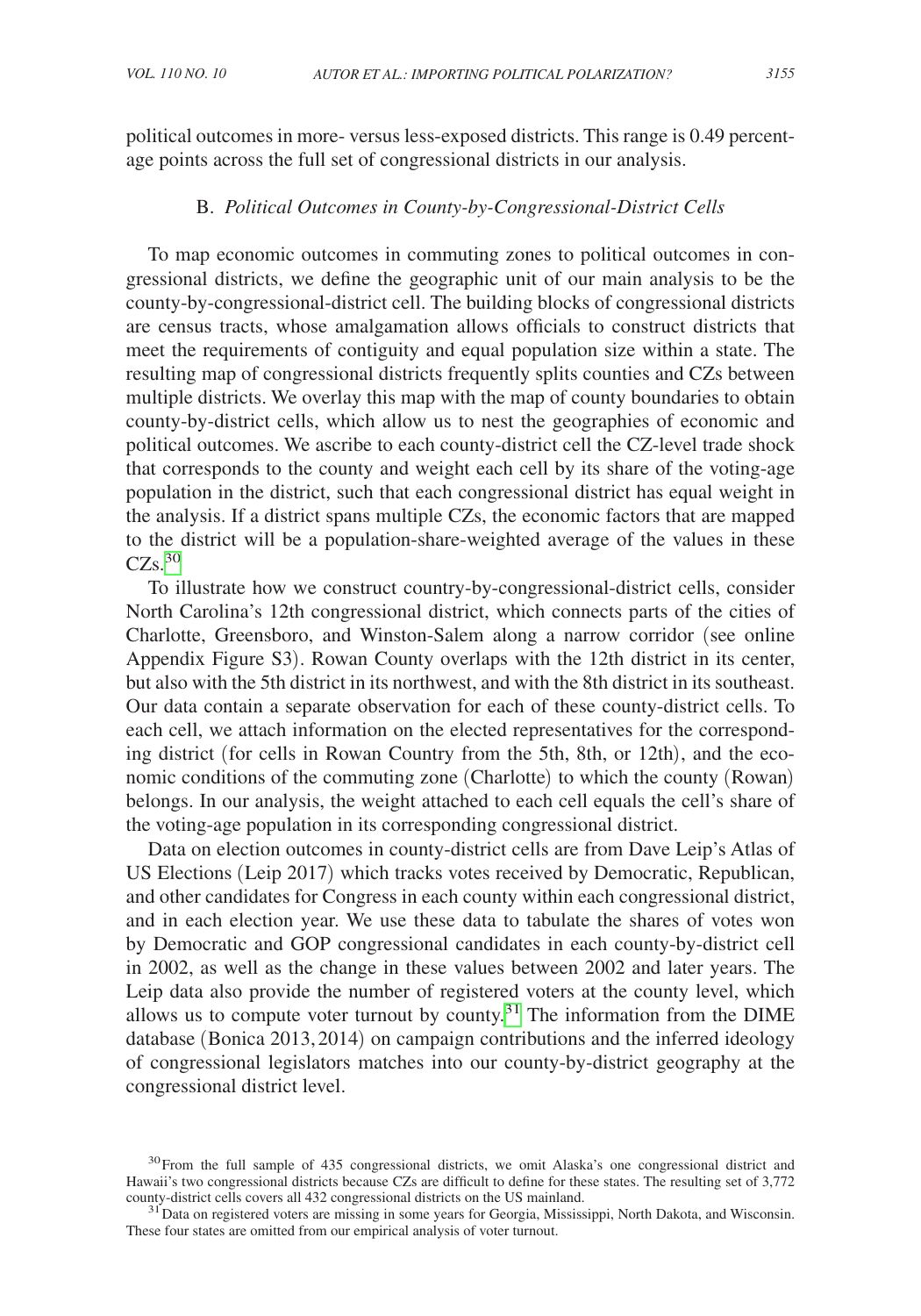political outcomes in more- versus less-exposed districts. This range is 0.49 percentage points across the full set of congressional districts in our analysis.

### B. *Political Outcomes in County-by-Congressional-District Cells*

To map economic outcomes in commuting zones to political outcomes in congressional districts, we define the geographic unit of our main analysis to be the county-by-congressional-district cell. The building blocks of congressional districts are census tracts, whose amalgamation allows officials to construct districts that meet the requirements of contiguity and equal population size within a state. The resulting map of congressional districts frequently splits counties and CZs between multiple districts. We overlay this map with the map of county boundaries to obtain county-by-district cells, which allow us to nest the geographies of economic and political outcomes. We ascribe to each county-district cell the CZ-level trade shock that corresponds to the county and weight each cell by its share of the voting-age population in the district, such that each congressional district has equal weight in the analysis. If a district spans multiple CZs, the economic factors that are mapped to the district will be a population-share-weighted average of the values in these CZs.[30]

To illustrate how we construct country-by-congressional-district cells, consider North Carolina's 12th congressional district, which connects parts of the cities of Charlotte, Greensboro, and Winston-Salem along a narrow corridor (see online Appendix Figure S3). Rowan County overlaps with the 12th district in its center, but also with the 5th district in its northwest, and with the 8th district in its southeast. Our data contain a separate observation for each of these county-district cells. To each cell, we attach information on the elected representatives for the corresponding district (for cells in Rowan Country from the 5th, 8th, or 12th), and the economic conditions of the commuting zone (Charlotte) to which the county (Rowan) belongs. In our analysis, the weight attached to each cell equals the cell's share of the voting-age population in its corresponding congressional district.

Data on election outcomes in county-district cells are from Dave Leip's Atlas of US Elections (Leip 2017) which tracks votes received by Democratic, Republican, and other candidates for Congress in each county within each congressional district, and in each election year. We use these data to tabulate the shares of votes won by Democratic and GOP congressional candidates in each county-by-district cell in 2002, as well as the change in these values between 2002 and later years. The Leip data also provide the number of registered voters at the county level, which allows us to compute voter turnout by county.[31] The information from the DIME database (Bonica 2013, 2014) on campaign contributions and the inferred ideology of congressional legislators matches into our county-by-district geography at the congressional district level.

[30] From the full sample of 435 congressional districts, we omit Alaska's one congressional district and Hawaii's two congressional districts because CZs are difficult to define for these states. The resulting set of 3,772 county-district cells covers all 432 congressional districts on the US mainland.

[31] Data on registered voters are missing in some years for Georgia, Mississippi, North Dakota, and Wisconsin. These four states are omitted from our empirical analysis of voter turnout.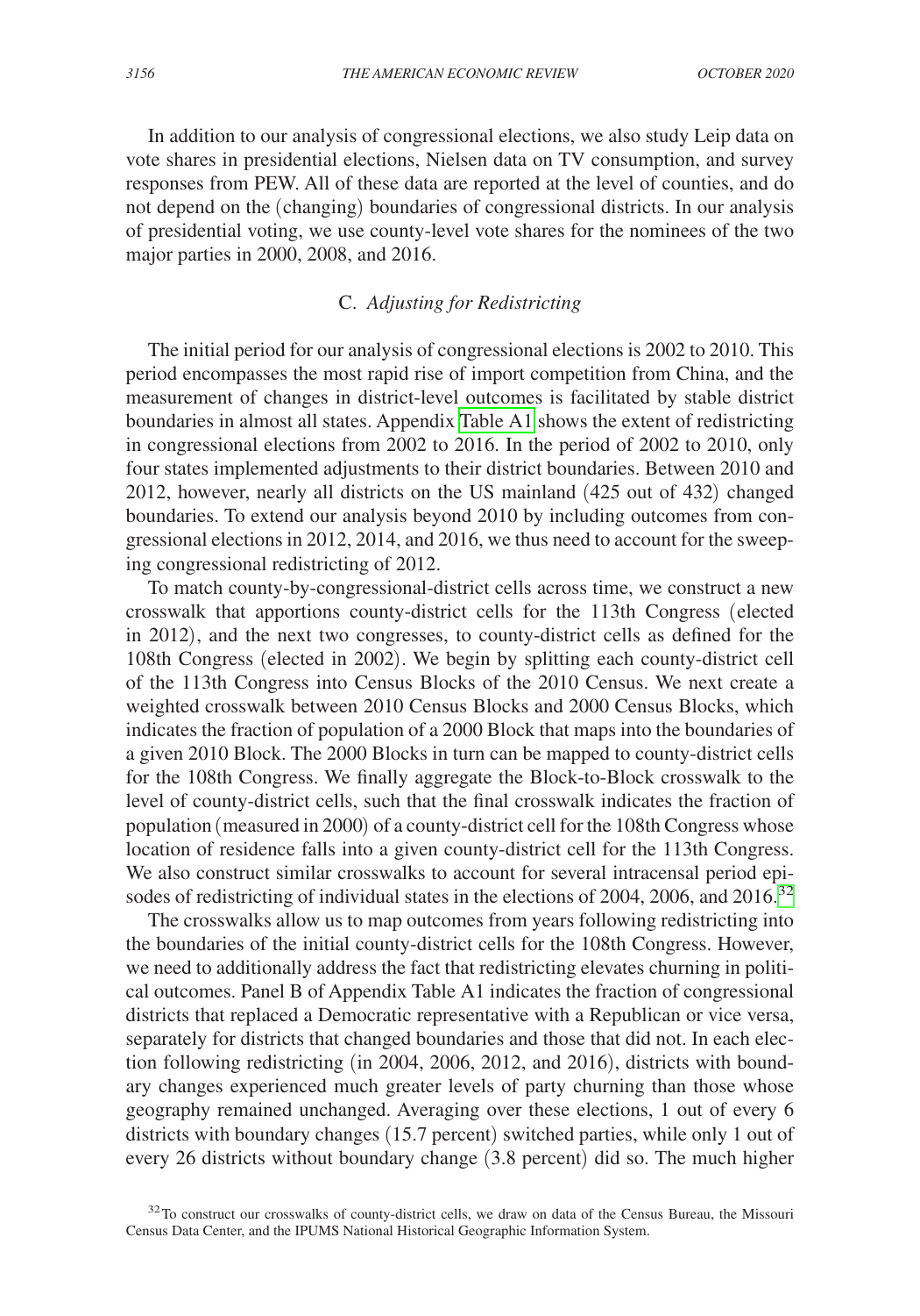In addition to our analysis of congressional elections, we also study Leip data on vote shares in presidential elections, Nielsen data on TV consumption, and survey responses from PEW. All of these data are reported at the level of counties, and do not depend on the (changing) boundaries of congressional districts. In our analysis of presidential voting, we use county-level vote shares for the nominees of the two major parties in 2000, 2008, and 2016.

### C. *Adjusting for Redistricting*

The initial period for our analysis of congressional elections is 2002 to 2010. This period encompasses the most rapid rise of import competition from China, and the measurement of changes in district-level outcomes is facilitated by stable district boundaries in almost all states. Appendix Table A1 shows the extent of redistricting in congressional elections from 2002 to 2016. In the period of 2002 to 2010, only four states implemented adjustments to their district boundaries. Between 2010 and 2012, however, nearly all districts on the US mainland (425 out of 432) changed boundaries. To extend our analysis beyond 2010 by including outcomes from congressional elections in 2012, 2014, and 2016, we thus need to account for the sweeping congressional redistricting of 2012.

To match county-by-congressional-district cells across time, we construct a new crosswalk that apportions county-district cells for the 113th Congress (elected in 2012), and the next two congresses, to county-district cells as defined for the 108th Congress (elected in 2002). We begin by splitting each county-district cell of the 113th Congress into Census Blocks of the 2010 Census. We next create a weighted crosswalk between 2010 Census Blocks and 2000 Census Blocks, which indicates the fraction of population of a 2000 Block that maps into the boundaries of a given 2010 Block. The 2000 Blocks in turn can be mapped to county-district cells for the 108th Congress. We finally aggregate the Block-to-Block crosswalk to the level of county-district cells, such that the final crosswalk indicates the fraction of population (measured in 2000) of a county-district cell for the 108th Congress whose location of residence falls into a given county-district cell for the 113th Congress. We also construct similar crosswalks to account for several intracensal period episodes of redistricting of individual states in the elections of 2004, 2006, and 2016.[32]

The crosswalks allow us to map outcomes from years following redistricting into the boundaries of the initial county-district cells for the 108th Congress. However, we need to additionally address the fact that redistricting elevates churning in political outcomes. Panel B of Appendix Table A1 indicates the fraction of congressional districts that replaced a Democratic representative with a Republican or vice versa, separately for districts that changed boundaries and those that did not. In each election following redistricting (in 2004, 2006, 2012, and 2016), districts with boundary changes experienced much greater levels of party churning than those whose geography remained unchanged. Averaging over these elections, 1 out of every 6 districts with boundary changes (15.7 percent) switched parties, while only 1 out of every 26 districts without boundary change (3.8 percent) did so. The much higher

[32] To construct our crosswalks of county-district cells, we draw on data of the Census Bureau, the Missouri Census Data Center, and the IPUMS National Historical Geographic Information System.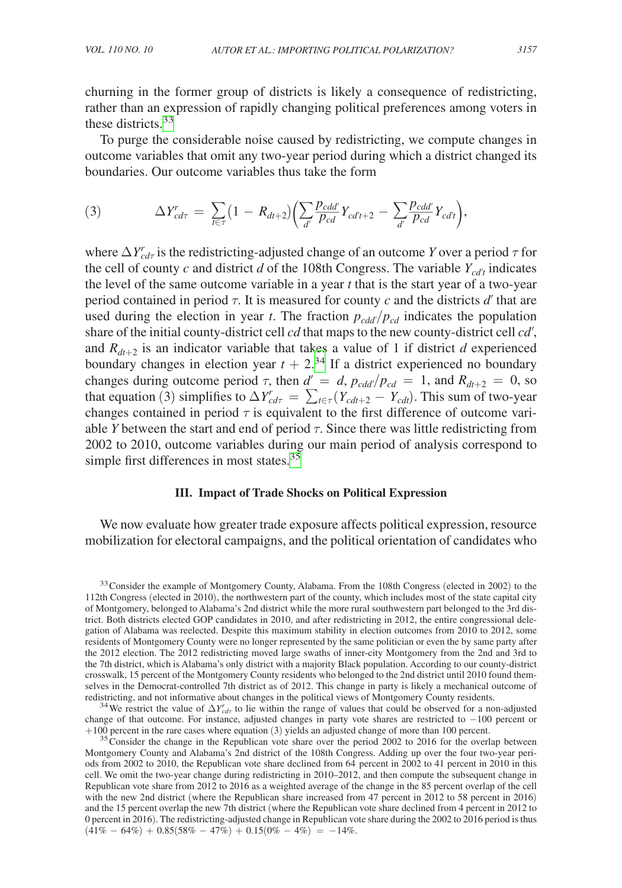churning in the former group of districts is likely a consequence of redistricting, rather than an expression of rapidly changing political preferences among voters in these districts.[33]

To purge the considerable noise caused by redistricting, we compute changes in outcome variables that omit any two-year period during which a district changed its boundaries. Our outcome variables thus take the form

$$\Delta Y^r_{cd\tau} = \sum_{t \in \tau} (1 - R_{dt+2}) \Big( \sum_{d'} \frac{p_{cdd'}}{p_{cd}} Y_{cd't+2} - \sum_{d'} \frac{p_{cdd'}}{p_{cd}} Y_{cd't} \Big), \tag{3}$$

where $\Delta Y^r_{cd\tau}$ is the redistricting-adjusted change of an outcome $Y$ over a period $\tau$ for the cell of county $c$ and district $d$ of the 108th Congress. The variable $Y_{cd't}$ indicates the level of the same outcome variable in a year $t$ that is the start year of a two-year period contained in period $\tau$. It is measured for county $c$ and the districts $d'$ that are used during the election in year $t$. The fraction $p_{cdd'}/p_{cd}$ indicates the population share of the initial county-district cell $cd$ that maps to the new county-district cell $cd'$, and $R_{dt+2}$ is an indicator variable that takes a value of 1 if district $d$ experienced boundary changes in election year $t + 2$.[34] If a district experienced no boundary changes during outcome period $\tau$, then $d' = d$, $p_{cdd'}/p_{cd} = 1$, and $R_{dt+2} = 0$, so that equation (3) simplifies to $\Delta Y^r_{cd\tau} = \sum_{t \in \tau} (Y_{cdt+2} - Y_{cdt})$. This sum of two-year changes contained in period $\tau$ is equivalent to the first difference of outcome variable $Y$ between the start and end of period $\tau$. Since there was little redistricting from 2002 to 2010, outcome variables during our main period of analysis correspond to simple first differences in most states.[35]

### III. Impact of Trade Shocks on Political Expression

We now evaluate how greater trade exposure affects political expression, resource mobilization for electoral campaigns, and the political orientation of candidates who

[33] Consider the example of Montgomery County, Alabama. From the 108th Congress (elected in 2002) to the 112th Congress (elected in 2010), the northwestern part of the county, which includes most of the state capital city of Montgomery, belonged to Alabama's 2nd district while the more rural southwestern part belonged to the 3rd district. Both districts elected GOP candidates in 2010, and after redistricting in 2012, the entire congressional delegation of Alabama was reelected. Despite this maximum stability in election outcomes from 2010 to 2012, some residents of Montgomery County were no longer represented by the same politician or even the by same party after the 2012 election. The 2012 redistricting moved large swaths of inner-city Montgomery from the 2nd and 3rd to the 7th district, which is Alabama's only district with a majority Black population. According to our county-district crosswalk, 15 percent of the Montgomery County residents who belonged to the 2nd district until 2010 found themselves in the Democrat-controlled 7th district as of 2012. This change in party is likely a mechanical outcome of redistricting, and not informative about changes in the political views of Montgomery County residents.

[34] We restrict the value of $\Delta Y^r_{cd\tau}$ to lie within the range of values that could be observed for a non-adjusted change of that outcome. For instance, adjusted changes in party vote shares are restricted to $-100$ percent or $+100$ percent in the rare cases where equation (3) yields an adjusted change of more than 100 percent.

[35] Consider the change in the Republican vote share over the period 2002 to 2016 for the overlap between Montgomery County and Alabama's 2nd district of the 108th Congress. Adding up over the four two-year periods from 2002 to 2010, the Republican vote share declined from 64 percent in 2002 to 41 percent in 2010 in this cell. We omit the two-year change during redistricting in 2010–2012, and then compute the subsequent change in Republican vote share from 2012 to 2016 as a weighted average of the change in the 85 percent overlap of the cell with the new 2nd district (where the Republican share increased from 47 percent in 2012 to 58 percent in 2016) and the 15 percent overlap with the new 7th district (where the Republican vote share declined from 4 percent in 2012 to 0 percent in 2016). The redistricting-adjusted change in Republican vote share during the 2002 to 2016 period is thus $(41\% - 64\%) + 0.85(58\% - 47\%) + 0.15(0\% - 4\%) = -14\%$.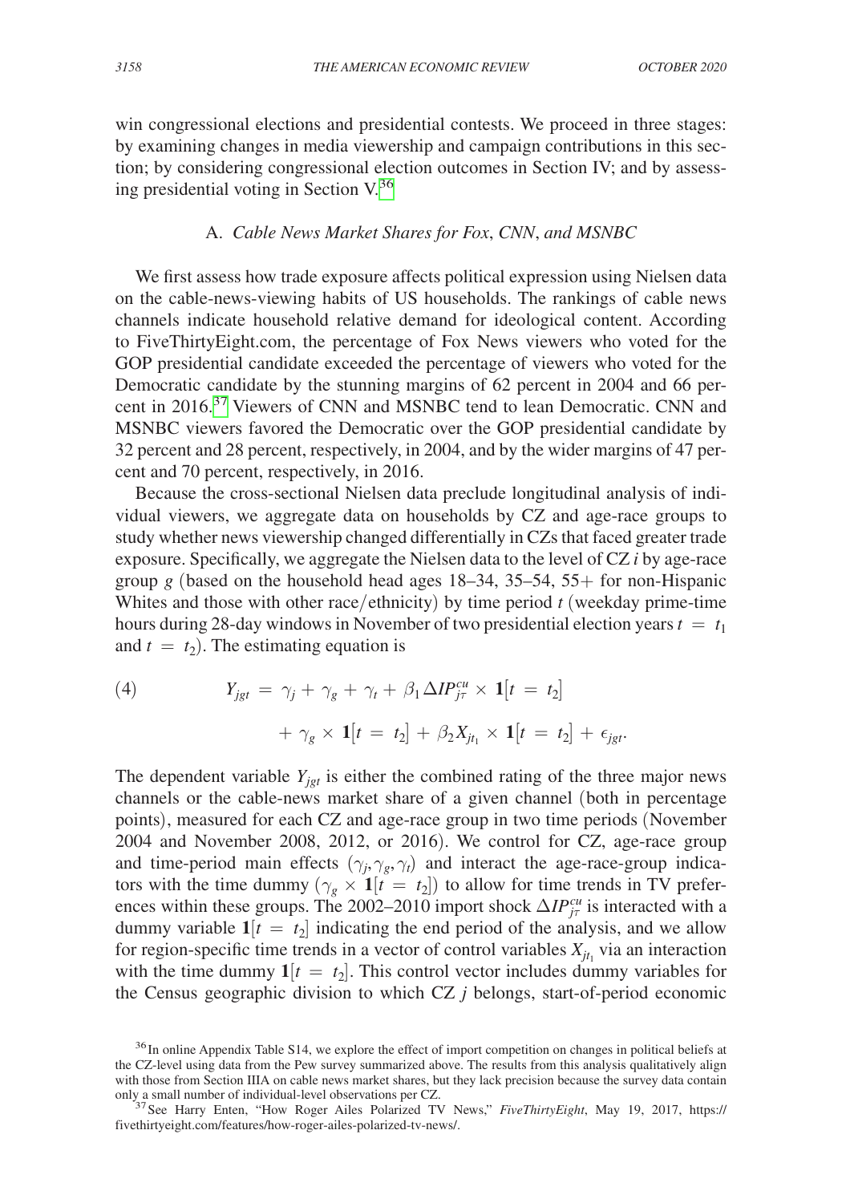win congressional elections and presidential contests. We proceed in three stages: by examining changes in media viewership and campaign contributions in this section; by considering congressional election outcomes in Section IV; and by assessing presidential voting in Section V.[36]

### A. *Cable News Market Shares for Fox, CNN, and MSNBC*

We first assess how trade exposure affects political expression using Nielsen data on the cable-news-viewing habits of US households. The rankings of cable news channels indicate household relative demand for ideological content. According to FiveThirtyEight.com, the percentage of Fox News viewers who voted for the GOP presidential candidate exceeded the percentage of viewers who voted for the Democratic candidate by the stunning margins of 62 percent in 2004 and 66 percent in 2016.[37] Viewers of CNN and MSNBC tend to lean Democratic. CNN and MSNBC viewers favored the Democratic over the GOP presidential candidate by 32 percent and 28 percent, respectively, in 2004, and by the wider margins of 47 percent and 70 percent, respectively, in 2016.

Because the cross-sectional Nielsen data preclude longitudinal analysis of individual viewers, we aggregate data on households by CZ and age-race groups to study whether news viewership changed differentially in CZs that faced greater trade exposure. Specifically, we aggregate the Nielsen data to the level of CZ *i* by age-race group *g* (based on the household head ages 18–34, 35–54, 55+ for non-Hispanic Whites and those with other race/ethnicity) by time period *t* (weekday prime-time hours during 28-day windows in November of two presidential election years $t = t_1$ and $t = t_2$). The estimating equation is

$$
(4) \qquad Y_{jgt} = \gamma_j + \gamma_g + \gamma_t + \beta_1 \Delta IP^{cu}_{j\tau} \times \mathbf{1}[t = t_2] + \gamma_g \times \mathbf{1}[t = t_2] + \beta_2 X_{jt_1} \times \mathbf{1}[t = t_2] + \epsilon_{jgt}.
$$

The dependent variable $Y_{jgt}$ is either the combined rating of the three major news channels or the cable-news market share of a given channel (both in percentage points), measured for each CZ and age-race group in two time periods (November 2004 and November 2008, 2012, or 2016). We control for CZ, age-race group and time-period main effects $(\gamma_j, \gamma_g, \gamma_t)$ and interact the age-race-group indicators with the time dummy $(\gamma_g \times \mathbf{1}[t = t_2])$ to allow for time trends in TV preferences within these groups. The 2002–2010 import shock $\Delta IP^{cu}_{j\tau}$ is interacted with a dummy variable $\mathbf{1}[t = t_2]$ indicating the end period of the analysis, and we allow for region-specific time trends in a vector of control variables $X_{jt_1}$ via an interaction with the time dummy $\mathbf{1}[t = t_2]$. This control vector includes dummy variables for the Census geographic division to which CZ *j* belongs, start-of-period economic

[36] In online Appendix Table S14, we explore the effect of import competition on changes in political beliefs at the CZ-level using data from the Pew survey summarized above. The results from this analysis qualitatively align with those from Section IIIA on cable news market shares, but they lack precision because the survey data contain only a small number of individual-level observations per CZ.

[37] See Harry Enten, "How Roger Ailes Polarized TV News," *FiveThirtyEight*, May 19, 2017, https://fivethirtyeight.com/features/how-roger-ailes-polarized-tv-news/.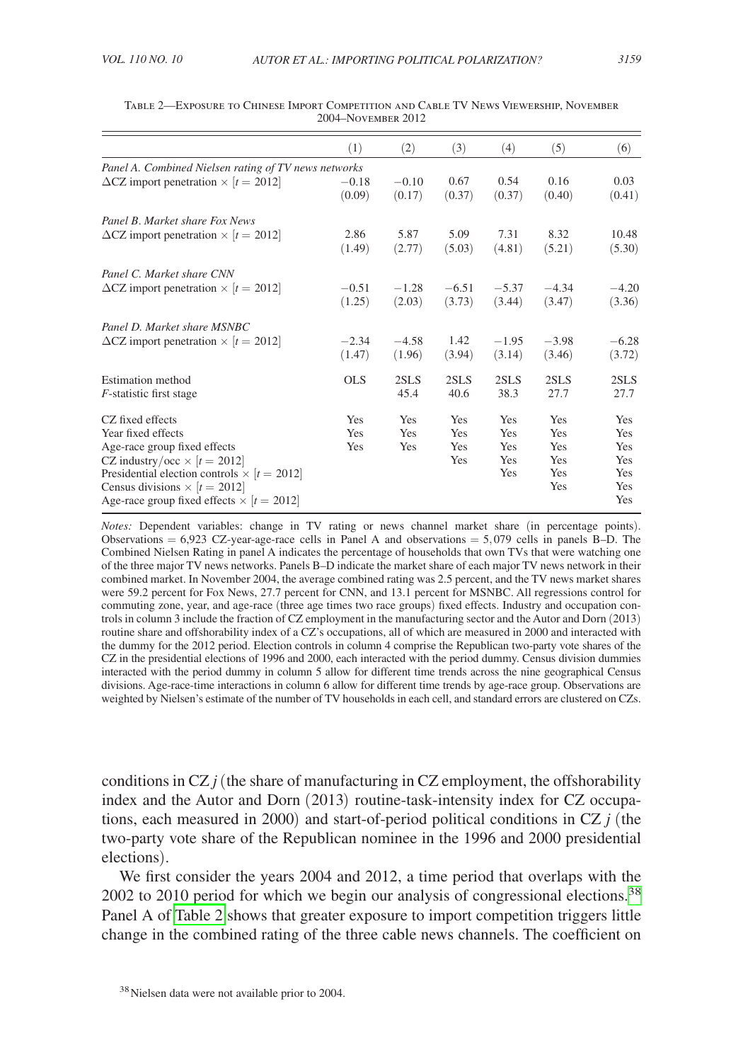Table 2—Exposure to Chinese Import Competition and Cable TV News Viewership, November 2004–November 2012

| | (1) | (2) | (3) | (4) | (5) | (6) |
|---|---|---|---|---|---|---|
| *Panel A. Combined Nielsen rating of TV news networks* | | | | | | |
| $\Delta$CZ import penetration $\times$ $[t = 2012]$ | $-0.18$ | $-0.10$ | 0.67 | 0.54 | 0.16 | 0.03 |
| | (0.09) | (0.17) | (0.37) | (0.37) | (0.40) | (0.41) |
| *Panel B. Market share Fox News* | | | | | | |
| $\Delta$CZ import penetration $\times$ $[t = 2012]$ | 2.86 | 5.87 | 5.09 | 7.31 | 8.32 | 10.48 |
| | (1.49) | (2.77) | (5.03) | (4.81) | (5.21) | (5.30) |
| *Panel C. Market share CNN* | | | | | | |
| $\Delta$CZ import penetration $\times$ $[t = 2012]$ | $-0.51$ | $-1.28$ | $-6.51$ | $-5.37$ | $-4.34$ | $-4.20$ |
| | (1.25) | (2.03) | (3.73) | (3.44) | (3.47) | (3.36) |
| *Panel D. Market share MSNBC* | | | | | | |
| $\Delta$CZ import penetration $\times$ $[t = 2012]$ | $-2.34$ | $-4.58$ | 1.42 | $-1.95$ | $-3.98$ | $-6.28$ |
| | (1.47) | (1.96) | (3.94) | (3.14) | (3.46) | (3.72) |
| Estimation method | OLS | 2SLS | 2SLS | 2SLS | 2SLS | 2SLS |
| $F$-statistic first stage | | 45.4 | 40.6 | 38.3 | 27.7 | 27.7 |
| CZ fixed effects | Yes | Yes | Yes | Yes | Yes | Yes |
| Year fixed effects | Yes | Yes | Yes | Yes | Yes | Yes |
| Age-race group fixed effects | Yes | Yes | Yes | Yes | Yes | Yes |
| CZ industry/occ $\times$ $[t = 2012]$ | | | Yes | Yes | Yes | Yes |
| Presidential election controls $\times$ $[t = 2012]$ | | | | Yes | Yes | Yes |
| Census divisions $\times$ $[t = 2012]$ | | | | | Yes | Yes |
| Age-race group fixed effects $\times$ $[t = 2012]$ | | | | | | Yes |

*Notes:* Dependent variables: change in TV rating or news channel market share (in percentage points). Observations = 6,923 CZ-year-age-race cells in Panel A and observations = 5,079 cells in panels B–D. The Combined Nielsen Rating in panel A indicates the percentage of households that own TVs that were watching one of the three major TV news networks. Panels B–D indicate the market share of each major TV news network in their combined market. In November 2004, the average combined rating was 2.5 percent, and the TV news market shares were 59.2 percent for Fox News, 27.7 percent for CNN, and 13.1 percent for MSNBC. All regressions control for commuting zone, year, and age-race (three age times two race groups) fixed effects. Industry and occupation controls in column 3 include the fraction of CZ employment in the manufacturing sector and the Autor and Dorn (2013) routine share and offshorability index of a CZ's occupations, all of which are measured in 2000 and interacted with the dummy for the 2012 period. Election controls in column 4 comprise the Republican two-party vote shares of the CZ in the presidential elections of 1996 and 2000, each interacted with the period dummy. Census division dummies interacted with the period dummy in column 5 allow for different time trends across the nine geographical Census divisions. Age-race-time interactions in column 6 allow for different time trends by age-race group. Observations are weighted by Nielsen's estimate of the number of TV households in each cell, and standard errors are clustered on CZs.

conditions in CZ $j$ (the share of manufacturing in CZ employment, the offshorability index and the Autor and Dorn (2013) routine-task-intensity index for CZ occupations, each measured in 2000) and start-of-period political conditions in CZ $j$ (the two-party vote share of the Republican nominee in the 1996 and 2000 presidential elections).

We first consider the years 2004 and 2012, a time period that overlaps with the 2002 to 2010 period for which we begin our analysis of congressional elections.[38] Panel A of Table 2 shows that greater exposure to import competition triggers little change in the combined rating of the three cable news channels. The coefficient on

[38] Nielsen data were not available prior to 2004.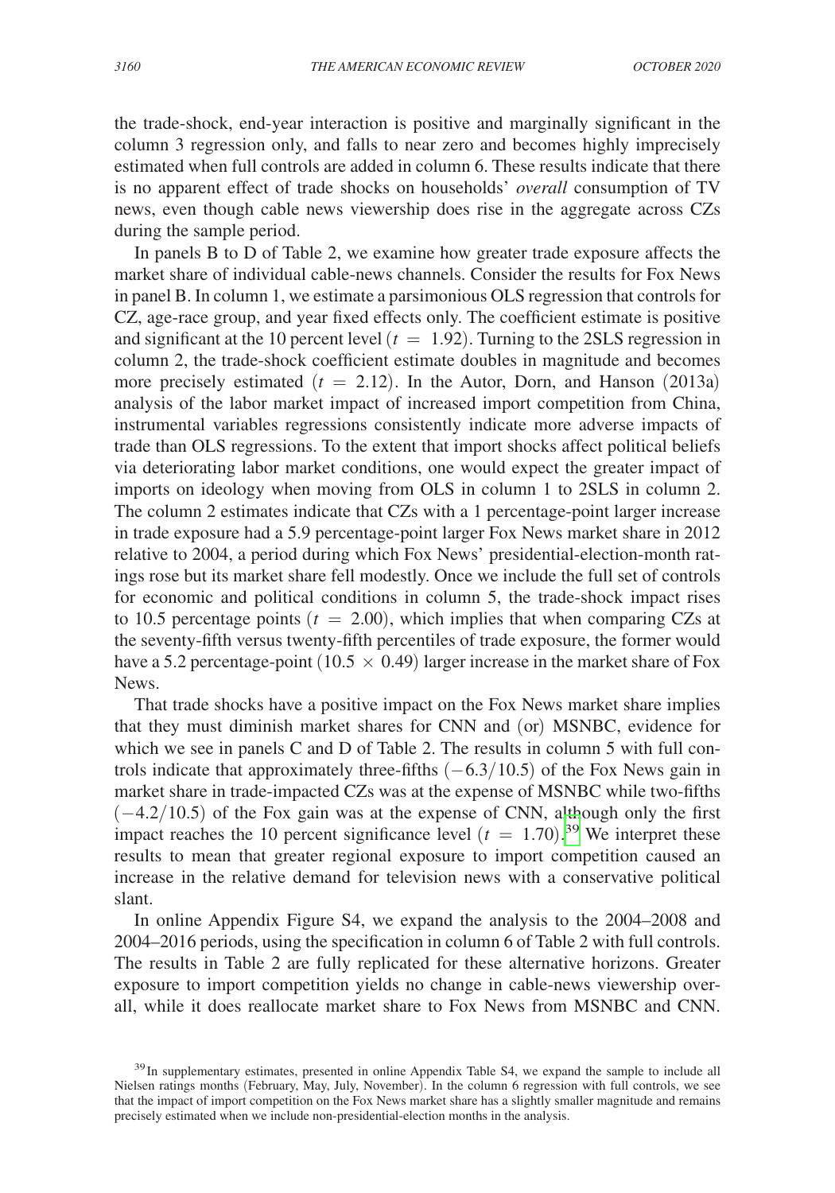the trade-shock, end-year interaction is positive and marginally significant in the column 3 regression only, and falls to near zero and becomes highly imprecisely estimated when full controls are added in column 6. These results indicate that there is no apparent effect of trade shocks on households' *overall* consumption of TV news, even though cable news viewership does rise in the aggregate across CZs during the sample period.

In panels B to D of Table 2, we examine how greater trade exposure affects the market share of individual cable-news channels. Consider the results for Fox News in panel B. In column 1, we estimate a parsimonious OLS regression that controls for CZ, age-race group, and year fixed effects only. The coefficient estimate is positive and significant at the 10 percent level ($t = 1.92$). Turning to the 2SLS regression in column 2, the trade-shock coefficient estimate doubles in magnitude and becomes more precisely estimated ($t = 2.12$). In the Autor, Dorn, and Hanson (2013a) analysis of the labor market impact of increased import competition from China, instrumental variables regressions consistently indicate more adverse impacts of trade than OLS regressions. To the extent that import shocks affect political beliefs via deteriorating labor market conditions, one would expect the greater impact of imports on ideology when moving from OLS in column 1 to 2SLS in column 2. The column 2 estimates indicate that CZs with a 1 percentage-point larger increase in trade exposure had a 5.9 percentage-point larger Fox News market share in 2012 relative to 2004, a period during which Fox News' presidential-election-month ratings rose but its market share fell modestly. Once we include the full set of controls for economic and political conditions in column 5, the trade-shock impact rises to 10.5 percentage points ($t = 2.00$), which implies that when comparing CZs at the seventy-fifth versus twenty-fifth percentiles of trade exposure, the former would have a 5.2 percentage-point ($10.5 \times 0.49$) larger increase in the market share of Fox News.

That trade shocks have a positive impact on the Fox News market share implies that they must diminish market shares for CNN and (or) MSNBC, evidence for which we see in panels C and D of Table 2. The results in column 5 with full controls indicate that approximately three-fifths ($-6.3/10.5$) of the Fox News gain in market share in trade-impacted CZs was at the expense of MSNBC while two-fifths ($-4.2/10.5$) of the Fox gain was at the expense of CNN, although only the first impact reaches the 10 percent significance level ($t = 1.70$).[39] We interpret these results to mean that greater regional exposure to import competition caused an increase in the relative demand for television news with a conservative political slant.

In online Appendix Figure S4, we expand the analysis to the 2004–2008 and 2004–2016 periods, using the specification in column 6 of Table 2 with full controls. The results in Table 2 are fully replicated for these alternative horizons. Greater exposure to import competition yields no change in cable-news viewership overall, while it does reallocate market share to Fox News from MSNBC and CNN.

[39] In supplementary estimates, presented in online Appendix Table S4, we expand the sample to include all Nielsen ratings months (February, May, July, November). In the column 6 regression with full controls, we see that the impact of import competition on the Fox News market share has a slightly smaller magnitude and remains precisely estimated when we include non-presidential-election months in the analysis.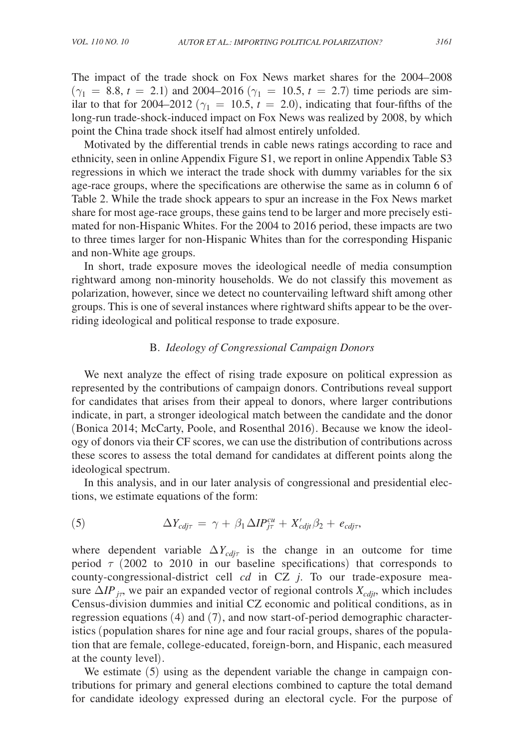The impact of the trade shock on Fox News market shares for the 2004–2008 ($\gamma_1 = 8.8$, $t = 2.1$) and 2004–2016 ($\gamma_1 = 10.5$, $t = 2.7$) time periods are similar to that for 2004–2012 ($\gamma_1 = 10.5$, $t = 2.0$), indicating that four-fifths of the long-run trade-shock-induced impact on Fox News was realized by 2008, by which point the China trade shock itself had almost entirely unfolded.

Motivated by the differential trends in cable news ratings according to race and ethnicity, seen in online Appendix Figure S1, we report in online Appendix Table S3 regressions in which we interact the trade shock with dummy variables for the six age-race groups, where the specifications are otherwise the same as in column 6 of Table 2. While the trade shock appears to spur an increase in the Fox News market share for most age-race groups, these gains tend to be larger and more precisely estimated for non-Hispanic Whites. For the 2004 to 2016 period, these impacts are two to three times larger for non-Hispanic Whites than for the corresponding Hispanic and non-White age groups.

In short, trade exposure moves the ideological needle of media consumption rightward among non-minority households. We do not classify this movement as polarization, however, since we detect no countervailing leftward shift among other groups. This is one of several instances where rightward shifts appear to be the overriding ideological and political response to trade exposure.

### B. *Ideology of Congressional Campaign Donors*

We next analyze the effect of rising trade exposure on political expression as represented by the contributions of campaign donors. Contributions reveal support for candidates that arises from their appeal to donors, where larger contributions indicate, in part, a stronger ideological match between the candidate and the donor (Bonica 2014; McCarty, Poole, and Rosenthal 2016). Because we know the ideology of donors via their CF scores, we can use the distribution of contributions across these scores to assess the total demand for candidates at different points along the ideological spectrum.

In this analysis, and in our later analysis of congressional and presidential elections, we estimate equations of the form:

$$\Delta Y_{cdj\tau} = \gamma + \beta_1 \Delta IP^{cu}_{j\tau} + X'_{cdjt}\beta_2 + e_{cdj\tau}, \tag{5}$$

where dependent variable $\Delta Y_{cdj\tau}$ is the change in an outcome for time period $\tau$ (2002 to 2010 in our baseline specifications) that corresponds to county-congressional-district cell $cd$ in CZ $j$. To our trade-exposure measure $\Delta IP_{j\tau}$, we pair an expanded vector of regional controls $X_{cdjt}$, which includes Census-division dummies and initial CZ economic and political conditions, as in regression equations (4) and (7), and now start-of-period demographic characteristics (population shares for nine age and four racial groups, shares of the population that are female, college-educated, foreign-born, and Hispanic, each measured at the county level).

We estimate (5) using as the dependent variable the change in campaign contributions for primary and general elections combined to capture the total demand for candidate ideology expressed during an electoral cycle. For the purpose of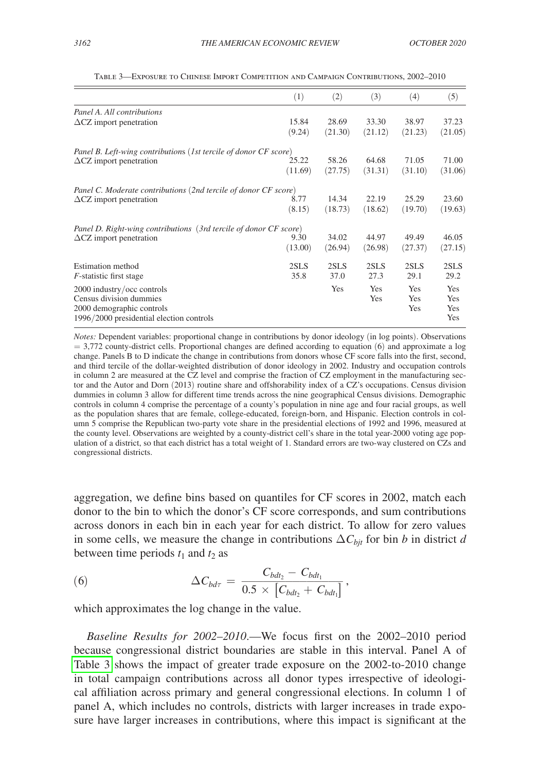Table 3—Exposure to Chinese Import Competition and Campaign Contributions, 2002–2010

| | (1) | (2) | (3) | (4) | (5) |
|---|---|---|---|---|---|
| *Panel A. All contributions* | | | | | |
| ΔCZ import penetration | 15.84 | 28.69 | 33.30 | 38.97 | 37.23 |
| | (9.24) | (21.30) | (21.12) | (21.23) | (21.05) |
| *Panel B. Left-wing contributions (1st tercile of donor CF score)* | | | | | |
| ΔCZ import penetration | 25.22 | 58.26 | 64.68 | 71.05 | 71.00 |
| | (11.69) | (27.75) | (31.31) | (31.10) | (31.06) |
| *Panel C. Moderate contributions (2nd tercile of donor CF score)* | | | | | |
| ΔCZ import penetration | 8.77 | 14.34 | 22.19 | 25.29 | 23.60 |
| | (8.15) | (18.73) | (18.62) | (19.70) | (19.63) |
| *Panel D. Right-wing contributions (3rd tercile of donor CF score)* | | | | | |
| ΔCZ import penetration | 9.30 | 34.02 | 44.97 | 49.49 | 46.05 |
| | (13.00) | (26.94) | (26.98) | (27.37) | (27.15) |
| Estimation method | 2SLS | 2SLS | 2SLS | 2SLS | 2SLS |
| *F*-statistic first stage | 35.8 | 37.0 | 27.3 | 29.1 | 29.2 |
| 2000 industry/occ controls | | Yes | Yes | Yes | Yes |
| Census division dummies | | | Yes | Yes | Yes |
| 2000 demographic controls | | | | Yes | Yes |
| 1996/2000 presidential election controls | | | | | Yes |

*Notes:* Dependent variables: proportional change in contributions by donor ideology (in log points). Observations = 3,772 county-district cells. Proportional changes are defined according to equation (6) and approximate a log change. Panels B to D indicate the change in contributions from donors whose CF score falls into the first, second, and third tercile of the dollar-weighted distribution of donor ideology in 2002. Industry and occupation controls in column 2 are measured at the CZ level and comprise the fraction of CZ employment in the manufacturing sector and the Autor and Dorn (2013) routine share and offshorability index of a CZ's occupations. Census division dummies in column 3 allow for different time trends across the nine geographical Census divisions. Demographic controls in column 4 comprise the percentage of a county's population in nine age and four racial groups, as well as the population shares that are female, college-educated, foreign-born, and Hispanic. Election controls in column 5 comprise the Republican two-party vote share in the presidential elections of 1992 and 1996, measured at the county level. Observations are weighted by a county-district cell's share in the total year-2000 voting age population of a district, so that each district has a total weight of 1. Standard errors are two-way clustered on CZs and congressional districts.

aggregation, we define bins based on quantiles for CF scores in 2002, match each donor to the bin to which the donor's CF score corresponds, and sum contributions across donors in each bin in each year for each district. To allow for zero values in some cells, we measure the change in contributions $\Delta C_{bjt}$ for bin $b$ in district $d$ between time periods $t_1$ and $t_2$ as

$$\Delta C_{bd\tau} = \frac{C_{bdt_2} - C_{bdt_1}}{0.5 \times \left[C_{bdt_2} + C_{bdt_1}\right]}, \tag{6}$$

which approximates the log change in the value.

*Baseline Results for 2002–2010*.—We focus first on the 2002–2010 period because congressional district boundaries are stable in this interval. Panel A of Table 3 shows the impact of greater trade exposure on the 2002-to-2010 change in total campaign contributions across all donor types irrespective of ideological affiliation across primary and general congressional elections. In column 1 of panel A, which includes no controls, districts with larger increases in trade exposure have larger increases in contributions, where this impact is significant at the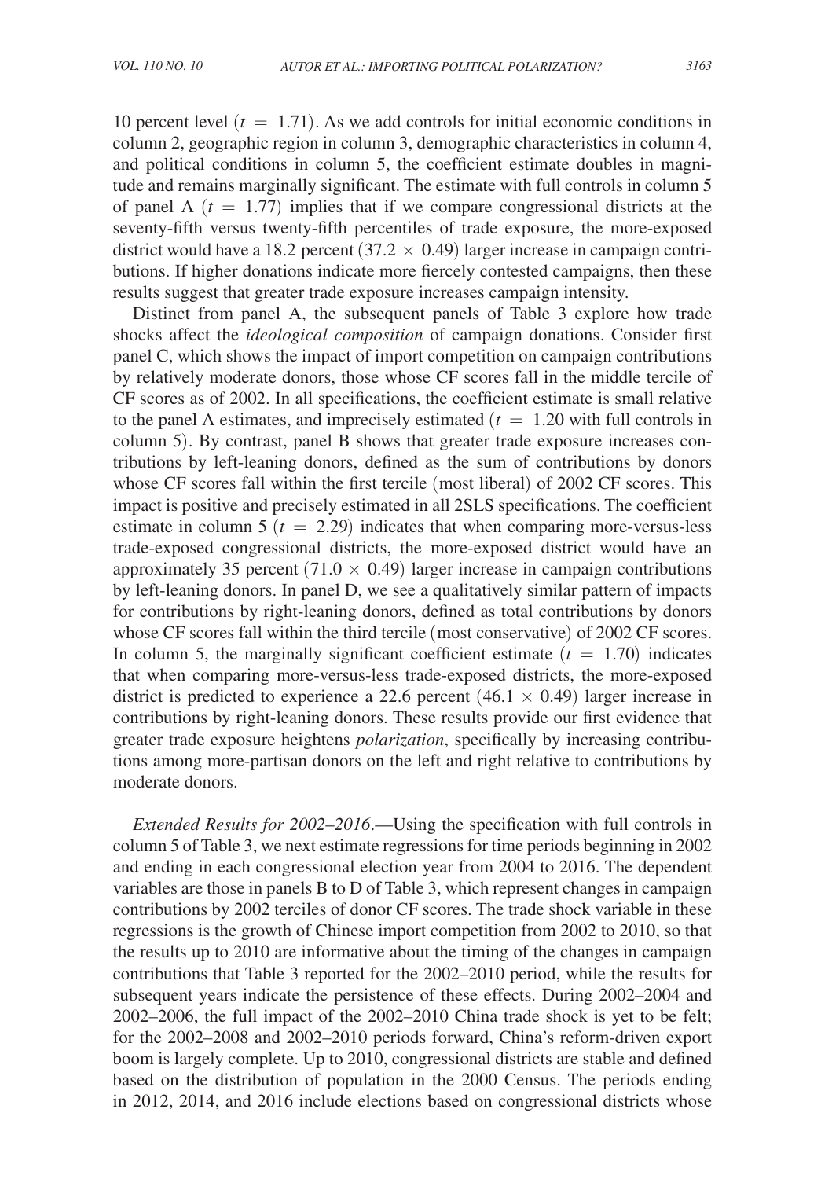10 percent level ($t = 1.71$). As we add controls for initial economic conditions in column 2, geographic region in column 3, demographic characteristics in column 4, and political conditions in column 5, the coefficient estimate doubles in magnitude and remains marginally significant. The estimate with full controls in column 5 of panel A ($t = 1.77$) implies that if we compare congressional districts at the seventy-fifth versus twenty-fifth percentiles of trade exposure, the more-exposed district would have a 18.2 percent ($37.2 \times 0.49$) larger increase in campaign contributions. If higher donations indicate more fiercely contested campaigns, then these results suggest that greater trade exposure increases campaign intensity.

Distinct from panel A, the subsequent panels of Table 3 explore how trade shocks affect the *ideological composition* of campaign donations. Consider first panel C, which shows the impact of import competition on campaign contributions by relatively moderate donors, those whose CF scores fall in the middle tercile of CF scores as of 2002. In all specifications, the coefficient estimate is small relative to the panel A estimates, and imprecisely estimated ($t = 1.20$ with full controls in column 5). By contrast, panel B shows that greater trade exposure increases contributions by left-leaning donors, defined as the sum of contributions by donors whose CF scores fall within the first tercile (most liberal) of 2002 CF scores. This impact is positive and precisely estimated in all 2SLS specifications. The coefficient estimate in column 5 ($t = 2.29$) indicates that when comparing more-versus-less trade-exposed congressional districts, the more-exposed district would have an approximately 35 percent ($71.0 \times 0.49$) larger increase in campaign contributions by left-leaning donors. In panel D, we see a qualitatively similar pattern of impacts for contributions by right-leaning donors, defined as total contributions by donors whose CF scores fall within the third tercile (most conservative) of 2002 CF scores. In column 5, the marginally significant coefficient estimate ($t = 1.70$) indicates that when comparing more-versus-less trade-exposed districts, the more-exposed district is predicted to experience a 22.6 percent ($46.1 \times 0.49$) larger increase in contributions by right-leaning donors. These results provide our first evidence that greater trade exposure heightens *polarization*, specifically by increasing contributions among more-partisan donors on the left and right relative to contributions by moderate donors.

*Extended Results for 2002–2016*.—Using the specification with full controls in column 5 of Table 3, we next estimate regressions for time periods beginning in 2002 and ending in each congressional election year from 2004 to 2016. The dependent variables are those in panels B to D of Table 3, which represent changes in campaign contributions by 2002 terciles of donor CF scores. The trade shock variable in these regressions is the growth of Chinese import competition from 2002 to 2010, so that the results up to 2010 are informative about the timing of the changes in campaign contributions that Table 3 reported for the 2002–2010 period, while the results for subsequent years indicate the persistence of these effects. During 2002–2004 and 2002–2006, the full impact of the 2002–2010 China trade shock is yet to be felt; for the 2002–2008 and 2002–2010 periods forward, China's reform-driven export boom is largely complete. Up to 2010, congressional districts are stable and defined based on the distribution of population in the 2000 Census. The periods ending in 2012, 2014, and 2016 include elections based on congressional districts whose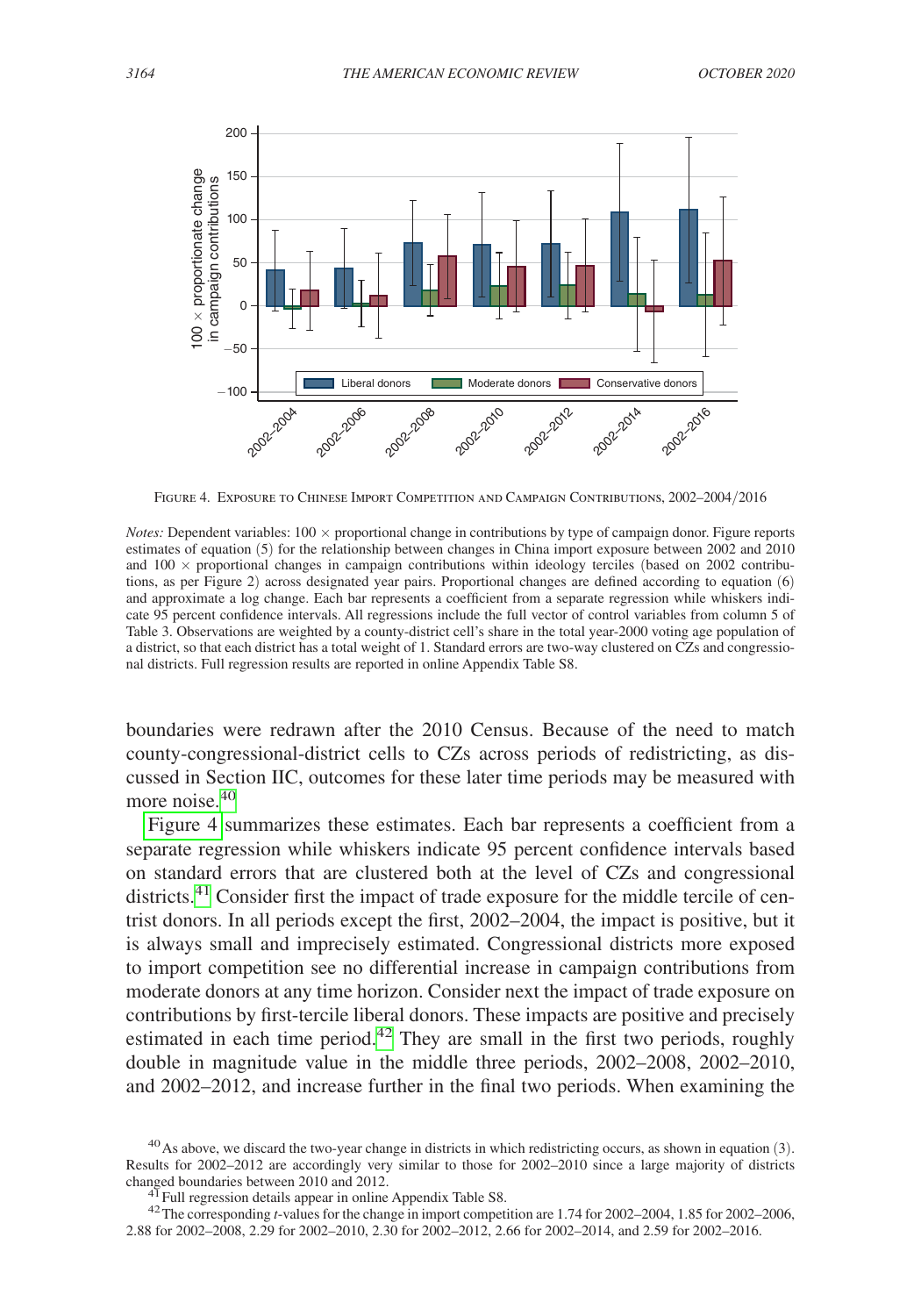Figure 4. Exposure to Chinese Import Competition and Campaign Contributions, 2002–2004/2016

*Notes:* Dependent variables: 100 × proportional change in contributions by type of campaign donor. Figure reports estimates of equation (5) for the relationship between changes in China import exposure between 2002 and 2010 and 100 × proportional changes in campaign contributions within ideology terciles (based on 2002 contributions, as per Figure 2) across designated year pairs. Proportional changes are defined according to equation (6) and approximate a log change. Each bar represents a coefficient from a separate regression while whiskers indicate 95 percent confidence intervals. All regressions include the full vector of control variables from column 5 of Table 3. Observations are weighted by a county-district cell's share in the total year-2000 voting age population of a district, so that each district has a total weight of 1. Standard errors are two-way clustered on CZs and congressional districts. Full regression results are reported in online Appendix Table S8.

boundaries were redrawn after the 2010 Census. Because of the need to match county-congressional-district cells to CZs across periods of redistricting, as discussed in Section IIC, outcomes for these later time periods may be measured with more noise.[40]

Figure 4 summarizes these estimates. Each bar represents a coefficient from a separate regression while whiskers indicate 95 percent confidence intervals based on standard errors that are clustered both at the level of CZs and congressional districts.[41] Consider first the impact of trade exposure for the middle tercile of centrist donors. In all periods except the first, 2002–2004, the impact is positive, but it is always small and imprecisely estimated. Congressional districts more exposed to import competition see no differential increase in campaign contributions from moderate donors at any time horizon. Consider next the impact of trade exposure on contributions by first-tercile liberal donors. These impacts are positive and precisely estimated in each time period.[42] They are small in the first two periods, roughly double in magnitude value in the middle three periods, 2002–2008, 2002–2010, and 2002–2012, and increase further in the final two periods. When examining the

[40] As above, we discard the two-year change in districts in which redistricting occurs, as shown in equation (3). Results for 2002–2012 are accordingly very similar to those for 2002–2010 since a large majority of districts changed boundaries between 2010 and 2012.

[41] Full regression details appear in online Appendix Table S8.

[42] The corresponding $t$-values for the change in import competition are 1.74 for 2002–2004, 1.85 for 2002–2006, 2.88 for 2002–2008, 2.29 for 2002–2010, 2.30 for 2002–2012, 2.66 for 2002–2014, and 2.59 for 2002–2016.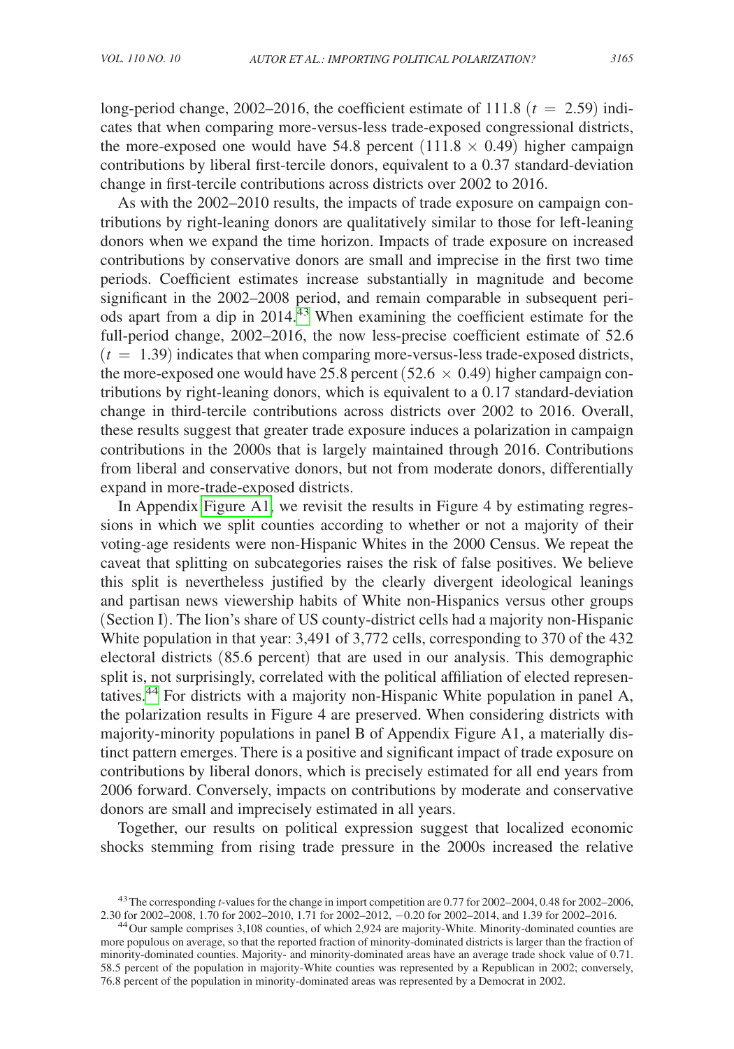long-period change, 2002–2016, the coefficient estimate of 111.8 ($t = 2.59$) indicates that when comparing more-versus-less trade-exposed congressional districts, the more-exposed one would have 54.8 percent ($111.8 \times 0.49$) higher campaign contributions by liberal first-tercile donors, equivalent to a 0.37 standard-deviation change in first-tercile contributions across districts over 2002 to 2016.

As with the 2002–2010 results, the impacts of trade exposure on campaign contributions by right-leaning donors are qualitatively similar to those for left-leaning donors when we expand the time horizon. Impacts of trade exposure on increased contributions by conservative donors are small and imprecise in the first two time periods. Coefficient estimates increase substantially in magnitude and become significant in the 2002–2008 period, and remain comparable in subsequent periods apart from a dip in 2014.[43] When examining the coefficient estimate for the full-period change, 2002–2016, the now less-precise coefficient estimate of 52.6 ($t = 1.39$) indicates that when comparing more-versus-less trade-exposed districts, the more-exposed one would have 25.8 percent ($52.6 \times 0.49$) higher campaign contributions by right-leaning donors, which is equivalent to a 0.17 standard-deviation change in third-tercile contributions across districts over 2002 to 2016. Overall, these results suggest that greater trade exposure induces a polarization in campaign contributions in the 2000s that is largely maintained through 2016. Contributions from liberal and conservative donors, but not from moderate donors, differentially expand in more-trade-exposed districts.

In Appendix Figure A1, we revisit the results in Figure 4 by estimating regressions in which we split counties according to whether or not a majority of their voting-age residents were non-Hispanic Whites in the 2000 Census. We repeat the caveat that splitting on subcategories raises the risk of false positives. We believe this split is nevertheless justified by the clearly divergent ideological leanings and partisan news viewership habits of White non-Hispanics versus other groups (Section I). The lion's share of US county-district cells had a majority non-Hispanic White population in that year: 3,491 of 3,772 cells, corresponding to 370 of the 432 electoral districts (85.6 percent) that are used in our analysis. This demographic split is, not surprisingly, correlated with the political affiliation of elected representatives.[44] For districts with a majority non-Hispanic White population in panel A, the polarization results in Figure 4 are preserved. When considering districts with majority-minority populations in panel B of Appendix Figure A1, a materially distinct pattern emerges. There is a positive and significant impact of trade exposure on contributions by liberal donors, which is precisely estimated for all end years from 2006 forward. Conversely, impacts on contributions by moderate and conservative donors are small and imprecisely estimated in all years.

Together, our results on political expression suggest that localized economic shocks stemming from rising trade pressure in the 2000s increased the relative

[43] The corresponding $t$-values for the change in import competition are 0.77 for 2002–2004, 0.48 for 2002–2006, 2.30 for 2002–2008, 1.70 for 2002–2010, 1.71 for 2002–2012, −0.20 for 2002–2014, and 1.39 for 2002–2016.

[44] Our sample comprises 3,108 counties, of which 2,924 are majority-White. Minority-dominated counties are more populous on average, so that the reported fraction of minority-dominated districts is larger than the fraction of minority-dominated counties. Majority- and minority-dominated areas have an average trade shock value of 0.71. 58.5 percent of the population in majority-White counties was represented by a Republican in 2002; conversely, 76.8 percent of the population in minority-dominated areas was represented by a Democrat in 2002.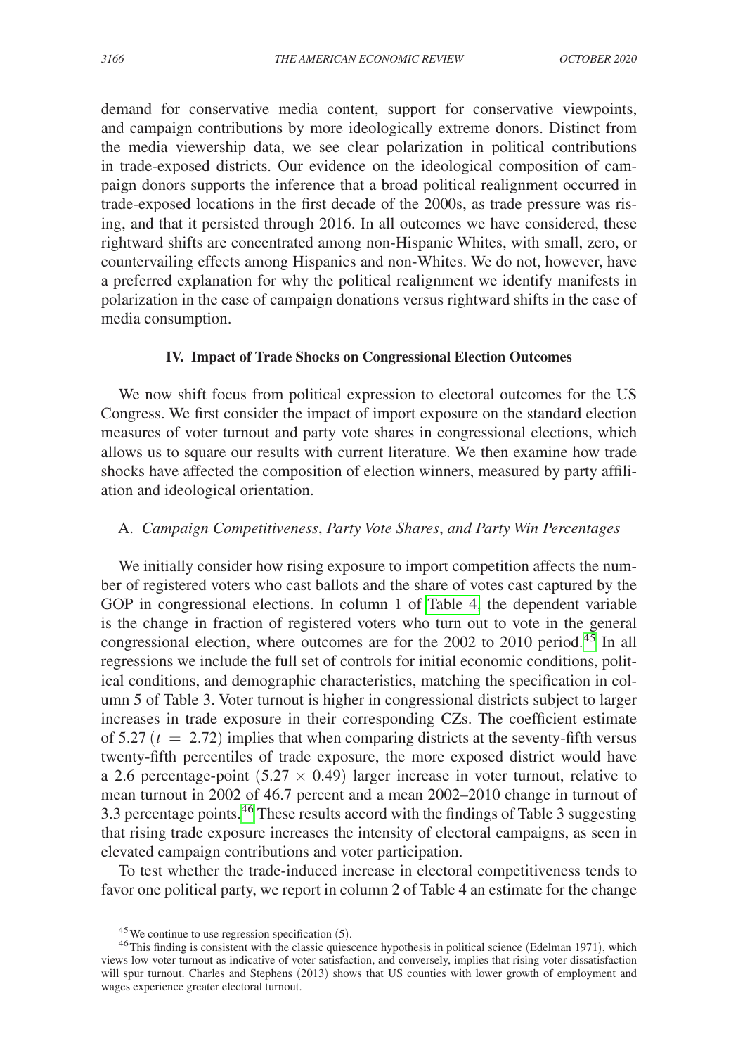demand for conservative media content, support for conservative viewpoints, and campaign contributions by more ideologically extreme donors. Distinct from the media viewership data, we see clear polarization in political contributions in trade-exposed districts. Our evidence on the ideological composition of campaign donors supports the inference that a broad political realignment occurred in trade-exposed locations in the first decade of the 2000s, as trade pressure was rising, and that it persisted through 2016. In all outcomes we have considered, these rightward shifts are concentrated among non-Hispanic Whites, with small, zero, or countervailing effects among Hispanics and non-Whites. We do not, however, have a preferred explanation for why the political realignment we identify manifests in polarization in the case of campaign donations versus rightward shifts in the case of media consumption.

## IV. Impact of Trade Shocks on Congressional Election Outcomes

We now shift focus from political expression to electoral outcomes for the US Congress. We first consider the impact of import exposure on the standard election measures of voter turnout and party vote shares in congressional elections, which allows us to square our results with current literature. We then examine how trade shocks have affected the composition of election winners, measured by party affiliation and ideological orientation.

### A. *Campaign Competitiveness, Party Vote Shares, and Party Win Percentages*

We initially consider how rising exposure to import competition affects the number of registered voters who cast ballots and the share of votes cast captured by the GOP in congressional elections. In column 1 of Table 4, the dependent variable is the change in fraction of registered voters who turn out to vote in the general congressional election, where outcomes are for the 2002 to 2010 period.[45] In all regressions we include the full set of controls for initial economic conditions, political conditions, and demographic characteristics, matching the specification in column 5 of Table 3. Voter turnout is higher in congressional districts subject to larger increases in trade exposure in their corresponding CZs. The coefficient estimate of 5.27 ($t = 2.72$) implies that when comparing districts at the seventy-fifth versus twenty-fifth percentiles of trade exposure, the more exposed district would have a 2.6 percentage-point ($5.27 \times 0.49$) larger increase in voter turnout, relative to mean turnout in 2002 of 46.7 percent and a mean 2002–2010 change in turnout of 3.3 percentage points.[46] These results accord with the findings of Table 3 suggesting that rising trade exposure increases the intensity of electoral campaigns, as seen in elevated campaign contributions and voter participation.

To test whether the trade-induced increase in electoral competitiveness tends to favor one political party, we report in column 2 of Table 4 an estimate for the change

[45] We continue to use regression specification (5).

[46] This finding is consistent with the classic quiescence hypothesis in political science (Edelman 1971), which views low voter turnout as indicative of voter satisfaction, and conversely, implies that rising voter dissatisfaction will spur turnout. Charles and Stephens (2013) shows that US counties with lower growth of employment and wages experience greater electoral turnout.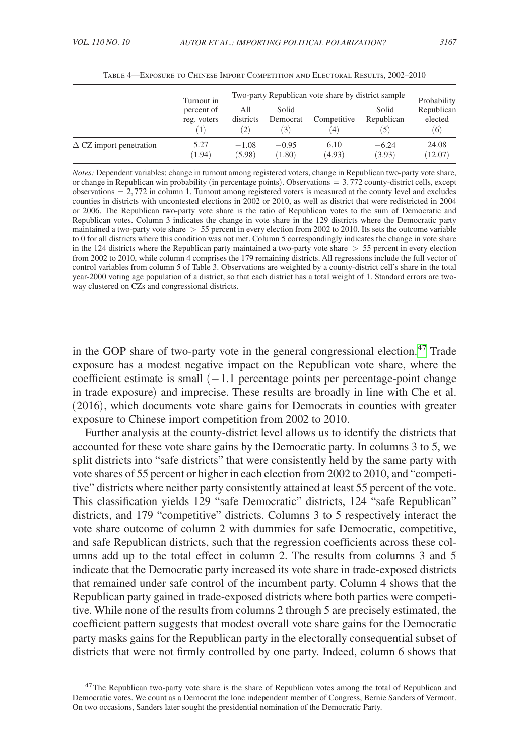Table 4—Exposure to Chinese Import Competition and Electoral Results, 2002–2010

| | Turnout in percent of reg. voters | Two-party Republican vote share by district sample | | | | Probability Republican elected |
|---|---|---|---|---|---|---|
| | | All districts | Solid Democrat | Competitive | Solid Republican | |
| | (1) | (2) | (3) | (4) | (5) | (6) |
| $\Delta$ CZ import penetration | 5.27 | −1.08 | −0.95 | 6.10 | −6.24 | 24.08 |
| | (1.94) | (5.98) | (1.80) | (4.93) | (3.93) | (12.07) |

*Notes:* Dependent variables: change in turnout among registered voters, change in Republican two-party vote share, or change in Republican win probability (in percentage points). Observations = 3,772 county-district cells, except observations = 2,772 in column 1. Turnout among registered voters is measured at the county level and excludes counties in districts with uncontested elections in 2002 or 2010, as well as district that were redistricted in 2004 or 2006. The Republican two-party vote share is the ratio of Republican votes to the sum of Democratic and Republican votes. Column 3 indicates the change in vote share in the 129 districts where the Democratic party maintained a two-party vote share > 55 percent in every election from 2002 to 2010. Its sets the outcome variable to 0 for all districts where this condition was not met. Column 5 correspondingly indicates the change in vote share in the 124 districts where the Republican party maintained a two-party vote share > 55 percent in every election from 2002 to 2010, while column 4 comprises the 179 remaining districts. All regressions include the full vector of control variables from column 5 of Table 3. Observations are weighted by a county-district cell's share in the total year-2000 voting age population of a district, so that each district has a total weight of 1. Standard errors are two-way clustered on CZs and congressional districts.

in the GOP share of two-party vote in the general congressional election.[47] Trade exposure has a modest negative impact on the Republican vote share, where the coefficient estimate is small (−1.1 percentage points per percentage-point change in trade exposure) and imprecise. These results are broadly in line with Che et al. (2016), which documents vote share gains for Democrats in counties with greater exposure to Chinese import competition from 2002 to 2010.

Further analysis at the county-district level allows us to identify the districts that accounted for these vote share gains by the Democratic party. In columns 3 to 5, we split districts into "safe districts" that were consistently held by the same party with vote shares of 55 percent or higher in each election from 2002 to 2010, and "competitive" districts where neither party consistently attained at least 55 percent of the vote. This classification yields 129 "safe Democratic" districts, 124 "safe Republican" districts, and 179 "competitive" districts. Columns 3 to 5 respectively interact the vote share outcome of column 2 with dummies for safe Democratic, competitive, and safe Republican districts, such that the regression coefficients across these columns add up to the total effect in column 2. The results from columns 3 and 5 indicate that the Democratic party increased its vote share in trade-exposed districts that remained under safe control of the incumbent party. Column 4 shows that the Republican party gained in trade-exposed districts where both parties were competitive. While none of the results from columns 2 through 5 are precisely estimated, the coefficient pattern suggests that modest overall vote share gains for the Democratic party masks gains for the Republican party in the electorally consequential subset of districts that were not firmly controlled by one party. Indeed, column 6 shows that

[47] The Republican two-party vote share is the share of Republican votes among the total of Republican and Democratic votes. We count as a Democrat the lone independent member of Congress, Bernie Sanders of Vermont. On two occasions, Sanders later sought the presidential nomination of the Democratic Party.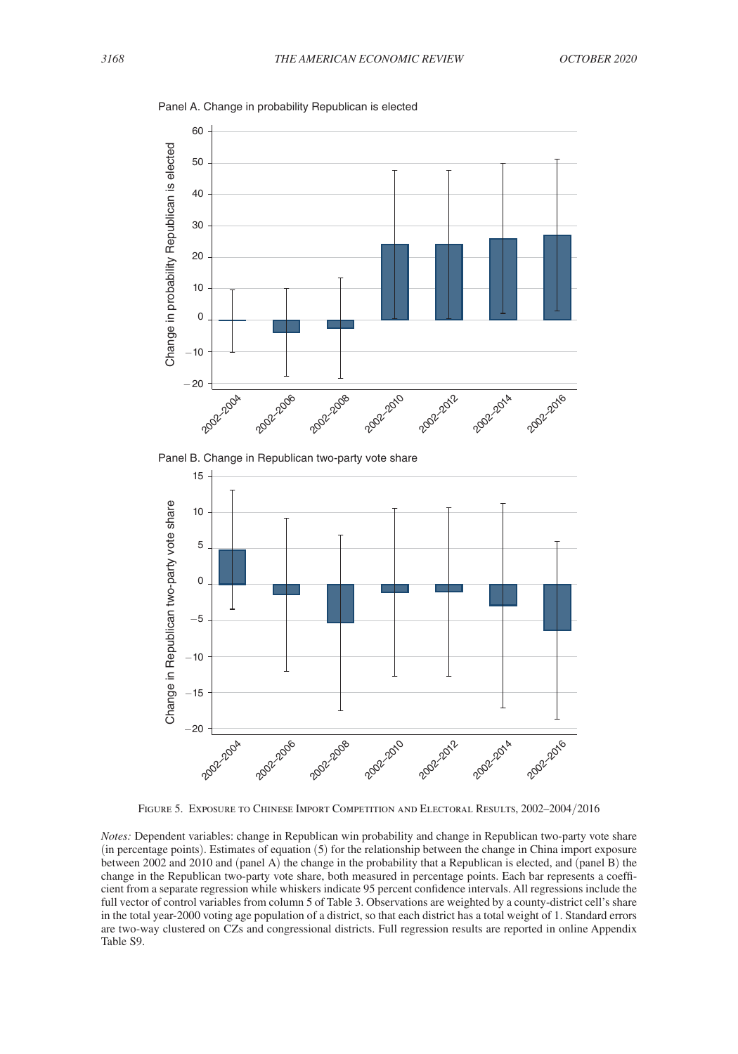Panel A. Change in probability Republican is elected

Panel B. Change in Republican two-party vote share

Figure 5. Exposure to Chinese Import Competition and Electoral Results, 2002–2004/2016

*Notes:* Dependent variables: change in Republican win probability and change in Republican two-party vote share (in percentage points). Estimates of equation (5) for the relationship between the change in China import exposure between 2002 and 2010 and (panel A) the change in the probability that a Republican is elected, and (panel B) the change in the Republican two-party vote share, both measured in percentage points. Each bar represents a coefficient from a separate regression while whiskers indicate 95 percent confidence intervals. All regressions include the full vector of control variables from column 5 of Table 3. Observations are weighted by a county-district cell's share in the total year-2000 voting age population of a district, so that each district has a total weight of 1. Standard errors are two-way clustered on CZs and congressional districts. Full regression results are reported in online Appendix Table S9.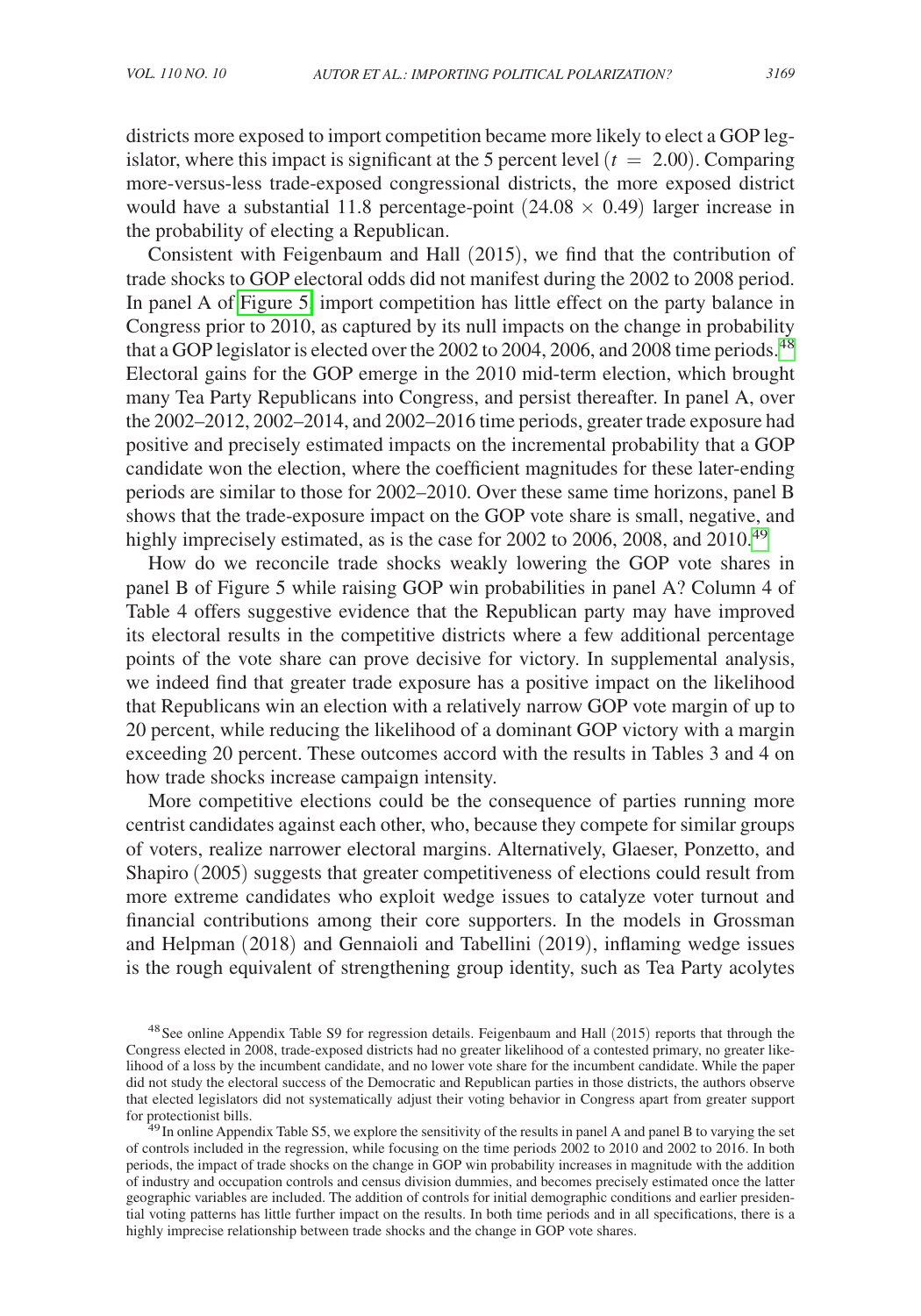districts more exposed to import competition became more likely to elect a GOP legislator, where this impact is significant at the 5 percent level ($t = 2.00$). Comparing more-versus-less trade-exposed congressional districts, the more exposed district would have a substantial 11.8 percentage-point ($24.08 \times 0.49$) larger increase in the probability of electing a Republican.

Consistent with Feigenbaum and Hall (2015), we find that the contribution of trade shocks to GOP electoral odds did not manifest during the 2002 to 2008 period. In panel A of Figure 5, import competition has little effect on the party balance in Congress prior to 2010, as captured by its null impacts on the change in probability that a GOP legislator is elected over the 2002 to 2004, 2006, and 2008 time periods.[48] Electoral gains for the GOP emerge in the 2010 mid-term election, which brought many Tea Party Republicans into Congress, and persist thereafter. In panel A, over the 2002–2012, 2002–2014, and 2002–2016 time periods, greater trade exposure had positive and precisely estimated impacts on the incremental probability that a GOP candidate won the election, where the coefficient magnitudes for these later-ending periods are similar to those for 2002–2010. Over these same time horizons, panel B shows that the trade-exposure impact on the GOP vote share is small, negative, and highly imprecisely estimated, as is the case for 2002 to 2006, 2008, and 2010.[49]

How do we reconcile trade shocks weakly lowering the GOP vote shares in panel B of Figure 5 while raising GOP win probabilities in panel A? Column 4 of Table 4 offers suggestive evidence that the Republican party may have improved its electoral results in the competitive districts where a few additional percentage points of the vote share can prove decisive for victory. In supplemental analysis, we indeed find that greater trade exposure has a positive impact on the likelihood that Republicans win an election with a relatively narrow GOP vote margin of up to 20 percent, while reducing the likelihood of a dominant GOP victory with a margin exceeding 20 percent. These outcomes accord with the results in Tables 3 and 4 on how trade shocks increase campaign intensity.

More competitive elections could be the consequence of parties running more centrist candidates against each other, who, because they compete for similar groups of voters, realize narrower electoral margins. Alternatively, Glaeser, Ponzetto, and Shapiro (2005) suggests that greater competitiveness of elections could result from more extreme candidates who exploit wedge issues to catalyze voter turnout and financial contributions among their core supporters. In the models in Grossman and Helpman (2018) and Gennaioli and Tabellini (2019), inflaming wedge issues is the rough equivalent of strengthening group identity, such as Tea Party acolytes

[48] See online Appendix Table S9 for regression details. Feigenbaum and Hall (2015) reports that through the Congress elected in 2008, trade-exposed districts had no greater likelihood of a contested primary, no greater likelihood of a loss by the incumbent candidate, and no lower vote share for the incumbent candidate. While the paper did not study the electoral success of the Democratic and Republican parties in those districts, the authors observe that elected legislators did not systematically adjust their voting behavior in Congress apart from greater support for protectionist bills.

[49] In online Appendix Table S5, we explore the sensitivity of the results in panel A and panel B to varying the set of controls included in the regression, while focusing on the time periods 2002 to 2010 and 2002 to 2016. In both periods, the impact of trade shocks on the change in GOP win probability increases in magnitude with the addition of industry and occupation controls and census division dummies, and becomes precisely estimated once the latter geographic variables are included. The addition of controls for initial demographic conditions and earlier presidential voting patterns has little further impact on the results. In both time periods and in all specifications, there is a highly imprecise relationship between trade shocks and the change in GOP vote shares.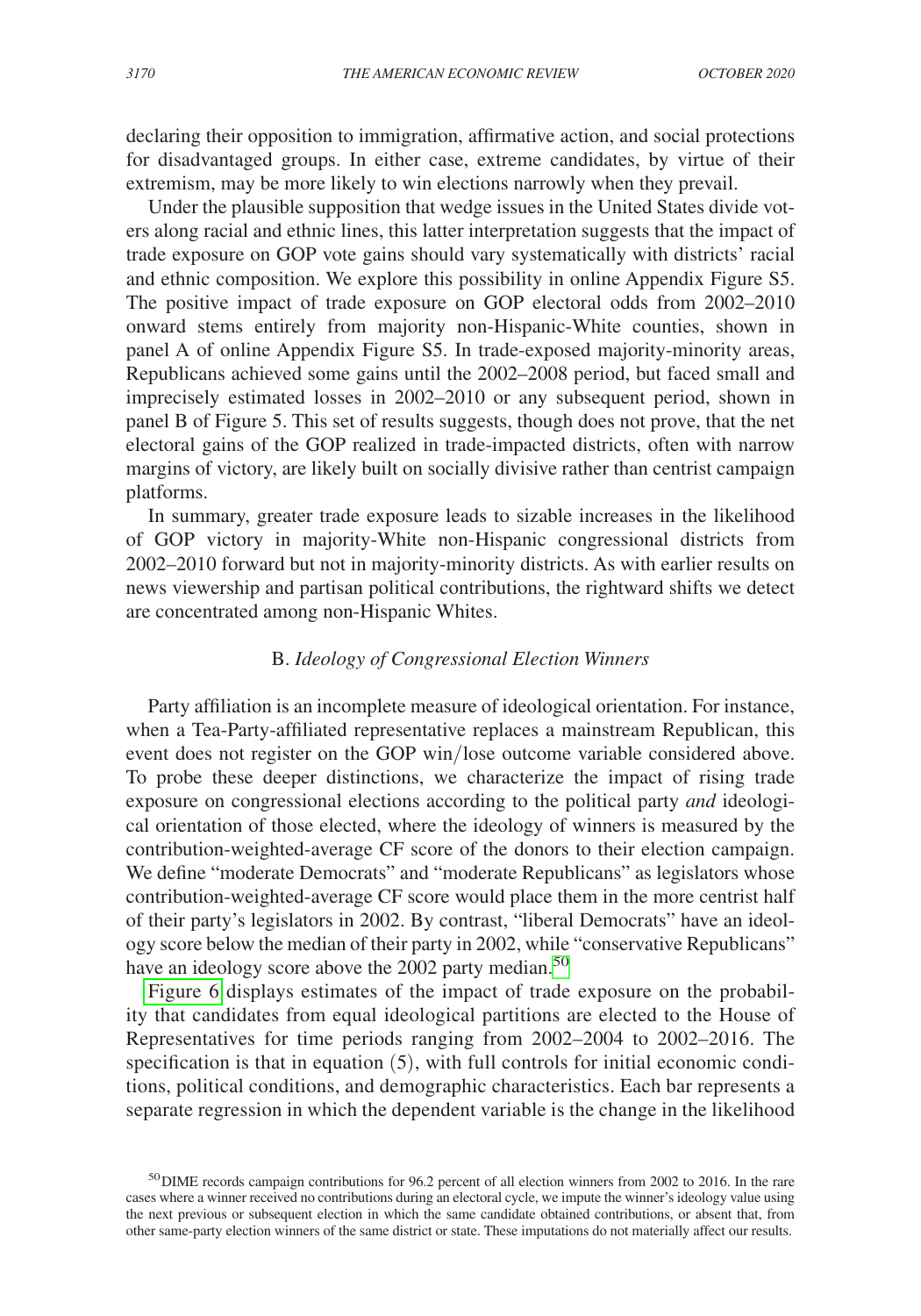declaring their opposition to immigration, affirmative action, and social protections for disadvantaged groups. In either case, extreme candidates, by virtue of their extremism, may be more likely to win elections narrowly when they prevail.

Under the plausible supposition that wedge issues in the United States divide voters along racial and ethnic lines, this latter interpretation suggests that the impact of trade exposure on GOP vote gains should vary systematically with districts' racial and ethnic composition. We explore this possibility in online Appendix Figure S5. The positive impact of trade exposure on GOP electoral odds from 2002–2010 onward stems entirely from majority non-Hispanic-White counties, shown in panel A of online Appendix Figure S5. In trade-exposed majority-minority areas, Republicans achieved some gains until the 2002–2008 period, but faced small and imprecisely estimated losses in 2002–2010 or any subsequent period, shown in panel B of Figure 5. This set of results suggests, though does not prove, that the net electoral gains of the GOP realized in trade-impacted districts, often with narrow margins of victory, are likely built on socially divisive rather than centrist campaign platforms.

In summary, greater trade exposure leads to sizable increases in the likelihood of GOP victory in majority-White non-Hispanic congressional districts from 2002–2010 forward but not in majority-minority districts. As with earlier results on news viewership and partisan political contributions, the rightward shifts we detect are concentrated among non-Hispanic Whites.

### B. *Ideology of Congressional Election Winners*

Party affiliation is an incomplete measure of ideological orientation. For instance, when a Tea-Party-affiliated representative replaces a mainstream Republican, this event does not register on the GOP win/lose outcome variable considered above. To probe these deeper distinctions, we characterize the impact of rising trade exposure on congressional elections according to the political party *and* ideological orientation of those elected, where the ideology of winners is measured by the contribution-weighted-average CF score of the donors to their election campaign. We define "moderate Democrats" and "moderate Republicans" as legislators whose contribution-weighted-average CF score would place them in the more centrist half of their party's legislators in 2002. By contrast, "liberal Democrats" have an ideology score below the median of their party in 2002, while "conservative Republicans" have an ideology score above the 2002 party median.[50]

Figure 6 displays estimates of the impact of trade exposure on the probability that candidates from equal ideological partitions are elected to the House of Representatives for time periods ranging from 2002–2004 to 2002–2016. The specification is that in equation (5), with full controls for initial economic conditions, political conditions, and demographic characteristics. Each bar represents a separate regression in which the dependent variable is the change in the likelihood

[50] DIME records campaign contributions for 96.2 percent of all election winners from 2002 to 2016. In the rare cases where a winner received no contributions during an electoral cycle, we impute the winner's ideology value using the next previous or subsequent election in which the same candidate obtained contributions, or absent that, from other same-party election winners of the same district or state. These imputations do not materially affect our results.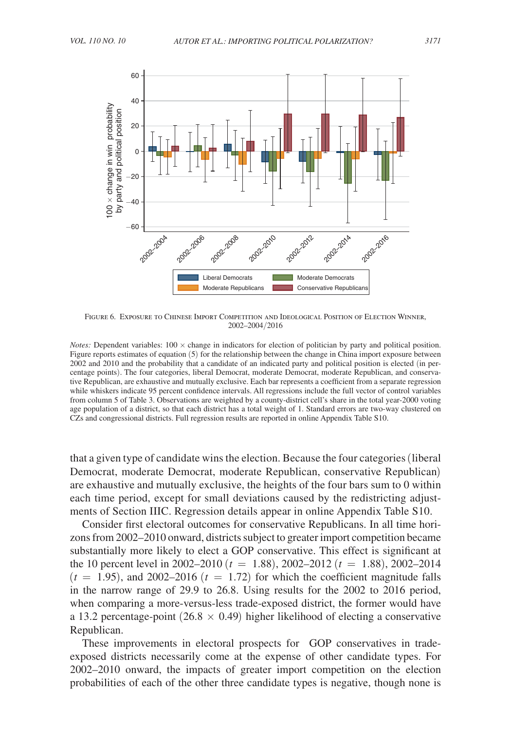Figure 6. Exposure to Chinese Import Competition and Ideological Position of Election Winner, 2002–2004/2016

*Notes:* Dependent variables: $100 \times$ change in indicators for election of politician by party and political position. Figure reports estimates of equation (5) for the relationship between the change in China import exposure between 2002 and 2010 and the probability that a candidate of an indicated party and political position is elected (in percentage points). The four categories, liberal Democrat, moderate Democrat, moderate Republican, and conservative Republican, are exhaustive and mutually exclusive. Each bar represents a coefficient from a separate regression while whiskers indicate 95 percent confidence intervals. All regressions include the full vector of control variables from column 5 of Table 3. Observations are weighted by a county-district cell's share in the total year-2000 voting age population of a district, so that each district has a total weight of 1. Standard errors are two-way clustered on CZs and congressional districts. Full regression results are reported in online Appendix Table S10.

that a given type of candidate wins the election. Because the four categories (liberal Democrat, moderate Democrat, moderate Republican, conservative Republican) are exhaustive and mutually exclusive, the heights of the four bars sum to 0 within each time period, except for small deviations caused by the redistricting adjustments of Section IIIC. Regression details appear in online Appendix Table S10.

Consider first electoral outcomes for conservative Republicans. In all time horizons from 2002–2010 onward, districts subject to greater import competition became substantially more likely to elect a GOP conservative. This effect is significant at the 10 percent level in 2002–2010 ($t = 1.88$), 2002–2012 ($t = 1.88$), 2002–2014 ($t = 1.95$), and 2002–2016 ($t = 1.72$) for which the coefficient magnitude falls in the narrow range of 29.9 to 26.8. Using results for the 2002 to 2016 period, when comparing a more-versus-less trade-exposed district, the former would have a 13.2 percentage-point ($26.8 \times 0.49$) higher likelihood of electing a conservative Republican.

These improvements in electoral prospects for GOP conservatives in trade-exposed districts necessarily come at the expense of other candidate types. For 2002–2010 onward, the impacts of greater import competition on the election probabilities of each of the other three candidate types is negative, though none is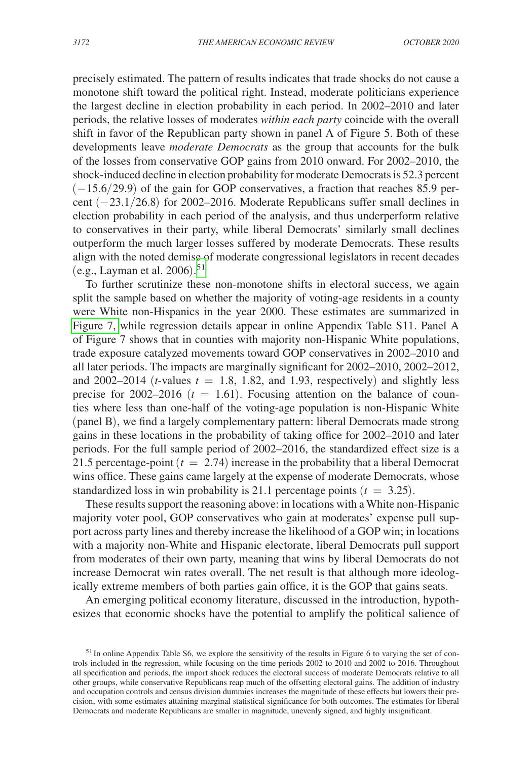precisely estimated. The pattern of results indicates that trade shocks do not cause a monotone shift toward the political right. Instead, moderate politicians experience the largest decline in election probability in each period. In 2002–2010 and later periods, the relative losses of moderates *within each party* coincide with the overall shift in favor of the Republican party shown in panel A of Figure 5. Both of these developments leave *moderate Democrats* as the group that accounts for the bulk of the losses from conservative GOP gains from 2010 onward. For 2002–2010, the shock-induced decline in election probability for moderate Democrats is 52.3 percent $(-15.6/29.9)$ of the gain for GOP conservatives, a fraction that reaches 85.9 percent $(-23.1/26.8)$ for 2002–2016. Moderate Republicans suffer small declines in election probability in each period of the analysis, and thus underperform relative to conservatives in their party, while liberal Democrats' similarly small declines outperform the much larger losses suffered by moderate Democrats. These results align with the noted demise of moderate congressional legislators in recent decades (e.g., Layman et al. 2006).[51]

To further scrutinize these non-monotone shifts in electoral success, we again split the sample based on whether the majority of voting-age residents in a county were White non-Hispanics in the year 2000. These estimates are summarized in Figure 7, while regression details appear in online Appendix Table S11. Panel A of Figure 7 shows that in counties with majority non-Hispanic White populations, trade exposure catalyzed movements toward GOP conservatives in 2002–2010 and all later periods. The impacts are marginally significant for 2002–2010, 2002–2012, and 2002–2014 (*t*-values $t = 1.8$, 1.82, and 1.93, respectively) and slightly less precise for 2002–2016 $(t = 1.61)$. Focusing attention on the balance of counties where less than one-half of the voting-age population is non-Hispanic White (panel B), we find a largely complementary pattern: liberal Democrats made strong gains in these locations in the probability of taking office for 2002–2010 and later periods. For the full sample period of 2002–2016, the standardized effect size is a 21.5 percentage-point $(t = 2.74)$ increase in the probability that a liberal Democrat wins office. These gains came largely at the expense of moderate Democrats, whose standardized loss in win probability is 21.1 percentage points $(t = 3.25)$.

These results support the reasoning above: in locations with a White non-Hispanic majority voter pool, GOP conservatives who gain at moderates' expense pull support across party lines and thereby increase the likelihood of a GOP win; in locations with a majority non-White and Hispanic electorate, liberal Democrats pull support from moderates of their own party, meaning that wins by liberal Democrats do not increase Democrat win rates overall. The net result is that although more ideologically extreme members of both parties gain office, it is the GOP that gains seats.

An emerging political economy literature, discussed in the introduction, hypothesizes that economic shocks have the potential to amplify the political salience of

[51] In online Appendix Table S6, we explore the sensitivity of the results in Figure 6 to varying the set of controls included in the regression, while focusing on the time periods 2002 to 2010 and 2002 to 2016. Throughout all specification and periods, the import shock reduces the electoral success of moderate Democrats relative to all other groups, while conservative Republicans reap much of the offsetting electoral gains. The addition of industry and occupation controls and census division dummies increases the magnitude of these effects but lowers their precision, with some estimates attaining marginal statistical significance for both outcomes. The estimates for liberal Democrats and moderate Republicans are smaller in magnitude, unevenly signed, and highly insignificant.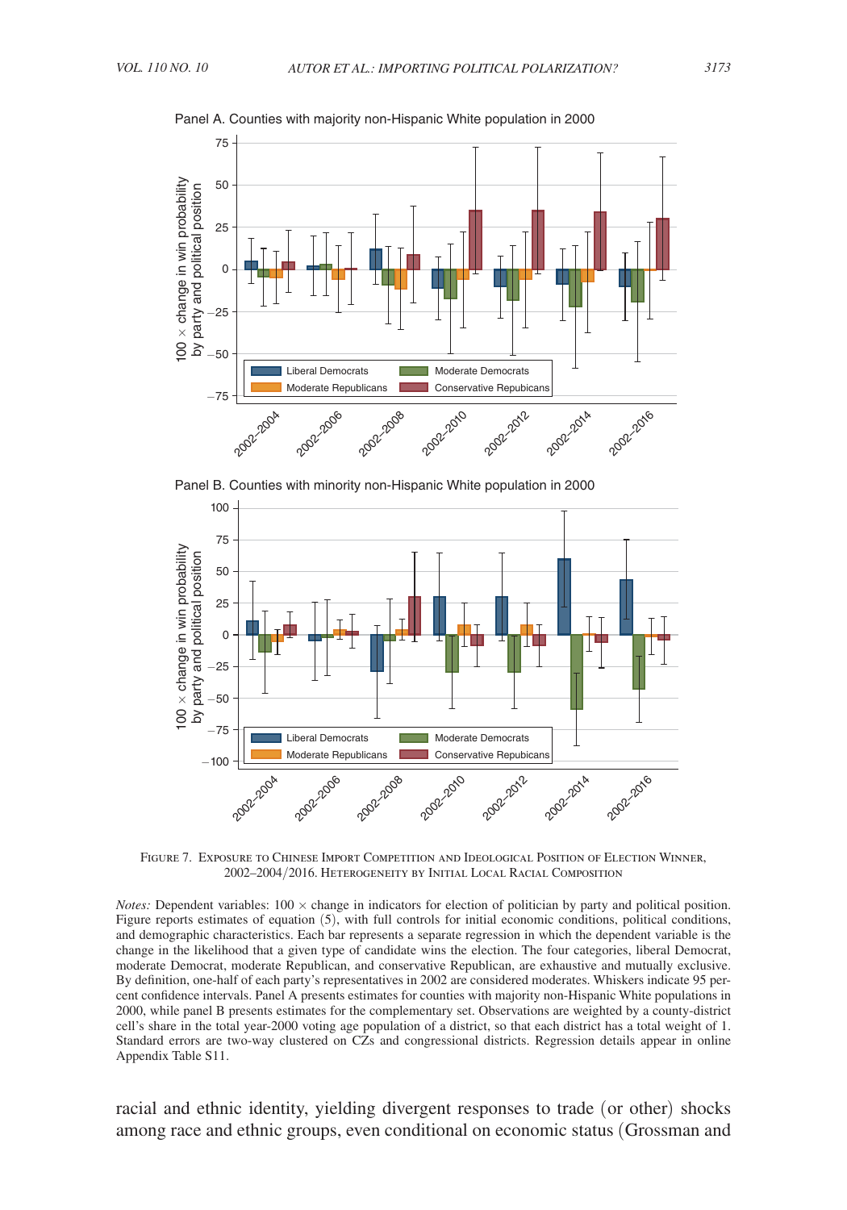Panel A. Counties with majority non-Hispanic White population in 2000

Panel B. Counties with minority non-Hispanic White population in 2000

FIGURE 7. EXPOSURE TO CHINESE IMPORT COMPETITION AND IDEOLOGICAL POSITION OF ELECTION WINNER, 2002–2004/2016. HETEROGENEITY BY INITIAL LOCAL RACIAL COMPOSITION

*Notes:* Dependent variables: 100 × change in indicators for election of politician by party and political position. Figure reports estimates of equation (5), with full controls for initial economic conditions, political conditions, and demographic characteristics. Each bar represents a separate regression in which the dependent variable is the change in the likelihood that a given type of candidate wins the election. The four categories, liberal Democrat, moderate Democrat, moderate Republican, and conservative Republican, are exhaustive and mutually exclusive. By definition, one-half of each party's representatives in 2002 are considered moderates. Whiskers indicate 95 percent confidence intervals. Panel A presents estimates for counties with majority non-Hispanic White populations in 2000, while panel B presents estimates for the complementary set. Observations are weighted by a county-district cell's share in the total year-2000 voting age population of a district, so that each district has a total weight of 1. Standard errors are two-way clustered on CZs and congressional districts. Regression details appear in online Appendix Table S11.

racial and ethnic identity, yielding divergent responses to trade (or other) shocks among race and ethnic groups, even conditional on economic status (Grossman and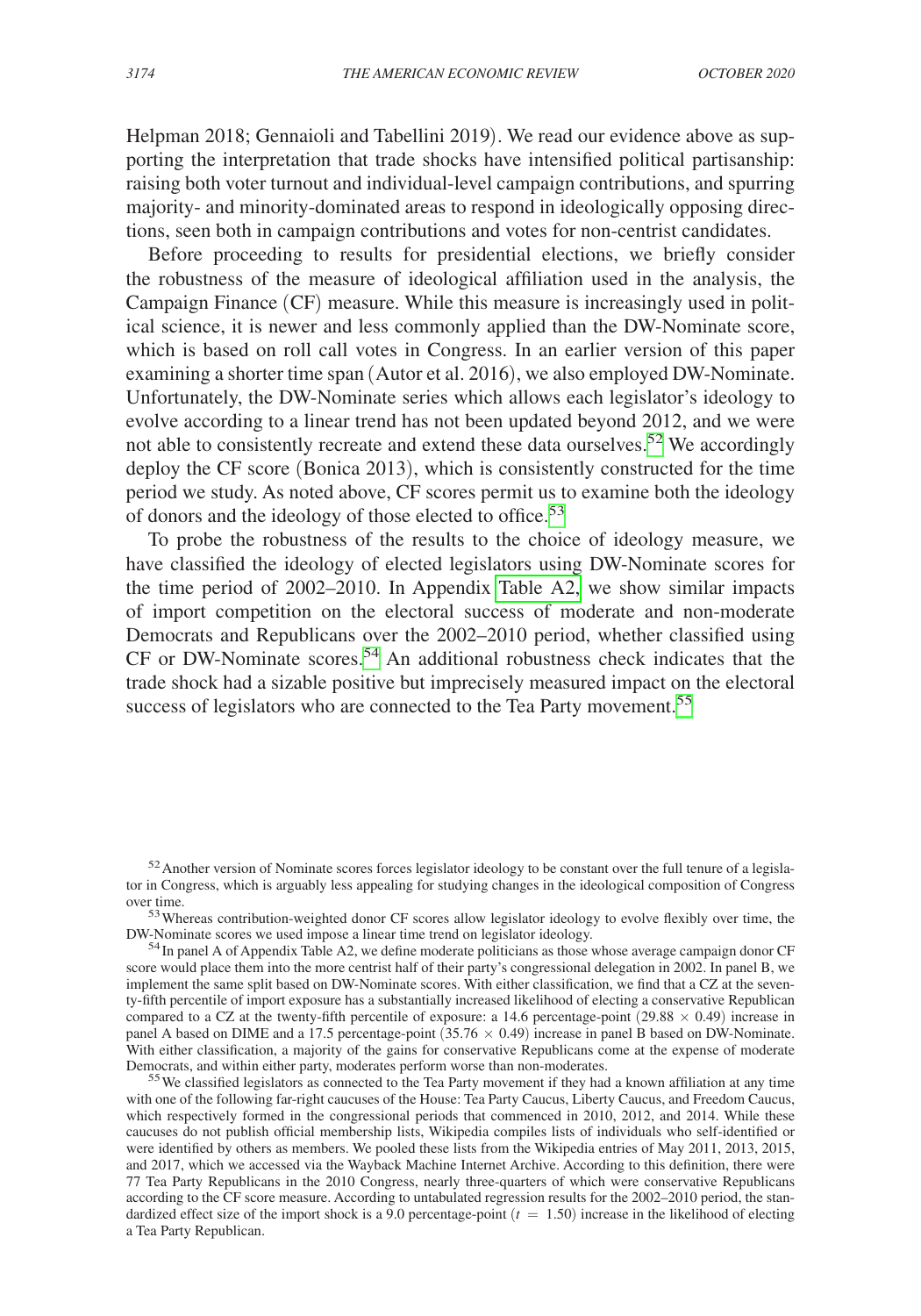Helpman 2018; Gennaioli and Tabellini 2019). We read our evidence above as supporting the interpretation that trade shocks have intensified political partisanship: raising both voter turnout and individual-level campaign contributions, and spurring majority- and minority-dominated areas to respond in ideologically opposing directions, seen both in campaign contributions and votes for non-centrist candidates.

Before proceeding to results for presidential elections, we briefly consider the robustness of the measure of ideological affiliation used in the analysis, the Campaign Finance (CF) measure. While this measure is increasingly used in political science, it is newer and less commonly applied than the DW-Nominate score, which is based on roll call votes in Congress. In an earlier version of this paper examining a shorter time span (Autor et al. 2016), we also employed DW-Nominate. Unfortunately, the DW-Nominate series which allows each legislator's ideology to evolve according to a linear trend has not been updated beyond 2012, and we were not able to consistently recreate and extend these data ourselves.[52] We accordingly deploy the CF score (Bonica 2013), which is consistently constructed for the time period we study. As noted above, CF scores permit us to examine both the ideology of donors and the ideology of those elected to office.[53]

To probe the robustness of the results to the choice of ideology measure, we have classified the ideology of elected legislators using DW-Nominate scores for the time period of 2002–2010. In Appendix Table A2, we show similar impacts of import competition on the electoral success of moderate and non-moderate Democrats and Republicans over the 2002–2010 period, whether classified using CF or DW-Nominate scores.[54] An additional robustness check indicates that the trade shock had a sizable positive but imprecisely measured impact on the electoral success of legislators who are connected to the Tea Party movement.[55]

[52] Another version of Nominate scores forces legislator ideology to be constant over the full tenure of a legislator in Congress, which is arguably less appealing for studying changes in the ideological composition of Congress over time.

[53] Whereas contribution-weighted donor CF scores allow legislator ideology to evolve flexibly over time, the DW-Nominate scores we used impose a linear time trend on legislator ideology.

[54] In panel A of Appendix Table A2, we define moderate politicians as those whose average campaign donor CF score would place them into the more centrist half of their party's congressional delegation in 2002. In panel B, we implement the same split based on DW-Nominate scores. With either classification, we find that a CZ at the seventy-fifth percentile of import exposure has a substantially increased likelihood of electing a conservative Republican compared to a CZ at the twenty-fifth percentile of exposure: a 14.6 percentage-point ($29.88 \times 0.49$) increase in panel A based on DIME and a 17.5 percentage-point ($35.76 \times 0.49$) increase in panel B based on DW-Nominate. With either classification, a majority of the gains for conservative Republicans come at the expense of moderate Democrats, and within either party, moderates perform worse than non-moderates.

[55] We classified legislators as connected to the Tea Party movement if they had a known affiliation at any time with one of the following far-right caucuses of the House: Tea Party Caucus, Liberty Caucus, and Freedom Caucus, which respectively formed in the congressional periods that commenced in 2010, 2012, and 2014. While these caucuses do not publish official membership lists, Wikipedia compiles lists of individuals who self-identified or were identified by others as members. We pooled these lists from the Wikipedia entries of May 2011, 2013, 2015, and 2017, which we accessed via the Wayback Machine Internet Archive. According to this definition, there were 77 Tea Party Republicans in the 2010 Congress, nearly three-quarters of which were conservative Republicans according to the CF score measure. According to untabulated regression results for the 2002–2010 period, the standardized effect size of the import shock is a 9.0 percentage-point ($t = 1.50$) increase in the likelihood of electing a Tea Party Republican.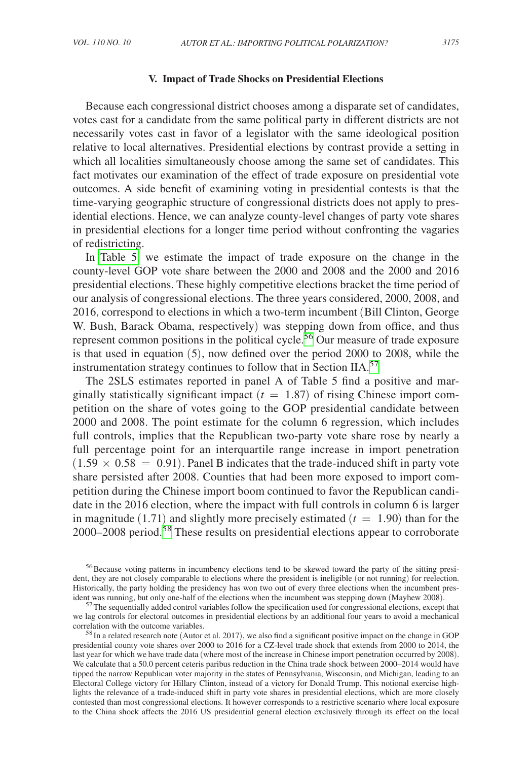## V. Impact of Trade Shocks on Presidential Elections

Because each congressional district chooses among a disparate set of candidates, votes cast for a candidate from the same political party in different districts are not necessarily votes cast in favor of a legislator with the same ideological position relative to local alternatives. Presidential elections by contrast provide a setting in which all localities simultaneously choose among the same set of candidates. This fact motivates our examination of the effect of trade exposure on presidential vote outcomes. A side benefit of examining voting in presidential contests is that the time-varying geographic structure of congressional districts does not apply to presidential elections. Hence, we can analyze county-level changes of party vote shares in presidential elections for a longer time period without confronting the vagaries of redistricting.

In Table 5, we estimate the impact of trade exposure on the change in the county-level GOP vote share between the 2000 and 2008 and the 2000 and 2016 presidential elections. These highly competitive elections bracket the time period of our analysis of congressional elections. The three years considered, 2000, 2008, and 2016, correspond to elections in which a two-term incumbent (Bill Clinton, George W. Bush, Barack Obama, respectively) was stepping down from office, and thus represent common positions in the political cycle.[56] Our measure of trade exposure is that used in equation (5), now defined over the period 2000 to 2008, while the instrumentation strategy continues to follow that in Section IIA.[57]

The 2SLS estimates reported in panel A of Table 5 find a positive and marginally statistically significant impact ($t = 1.87$) of rising Chinese import competition on the share of votes going to the GOP presidential candidate between 2000 and 2008. The point estimate for the column 6 regression, which includes full controls, implies that the Republican two-party vote share rose by nearly a full percentage point for an interquartile range increase in import penetration ($1.59 \times 0.58 = 0.91$). Panel B indicates that the trade-induced shift in party vote share persisted after 2008. Counties that had been more exposed to import competition during the Chinese import boom continued to favor the Republican candidate in the 2016 election, where the impact with full controls in column 6 is larger in magnitude (1.71) and slightly more precisely estimated ($t = 1.90$) than for the 2000–2008 period.[58] These results on presidential elections appear to corroborate

[56] Because voting patterns in incumbency elections tend to be skewed toward the party of the sitting president, they are not closely comparable to elections where the president is ineligible (or not running) for reelection. Historically, the party holding the presidency has won two out of every three elections when the incumbent president was running, but only one-half of the elections when the incumbent was stepping down (Mayhew 2008).

[57] The sequentially added control variables follow the specification used for congressional elections, except that we lag controls for electoral outcomes in presidential elections by an additional four years to avoid a mechanical correlation with the outcome variables.

[58] In a related research note (Autor et al. 2017), we also find a significant positive impact on the change in GOP presidential county vote shares over 2000 to 2016 for a CZ-level trade shock that extends from 2000 to 2014, the last year for which we have trade data (where most of the increase in Chinese import penetration occurred by 2008). We calculate that a 50.0 percent ceteris paribus reduction in the China trade shock between 2000–2014 would have tipped the narrow Republican voter majority in the states of Pennsylvania, Wisconsin, and Michigan, leading to an Electoral College victory for Hillary Clinton, instead of a victory for Donald Trump. This notional exercise highlights the relevance of a trade-induced shift in party vote shares in presidential elections, which are more closely contested than most congressional elections. It however corresponds to a restrictive scenario where local exposure to the China shock affects the 2016 US presidential general election exclusively through its effect on the local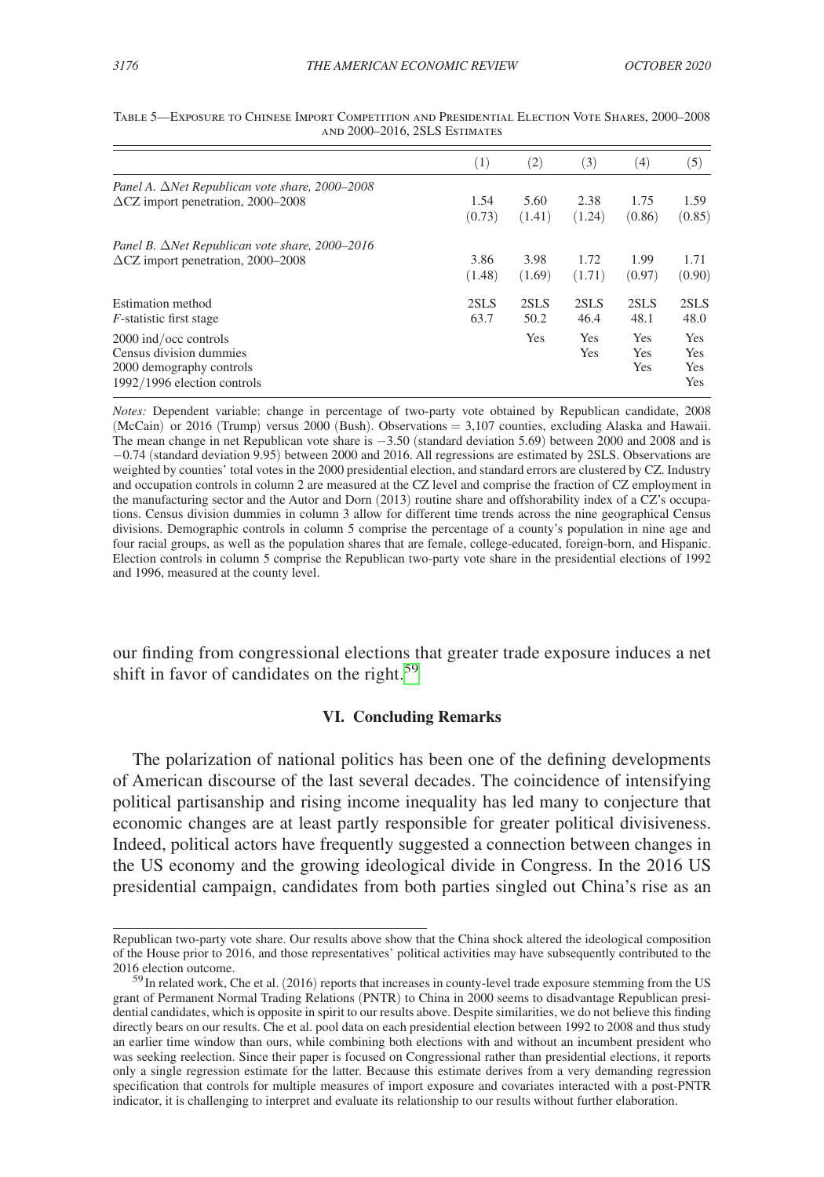Table 5—Exposure to Chinese Import Competition and Presidential Election Vote Shares, 2000–2008 and 2000–2016, 2SLS Estimates

| | (1) | (2) | (3) | (4) | (5) |
|---|---|---|---|---|---|
| *Panel A. ΔNet Republican vote share, 2000–2008* | | | | | |
| ΔCZ import penetration, 2000–2008 | 1.54 | 5.60 | 2.38 | 1.75 | 1.59 |
| | (0.73) | (1.41) | (1.24) | (0.86) | (0.85) |
| *Panel B. ΔNet Republican vote share, 2000–2016* | | | | | |
| ΔCZ import penetration, 2000–2008 | 3.86 | 3.98 | 1.72 | 1.99 | 1.71 |
| | (1.48) | (1.69) | (1.71) | (0.97) | (0.90) |
| Estimation method | 2SLS | 2SLS | 2SLS | 2SLS | 2SLS |
| *F*-statistic first stage | 63.7 | 50.2 | 46.4 | 48.1 | 48.0 |
| 2000 ind/occ controls | | Yes | Yes | Yes | Yes |
| Census division dummies | | | Yes | Yes | Yes |
| 2000 demography controls | | | | Yes | Yes |
| 1992/1996 election controls | | | | | Yes |

*Notes:* Dependent variable: change in percentage of two-party vote obtained by Republican candidate, 2008 (McCain) or 2016 (Trump) versus 2000 (Bush). Observations = 3,107 counties, excluding Alaska and Hawaii. The mean change in net Republican vote share is −3.50 (standard deviation 5.69) between 2000 and 2008 and is −0.74 (standard deviation 9.95) between 2000 and 2016. All regressions are estimated by 2SLS. Observations are weighted by counties' total votes in the 2000 presidential election, and standard errors are clustered by CZ. Industry and occupation controls in column 2 are measured at the CZ level and comprise the fraction of CZ employment in the manufacturing sector and the Autor and Dorn (2013) routine share and offshorability index of a CZ's occupations. Census division dummies in column 3 allow for different time trends across the nine geographical Census divisions. Demographic controls in column 5 comprise the percentage of a county's population in nine age and four racial groups, as well as the population shares that are female, college-educated, foreign-born, and Hispanic. Election controls in column 5 comprise the Republican two-party vote share in the presidential elections of 1992 and 1996, measured at the county level.

our finding from congressional elections that greater trade exposure induces a net shift in favor of candidates on the right.[59]

## VI. Concluding Remarks

The polarization of national politics has been one of the defining developments of American discourse of the last several decades. The coincidence of intensifying political partisanship and rising income inequality has led many to conjecture that economic changes are at least partly responsible for greater political divisiveness. Indeed, political actors have frequently suggested a connection between changes in the US economy and the growing ideological divide in Congress. In the 2016 US presidential campaign, candidates from both parties singled out China's rise as an

Republican two-party vote share. Our results above show that the China shock altered the ideological composition of the House prior to 2016, and those representatives' political activities may have subsequently contributed to the 2016 election outcome.

[59] In related work, Che et al. (2016) reports that increases in county-level trade exposure stemming from the US grant of Permanent Normal Trading Relations (PNTR) to China in 2000 seems to disadvantage Republican presidential candidates, which is opposite in spirit to our results above. Despite similarities, we do not believe this finding directly bears on our results. Che et al. pool data on each presidential election between 1992 to 2008 and thus study an earlier time window than ours, while combining both elections with and without an incumbent president who was seeking reelection. Since their paper is focused on Congressional rather than presidential elections, it reports only a single regression estimate for the latter. Because this estimate derives from a very demanding regression specification that controls for multiple measures of import exposure and covariates interacted with a post-PNTR indicator, it is challenging to interpret and evaluate its relationship to our results without further elaboration.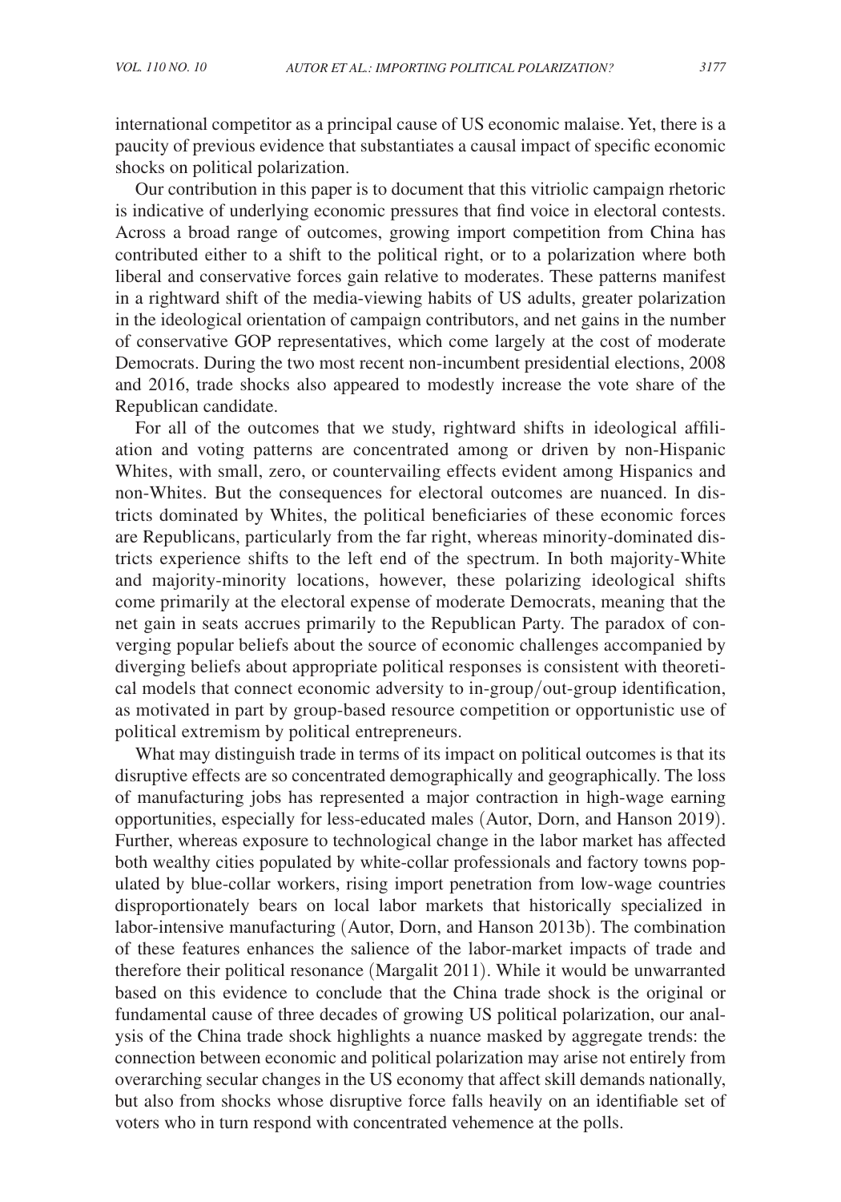international competitor as a principal cause of US economic malaise. Yet, there is a paucity of previous evidence that substantiates a causal impact of specific economic shocks on political polarization.

Our contribution in this paper is to document that this vitriolic campaign rhetoric is indicative of underlying economic pressures that find voice in electoral contests. Across a broad range of outcomes, growing import competition from China has contributed either to a shift to the political right, or to a polarization where both liberal and conservative forces gain relative to moderates. These patterns manifest in a rightward shift of the media-viewing habits of US adults, greater polarization in the ideological orientation of campaign contributors, and net gains in the number of conservative GOP representatives, which come largely at the cost of moderate Democrats. During the two most recent non-incumbent presidential elections, 2008 and 2016, trade shocks also appeared to modestly increase the vote share of the Republican candidate.

For all of the outcomes that we study, rightward shifts in ideological affiliation and voting patterns are concentrated among or driven by non-Hispanic Whites, with small, zero, or countervailing effects evident among Hispanics and non-Whites. But the consequences for electoral outcomes are nuanced. In districts dominated by Whites, the political beneficiaries of these economic forces are Republicans, particularly from the far right, whereas minority-dominated districts experience shifts to the left end of the spectrum. In both majority-White and majority-minority locations, however, these polarizing ideological shifts come primarily at the electoral expense of moderate Democrats, meaning that the net gain in seats accrues primarily to the Republican Party. The paradox of converging popular beliefs about the source of economic challenges accompanied by diverging beliefs about appropriate political responses is consistent with theoretical models that connect economic adversity to in-group/out-group identification, as motivated in part by group-based resource competition or opportunistic use of political extremism by political entrepreneurs.

What may distinguish trade in terms of its impact on political outcomes is that its disruptive effects are so concentrated demographically and geographically. The loss of manufacturing jobs has represented a major contraction in high-wage earning opportunities, especially for less-educated males (Autor, Dorn, and Hanson 2019). Further, whereas exposure to technological change in the labor market has affected both wealthy cities populated by white-collar professionals and factory towns populated by blue-collar workers, rising import penetration from low-wage countries disproportionately bears on local labor markets that historically specialized in labor-intensive manufacturing (Autor, Dorn, and Hanson 2013b). The combination of these features enhances the salience of the labor-market impacts of trade and therefore their political resonance (Margalit 2011). While it would be unwarranted based on this evidence to conclude that the China trade shock is the original or fundamental cause of three decades of growing US political polarization, our analysis of the China trade shock highlights a nuance masked by aggregate trends: the connection between economic and political polarization may arise not entirely from overarching secular changes in the US economy that affect skill demands nationally, but also from shocks whose disruptive force falls heavily on an identifiable set of voters who in turn respond with concentrated vehemence at the polls.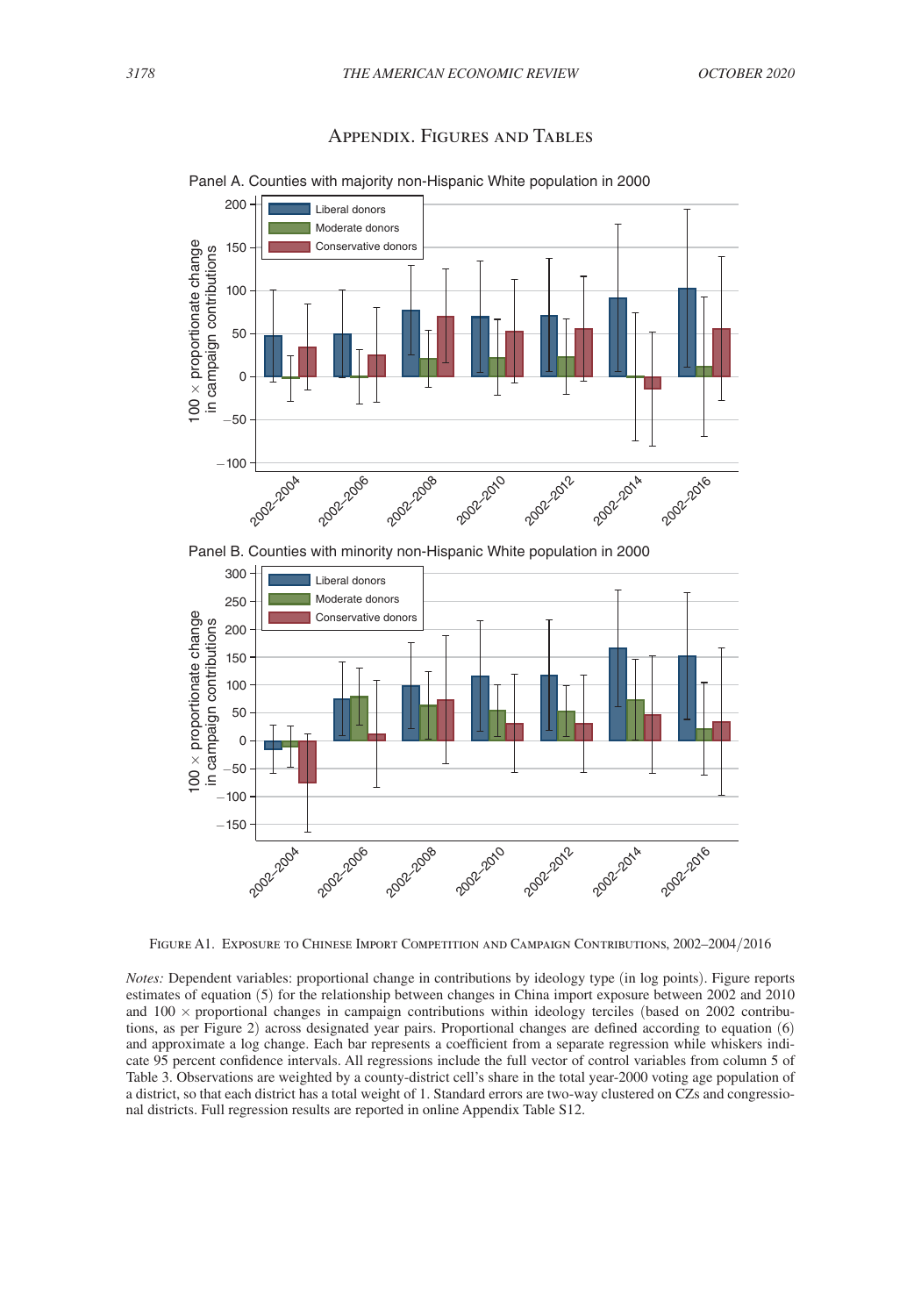# Appendix. Figures and Tables

Figure A1. Exposure to Chinese Import Competition and Campaign Contributions, 2002–2004/2016

*Notes:* Dependent variables: proportional change in contributions by ideology type (in log points). Figure reports estimates of equation (5) for the relationship between changes in China import exposure between 2002 and 2010 and 100 $\times$ proportional changes in campaign contributions within ideology terciles (based on 2002 contributions, as per Figure 2) across designated year pairs. Proportional changes are defined according to equation (6) and approximate a log change. Each bar represents a coefficient from a separate regression while whiskers indicate 95 percent confidence intervals. All regressions include the full vector of control variables from column 5 of Table 3. Observations are weighted by a county-district cell's share in the total year-2000 voting age population of a district, so that each district has a total weight of 1. Standard errors are two-way clustered on CZs and congressional districts. Full regression results are reported in online Appendix Table S12.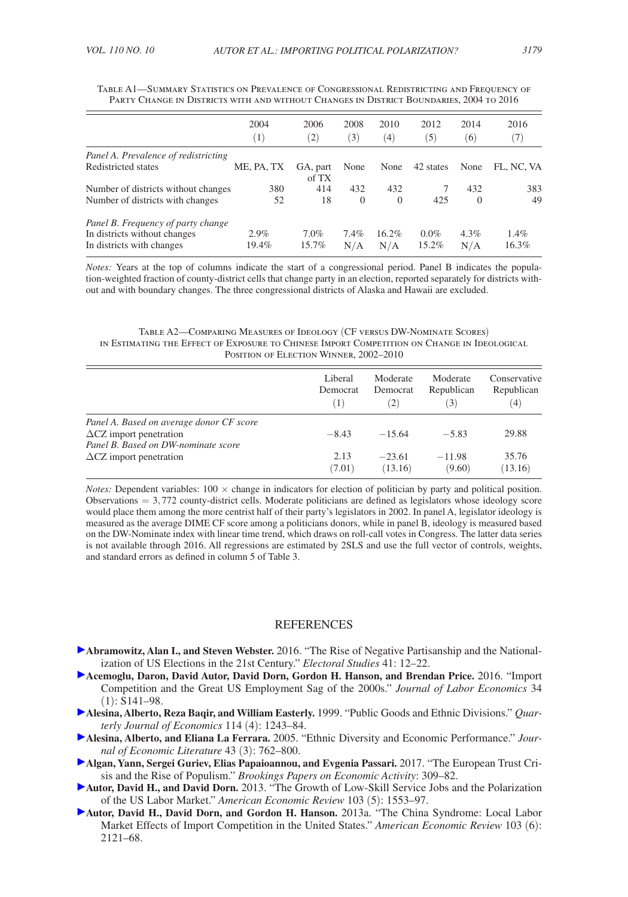Table A1—Summary Statistics on Prevalence of Congressional Redistricting and Frequency of Party Change in Districts with and without Changes in District Boundaries, 2004 to 2016

| | 2004 (1) | 2006 (2) | 2008 (3) | 2010 (4) | 2012 (5) | 2014 (6) | 2016 (7) |
|---|---|---|---|---|---|---|---|
| *Panel A. Prevalence of redistricting* | | | | | | | |
| Redistricted states | ME, PA, TX | GA, part of TX | None | None | 42 states | None | FL, NC, VA |
| Number of districts without changes | 380 | 414 | 432 | 432 | 7 | 432 | 383 |
| Number of districts with changes | 52 | 18 | 0 | 0 | 425 | 0 | 49 |
| *Panel B. Frequency of party change* | | | | | | | |
| In districts without changes | 2.9% | 7.0% | 7.4% | 16.2% | 0.0% | 4.3% | 1.4% |
| In districts with changes | 19.4% | 15.7% | N/A | N/A | 15.2% | N/A | 16.3% |

*Notes:* Years at the top of columns indicate the start of a congressional period. Panel B indicates the population-weighted fraction of county-district cells that change party in an election, reported separately for districts without and with boundary changes. The three congressional districts of Alaska and Hawaii are excluded.

Table A2—Comparing Measures of Ideology (CF versus DW-Nominate Scores) in Estimating the Effect of Exposure to Chinese Import Competition on Change in Ideological Position of Election Winner, 2002–2010

| | Liberal Democrat (1) | Moderate Democrat (2) | Moderate Republican (3) | Conservative Republican (4) |
|---|---|---|---|---|
| *Panel A. Based on average donor CF score* | | | | |
| $\Delta$CZ import penetration | −8.43 | −15.64 | −5.83 | 29.88 |
| *Panel B. Based on DW-nominate score* | | | | |
| $\Delta$CZ import penetration | 2.13 | −23.61 | −11.98 | 35.76 |
| | (7.01) | (13.16) | (9.60) | (13.16) |

*Notes:* Dependent variables: $100 \times$ change in indicators for election of politician by party and political position. Observations = 3,772 county-district cells. Moderate politicians are defined as legislators whose ideology score would place them among the more centrist half of their party's legislators in 2002. In panel A, legislator ideology is measured as the average DIME CF score among a politicians donors, while in panel B, ideology is measured based on the DW-Nominate index with linear time trend, which draws on roll-call votes in Congress. The latter data series is not available through 2016. All regressions are estimated by 2SLS and use the full vector of controls, weights, and standard errors as defined in column 5 of Table 3.

## REFERENCES

**Abramowitz, Alan I., and Steven Webster.** 2016. "The Rise of Negative Partisanship and the Nationalization of US Elections in the 21st Century." *Electoral Studies* 41: 12–22.

**Acemoglu, Daron, David Autor, David Dorn, Gordon H. Hanson, and Brendan Price.** 2016. "Import Competition and the Great US Employment Sag of the 2000s." *Journal of Labor Economics* 34 (1): S141–98.

**Alesina, Alberto, Reza Baqir, and William Easterly.** 1999. "Public Goods and Ethnic Divisions." *Quarterly Journal of Economics* 114 (4): 1243–84.

**Alesina, Alberto, and Eliana La Ferrara.** 2005. "Ethnic Diversity and Economic Performance." *Journal of Economic Literature* 43 (3): 762–800.

**Algan, Yann, Sergei Guriev, Elias Papaioannou, and Evgenia Passari.** 2017. "The European Trust Crisis and the Rise of Populism." *Brookings Papers on Economic Activity*: 309–82.

**Autor, David H., and David Dorn.** 2013. "The Growth of Low-Skill Service Jobs and the Polarization of the US Labor Market." *American Economic Review* 103 (5): 1553–97.

**Autor, David H., David Dorn, and Gordon H. Hanson.** 2013a. "The China Syndrome: Local Labor Market Effects of Import Competition in the United States." *American Economic Review* 103 (6): 2121–68.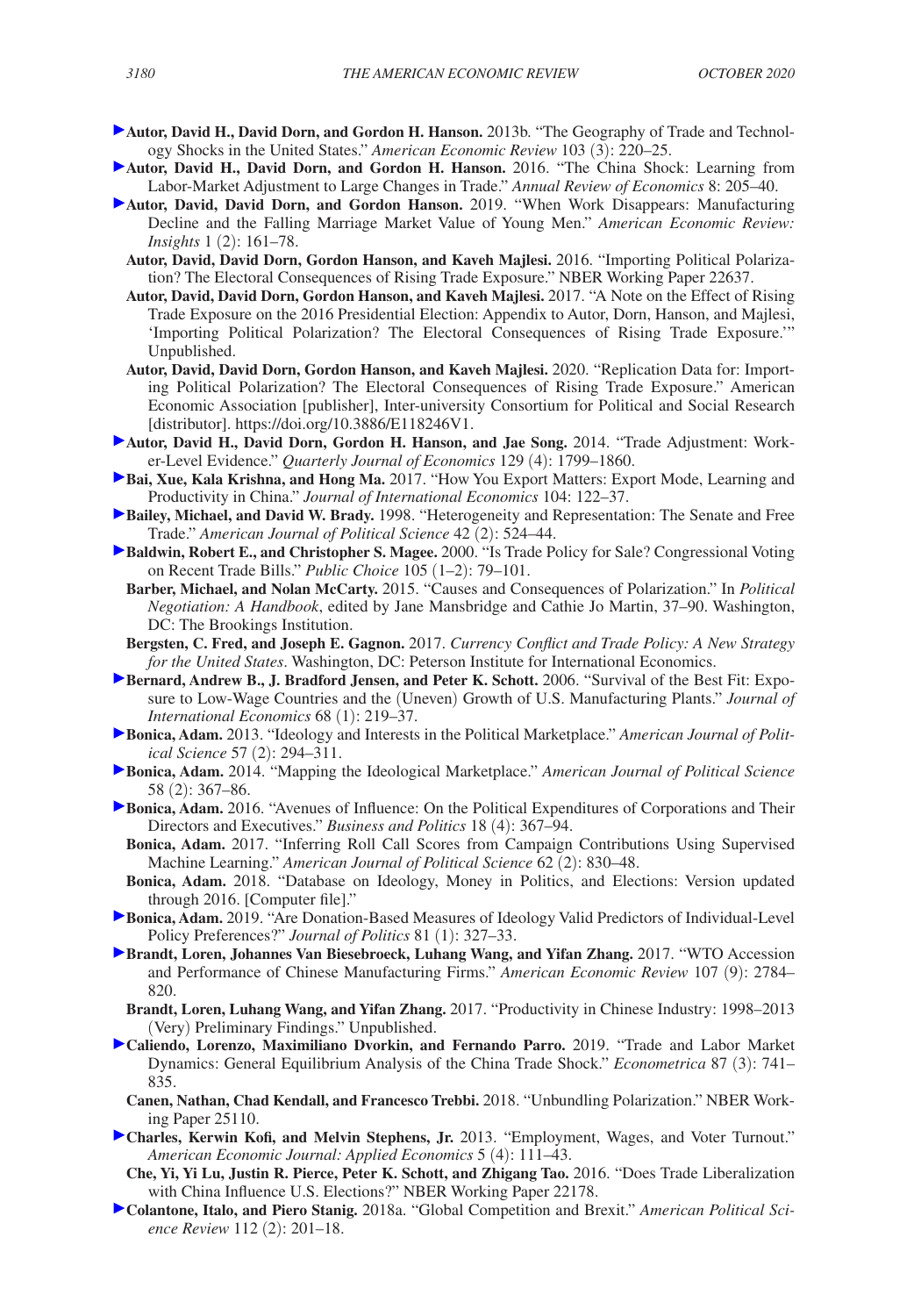**Autor, David H., David Dorn, and Gordon H. Hanson.** 2013b. "The Geography of Trade and Technology Shocks in the United States." *American Economic Review* 103 (3): 220–25.

**Autor, David H., David Dorn, and Gordon H. Hanson.** 2016. "The China Shock: Learning from Labor-Market Adjustment to Large Changes in Trade." *Annual Review of Economics* 8: 205–40.

**Autor, David, David Dorn, and Gordon Hanson.** 2019. "When Work Disappears: Manufacturing Decline and the Falling Marriage Market Value of Young Men." *American Economic Review: Insights* 1 (2): 161–78.

**Autor, David, David Dorn, Gordon Hanson, and Kaveh Majlesi.** 2016. "Importing Political Polarization? The Electoral Consequences of Rising Trade Exposure." NBER Working Paper 22637.

**Autor, David, David Dorn, Gordon Hanson, and Kaveh Majlesi.** 2017. "A Note on the Effect of Rising Trade Exposure on the 2016 Presidential Election: Appendix to Autor, Dorn, Hanson, and Majlesi, 'Importing Political Polarization? The Electoral Consequences of Rising Trade Exposure.'" Unpublished.

**Autor, David, David Dorn, Gordon Hanson, and Kaveh Majlesi.** 2020. "Replication Data for: Importing Political Polarization? The Electoral Consequences of Rising Trade Exposure." American Economic Association [publisher], Inter-university Consortium for Political and Social Research [distributor]. https://doi.org/10.3886/E118246V1.

**Autor, David H., David Dorn, Gordon H. Hanson, and Jae Song.** 2014. "Trade Adjustment: Worker-Level Evidence." *Quarterly Journal of Economics* 129 (4): 1799–1860.

**Bai, Xue, Kala Krishna, and Hong Ma.** 2017. "How You Export Matters: Export Mode, Learning and Productivity in China." *Journal of International Economics* 104: 122–37.

**Bailey, Michael, and David W. Brady.** 1998. "Heterogeneity and Representation: The Senate and Free Trade." *American Journal of Political Science* 42 (2): 524–44.

**Baldwin, Robert E., and Christopher S. Magee.** 2000. "Is Trade Policy for Sale? Congressional Voting on Recent Trade Bills." *Public Choice* 105 (1–2): 79–101.

**Barber, Michael, and Nolan McCarty.** 2015. "Causes and Consequences of Polarization." In *Political Negotiation: A Handbook*, edited by Jane Mansbridge and Cathie Jo Martin, 37–90. Washington, DC: The Brookings Institution.

**Bergsten, C. Fred, and Joseph E. Gagnon.** 2017. *Currency Conflict and Trade Policy: A New Strategy for the United States*. Washington, DC: Peterson Institute for International Economics.

**Bernard, Andrew B., J. Bradford Jensen, and Peter K. Schott.** 2006. "Survival of the Best Fit: Exposure to Low-Wage Countries and the (Uneven) Growth of U.S. Manufacturing Plants." *Journal of International Economics* 68 (1): 219–37.

**Bonica, Adam.** 2013. "Ideology and Interests in the Political Marketplace." *American Journal of Political Science* 57 (2): 294–311.

**Bonica, Adam.** 2014. "Mapping the Ideological Marketplace." *American Journal of Political Science* 58 (2): 367–86.

**Bonica, Adam.** 2016. "Avenues of Influence: On the Political Expenditures of Corporations and Their Directors and Executives." *Business and Politics* 18 (4): 367–94.

**Bonica, Adam.** 2017. "Inferring Roll Call Scores from Campaign Contributions Using Supervised Machine Learning." *American Journal of Political Science* 62 (2): 830–48.

**Bonica, Adam.** 2018. "Database on Ideology, Money in Politics, and Elections: Version updated through 2016. [Computer file]."

**Bonica, Adam.** 2019. "Are Donation-Based Measures of Ideology Valid Predictors of Individual-Level Policy Preferences?" *Journal of Politics* 81 (1): 327–33.

**Brandt, Loren, Johannes Van Biesebroeck, Luhang Wang, and Yifan Zhang.** 2017. "WTO Accession and Performance of Chinese Manufacturing Firms." *American Economic Review* 107 (9): 2784–820.

**Brandt, Loren, Luhang Wang, and Yifan Zhang.** 2017. "Productivity in Chinese Industry: 1998–2013 (Very) Preliminary Findings." Unpublished.

**Caliendo, Lorenzo, Maximiliano Dvorkin, and Fernando Parro.** 2019. "Trade and Labor Market Dynamics: General Equilibrium Analysis of the China Trade Shock." *Econometrica* 87 (3): 741–835.

**Canen, Nathan, Chad Kendall, and Francesco Trebbi.** 2018. "Unbundling Polarization." NBER Working Paper 25110.

**Charles, Kerwin Kofi, and Melvin Stephens, Jr.** 2013. "Employment, Wages, and Voter Turnout." *American Economic Journal: Applied Economics* 5 (4): 111–43.

**Che, Yi, Yi Lu, Justin R. Pierce, Peter K. Schott, and Zhigang Tao.** 2016. "Does Trade Liberalization with China Influence U.S. Elections?" NBER Working Paper 22178.

**Colantone, Italo, and Piero Stanig.** 2018a. "Global Competition and Brexit." *American Political Science Review* 112 (2): 201–18.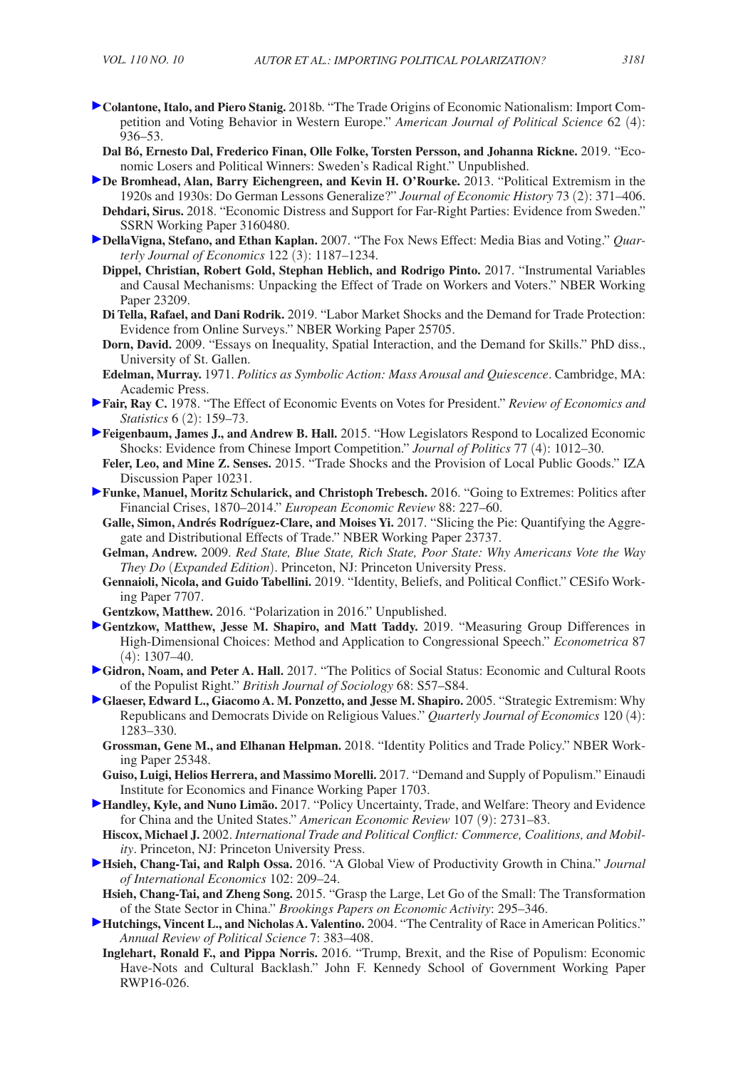**Colantone, Italo, and Piero Stanig.** 2018b. "The Trade Origins of Economic Nationalism: Import Competition and Voting Behavior in Western Europe." *American Journal of Political Science* 62 (4): 936–53.

**Dal Bó, Ernesto Dal, Frederico Finan, Olle Folke, Torsten Persson, and Johanna Rickne.** 2019. "Economic Losers and Political Winners: Sweden's Radical Right." Unpublished.

**De Bromhead, Alan, Barry Eichengreen, and Kevin H. O'Rourke.** 2013. "Political Extremism in the 1920s and 1930s: Do German Lessons Generalize?" *Journal of Economic History* 73 (2): 371–406.

**Dehdari, Sirus.** 2018. "Economic Distress and Support for Far-Right Parties: Evidence from Sweden." SSRN Working Paper 3160480.

**DellaVigna, Stefano, and Ethan Kaplan.** 2007. "The Fox News Effect: Media Bias and Voting." *Quarterly Journal of Economics* 122 (3): 1187–1234.

**Dippel, Christian, Robert Gold, Stephan Heblich, and Rodrigo Pinto.** 2017. "Instrumental Variables and Causal Mechanisms: Unpacking the Effect of Trade on Workers and Voters." NBER Working Paper 23209.

**Di Tella, Rafael, and Dani Rodrik.** 2019. "Labor Market Shocks and the Demand for Trade Protection: Evidence from Online Surveys." NBER Working Paper 25705.

**Dorn, David.** 2009. "Essays on Inequality, Spatial Interaction, and the Demand for Skills." PhD diss., University of St. Gallen.

**Edelman, Murray.** 1971. *Politics as Symbolic Action: Mass Arousal and Quiescence*. Cambridge, MA: Academic Press.

**Fair, Ray C.** 1978. "The Effect of Economic Events on Votes for President." *Review of Economics and Statistics* 6 (2): 159–73.

**Feigenbaum, James J., and Andrew B. Hall.** 2015. "How Legislators Respond to Localized Economic Shocks: Evidence from Chinese Import Competition." *Journal of Politics* 77 (4): 1012–30.

**Feler, Leo, and Mine Z. Senses.** 2015. "Trade Shocks and the Provision of Local Public Goods." IZA Discussion Paper 10231.

**Funke, Manuel, Moritz Schularick, and Christoph Trebesch.** 2016. "Going to Extremes: Politics after Financial Crises, 1870–2014." *European Economic Review* 88: 227–60.

**Galle, Simon, Andrés Rodríguez-Clare, and Moises Yi.** 2017. "Slicing the Pie: Quantifying the Aggregate and Distributional Effects of Trade." NBER Working Paper 23737.

**Gelman, Andrew.** 2009. *Red State, Blue State, Rich State, Poor State: Why Americans Vote the Way They Do* (*Expanded Edition*). Princeton, NJ: Princeton University Press.

**Gennaioli, Nicola, and Guido Tabellini.** 2019. "Identity, Beliefs, and Political Conflict." CESifo Working Paper 7707.

**Gentzkow, Matthew.** 2016. "Polarization in 2016." Unpublished.

**Gentzkow, Matthew, Jesse M. Shapiro, and Matt Taddy.** 2019. "Measuring Group Differences in High-Dimensional Choices: Method and Application to Congressional Speech." *Econometrica* 87 (4): 1307–40.

**Gidron, Noam, and Peter A. Hall.** 2017. "The Politics of Social Status: Economic and Cultural Roots of the Populist Right." *British Journal of Sociology* 68: S57–S84.

**Glaeser, Edward L., Giacomo A. M. Ponzetto, and Jesse M. Shapiro.** 2005. "Strategic Extremism: Why Republicans and Democrats Divide on Religious Values." *Quarterly Journal of Economics* 120 (4): 1283–330.

**Grossman, Gene M., and Elhanan Helpman.** 2018. "Identity Politics and Trade Policy." NBER Working Paper 25348.

**Guiso, Luigi, Helios Herrera, and Massimo Morelli.** 2017. "Demand and Supply of Populism." Einaudi Institute for Economics and Finance Working Paper 1703.

**Handley, Kyle, and Nuno Limão.** 2017. "Policy Uncertainty, Trade, and Welfare: Theory and Evidence for China and the United States." *American Economic Review* 107 (9): 2731–83.

**Hiscox, Michael J.** 2002. *International Trade and Political Conflict: Commerce, Coalitions, and Mobility*. Princeton, NJ: Princeton University Press.

**Hsieh, Chang-Tai, and Ralph Ossa.** 2016. "A Global View of Productivity Growth in China." *Journal of International Economics* 102: 209–24.

**Hsieh, Chang-Tai, and Zheng Song.** 2015. "Grasp the Large, Let Go of the Small: The Transformation of the State Sector in China." *Brookings Papers on Economic Activity*: 295–346.

**Hutchings, Vincent L., and Nicholas A. Valentino.** 2004. "The Centrality of Race in American Politics." *Annual Review of Political Science* 7: 383–408.

**Inglehart, Ronald F., and Pippa Norris.** 2016. "Trump, Brexit, and the Rise of Populism: Economic Have-Nots and Cultural Backlash." John F. Kennedy School of Government Working Paper RWP16-026.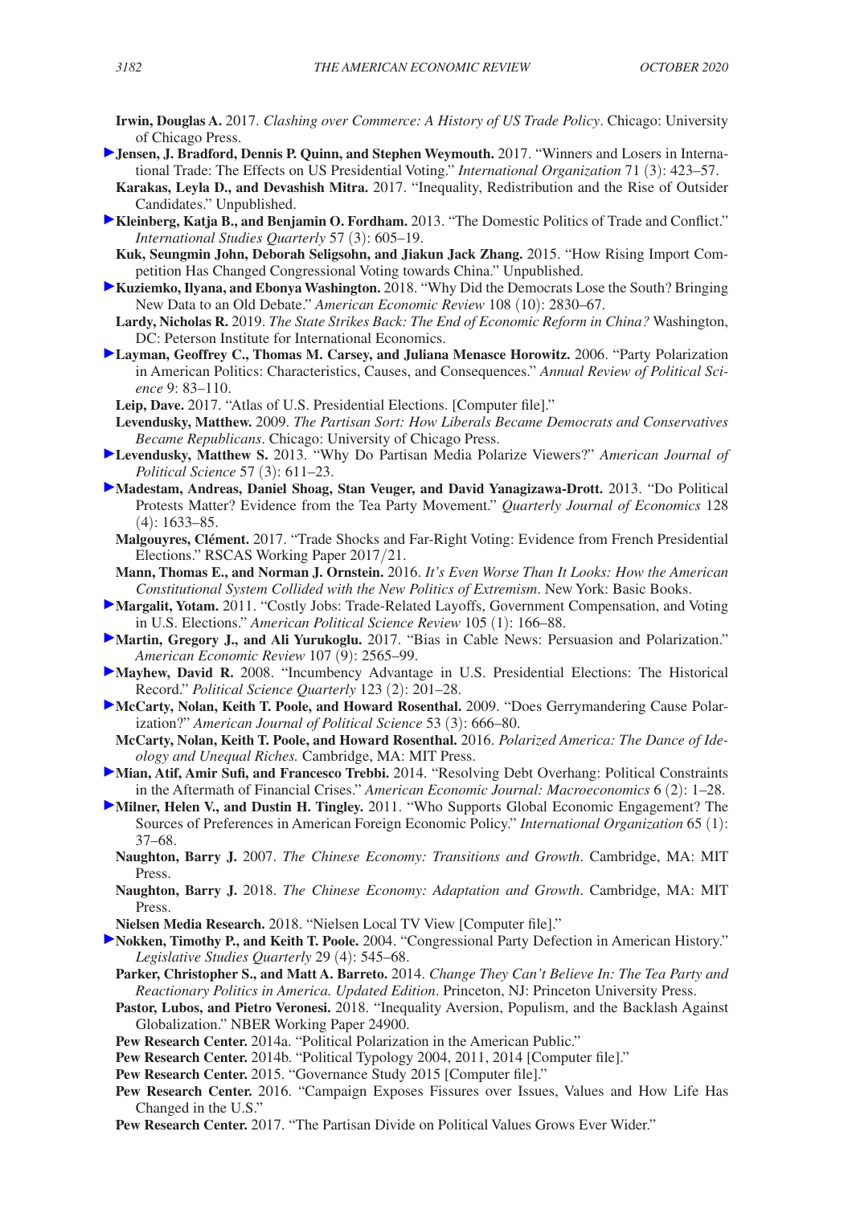**Irwin, Douglas A.** 2017. *Clashing over Commerce: A History of US Trade Policy*. Chicago: University of Chicago Press.

**Jensen, J. Bradford, Dennis P. Quinn, and Stephen Weymouth.** 2017. "Winners and Losers in International Trade: The Effects on US Presidential Voting." *International Organization* 71 (3): 423–57.

**Karakas, Leyla D., and Devashish Mitra.** 2017. "Inequality, Redistribution and the Rise of Outsider Candidates." Unpublished.

**Kleinberg, Katja B., and Benjamin O. Fordham.** 2013. "The Domestic Politics of Trade and Conflict." *International Studies Quarterly* 57 (3): 605–19.

**Kuk, Seungmin John, Deborah Seligsohn, and Jiakun Jack Zhang.** 2015. "How Rising Import Competition Has Changed Congressional Voting towards China." Unpublished.

**Kuziemko, Ilyana, and Ebonya Washington.** 2018. "Why Did the Democrats Lose the South? Bringing New Data to an Old Debate." *American Economic Review* 108 (10): 2830–67.

**Lardy, Nicholas R.** 2019. *The State Strikes Back: The End of Economic Reform in China?* Washington, DC: Peterson Institute for International Economics.

**Layman, Geoffrey C., Thomas M. Carsey, and Juliana Menasce Horowitz.** 2006. "Party Polarization in American Politics: Characteristics, Causes, and Consequences." *Annual Review of Political Science* 9: 83–110.

**Leip, Dave.** 2017. "Atlas of U.S. Presidential Elections. [Computer file]."

**Levendusky, Matthew.** 2009. *The Partisan Sort: How Liberals Became Democrats and Conservatives Became Republicans*. Chicago: University of Chicago Press.

**Levendusky, Matthew S.** 2013. "Why Do Partisan Media Polarize Viewers?" *American Journal of Political Science* 57 (3): 611–23.

**Madestam, Andreas, Daniel Shoag, Stan Veuger, and David Yanagizawa-Drott.** 2013. "Do Political Protests Matter? Evidence from the Tea Party Movement." *Quarterly Journal of Economics* 128 (4): 1633–85.

**Malgouyres, Clément.** 2017. "Trade Shocks and Far-Right Voting: Evidence from French Presidential Elections." RSCAS Working Paper 2017/21.

**Mann, Thomas E., and Norman J. Ornstein.** 2016. *It's Even Worse Than It Looks: How the American Constitutional System Collided with the New Politics of Extremism*. New York: Basic Books.

**Margalit, Yotam.** 2011. "Costly Jobs: Trade-Related Layoffs, Government Compensation, and Voting in U.S. Elections." *American Political Science Review* 105 (1): 166–88.

**Martin, Gregory J., and Ali Yurukoglu.** 2017. "Bias in Cable News: Persuasion and Polarization." *American Economic Review* 107 (9): 2565–99.

**Mayhew, David R.** 2008. "Incumbency Advantage in U.S. Presidential Elections: The Historical Record." *Political Science Quarterly* 123 (2): 201–28.

**McCarty, Nolan, Keith T. Poole, and Howard Rosenthal.** 2009. "Does Gerrymandering Cause Polarization?" *American Journal of Political Science* 53 (3): 666–80.

**McCarty, Nolan, Keith T. Poole, and Howard Rosenthal.** 2016. *Polarized America: The Dance of Ideology and Unequal Riches.* Cambridge, MA: MIT Press.

**Mian, Atif, Amir Sufi, and Francesco Trebbi.** 2014. "Resolving Debt Overhang: Political Constraints in the Aftermath of Financial Crises." *American Economic Journal: Macroeconomics* 6 (2): 1–28.

**Milner, Helen V., and Dustin H. Tingley.** 2011. "Who Supports Global Economic Engagement? The Sources of Preferences in American Foreign Economic Policy." *International Organization* 65 (1): 37–68.

**Naughton, Barry J.** 2007. *The Chinese Economy: Transitions and Growth*. Cambridge, MA: MIT Press.

**Naughton, Barry J.** 2018. *The Chinese Economy: Adaptation and Growth*. Cambridge, MA: MIT Press.

**Nielsen Media Research.** 2018. "Nielsen Local TV View [Computer file]."

**Nokken, Timothy P., and Keith T. Poole.** 2004. "Congressional Party Defection in American History." *Legislative Studies Quarterly* 29 (4): 545–68.

**Parker, Christopher S., and Matt A. Barreto.** 2014. *Change They Can't Believe In: The Tea Party and Reactionary Politics in America. Updated Edition*. Princeton, NJ: Princeton University Press.

**Pastor, Lubos, and Pietro Veronesi.** 2018. "Inequality Aversion, Populism, and the Backlash Against Globalization." NBER Working Paper 24900.

**Pew Research Center.** 2014a. "Political Polarization in the American Public."

**Pew Research Center.** 2014b. "Political Typology 2004, 2011, 2014 [Computer file]."

**Pew Research Center.** 2015. "Governance Study 2015 [Computer file]."

**Pew Research Center.** 2016. "Campaign Exposes Fissures over Issues, Values and How Life Has Changed in the U.S."

**Pew Research Center.** 2017. "The Partisan Divide on Political Values Grows Ever Wider."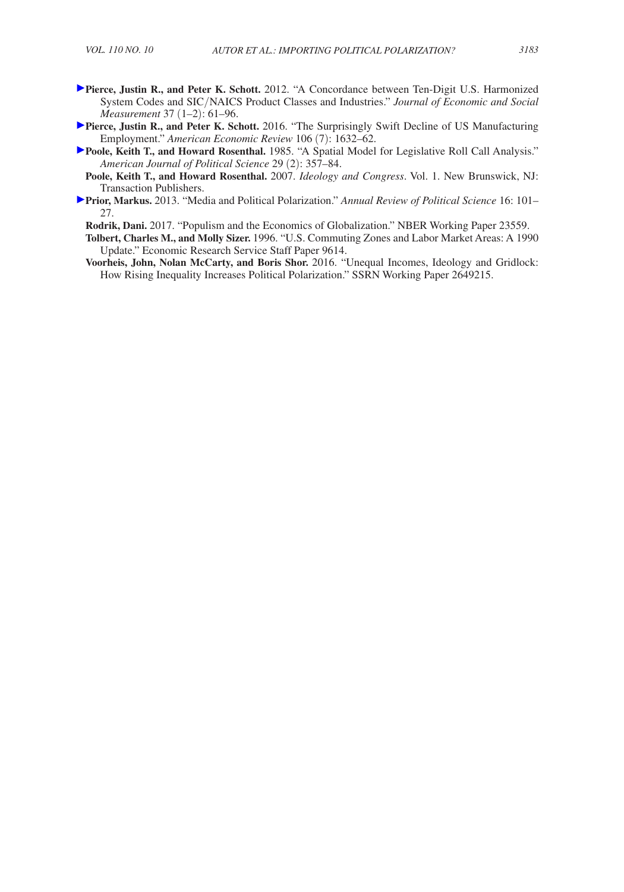**Pierce, Justin R., and Peter K. Schott.** 2012. "A Concordance between Ten-Digit U.S. Harmonized System Codes and SIC/NAICS Product Classes and Industries." *Journal of Economic and Social Measurement* 37 (1–2): 61–96.

**Pierce, Justin R., and Peter K. Schott.** 2016. "The Surprisingly Swift Decline of US Manufacturing Employment." *American Economic Review* 106 (7): 1632–62.

**Poole, Keith T., and Howard Rosenthal.** 1985. "A Spatial Model for Legislative Roll Call Analysis." *American Journal of Political Science* 29 (2): 357–84.

**Poole, Keith T., and Howard Rosenthal.** 2007. *Ideology and Congress*. Vol. 1. New Brunswick, NJ: Transaction Publishers.

**Prior, Markus.** 2013. "Media and Political Polarization." *Annual Review of Political Science* 16: 101–27.

**Rodrik, Dani.** 2017. "Populism and the Economics of Globalization." NBER Working Paper 23559.

**Tolbert, Charles M., and Molly Sizer.** 1996. "U.S. Commuting Zones and Labor Market Areas: A 1990 Update." Economic Research Service Staff Paper 9614.

**Voorheis, John, Nolan McCarty, and Boris Shor.** 2016. "Unequal Incomes, Ideology and Gridlock: How Rising Inequality Increases Political Polarization." SSRN Working Paper 2649215.